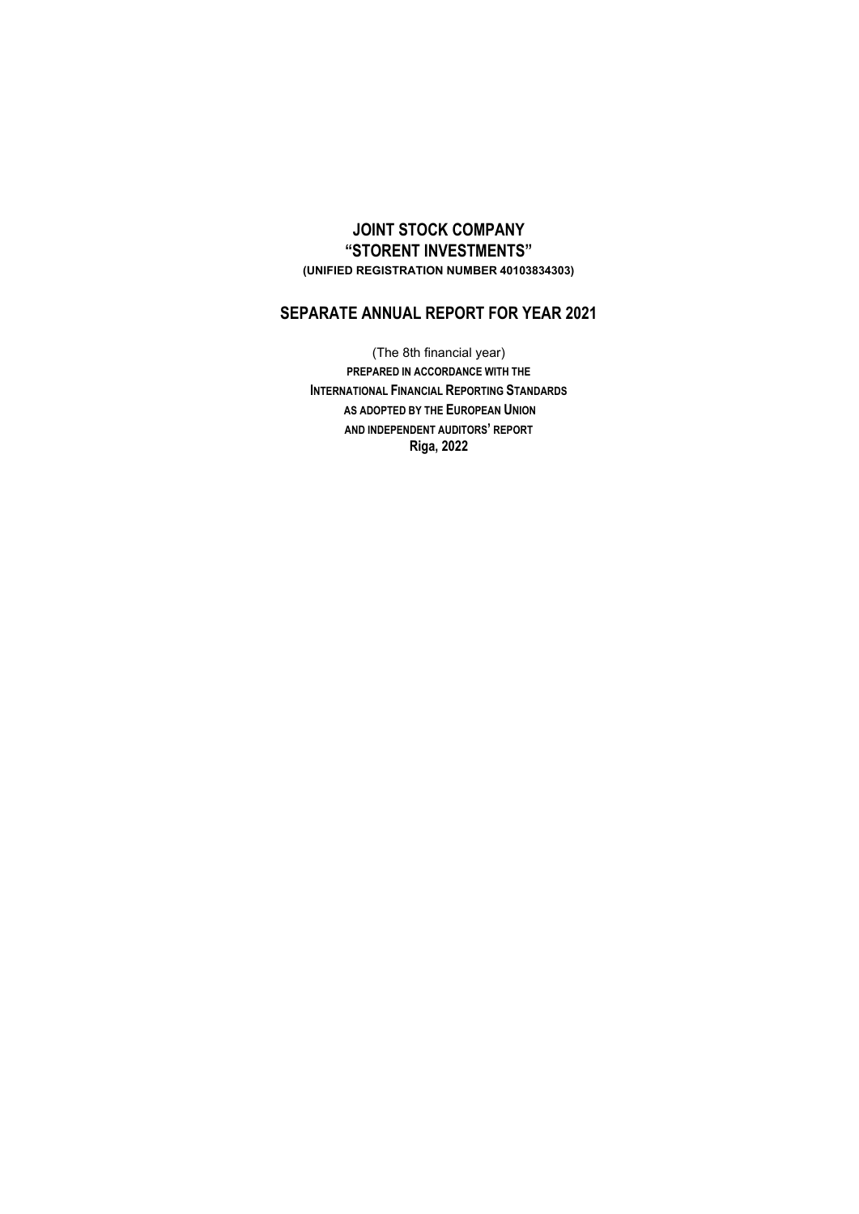# JOINT STOCK COMPANY
# "STORENT INVESTMENTS"

**(UNIFIED REGISTRATION NUMBER 40103834303)**

## SEPARATE ANNUAL REPORT FOR YEAR 2021

(The 8th financial year)

**PREPARED IN ACCORDANCE WITH THE**
**INTERNATIONAL FINANCIAL REPORTING STANDARDS**
**AS ADOPTED BY THE EUROPEAN UNION**
**AND INDEPENDENT AUDITORS' REPORT**
**Riga, 2022**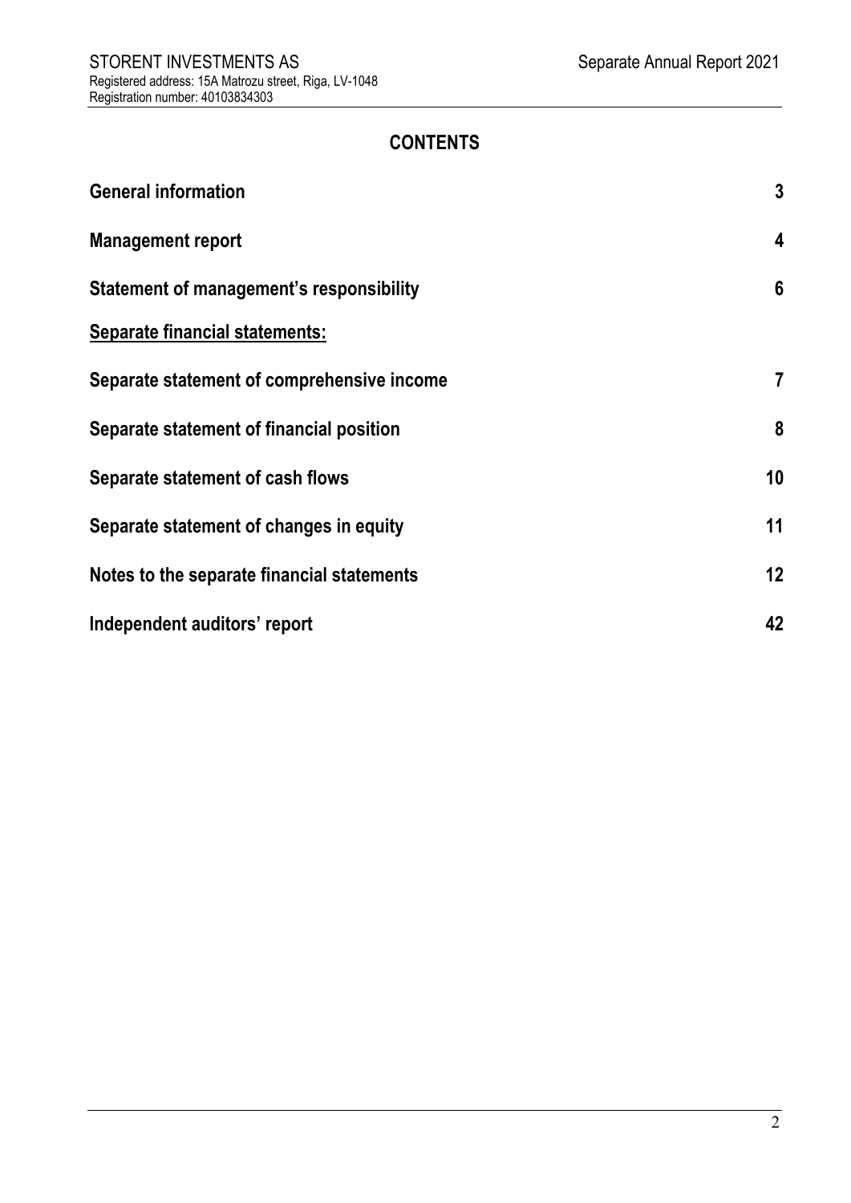# CONTENTS

| | |
|---|---|
| **General information** | **3** |
| **Management report** | **4** |
| **Statement of management's responsibility** | **6** |
| **<u>Separate financial statements:</u>** | |
| **Separate statement of comprehensive income** | **7** |
| **Separate statement of financial position** | **8** |
| **Separate statement of cash flows** | **10** |
| **Separate statement of changes in equity** | **11** |
| **Notes to the separate financial statements** | **12** |
| **Independent auditors' report** | **42** |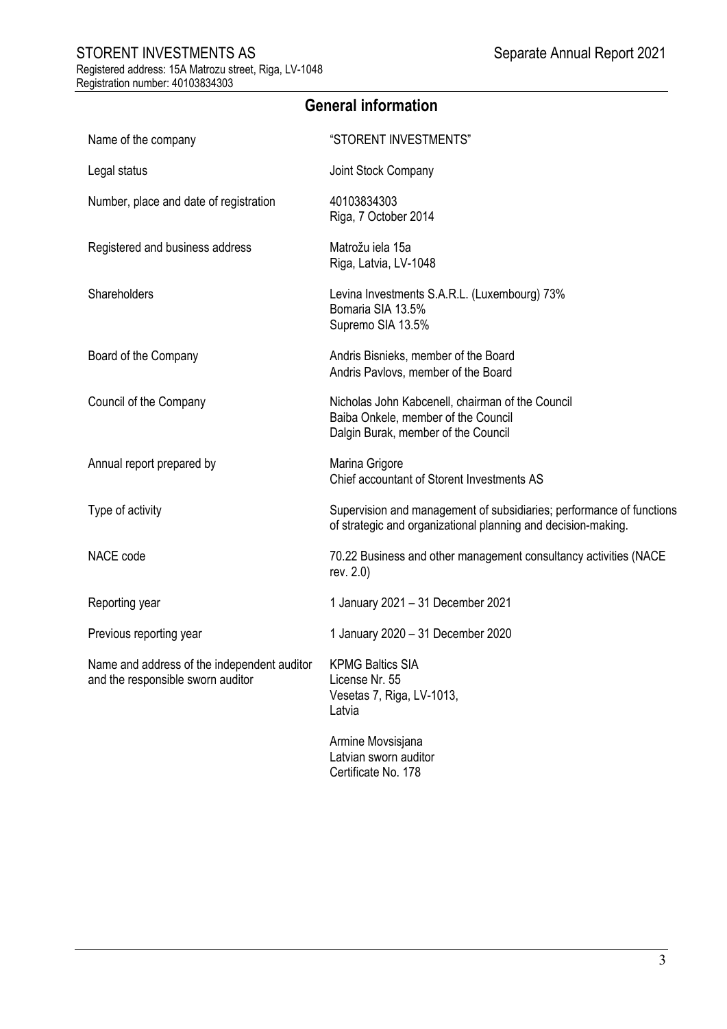## General information

| | |
|---|---|
| Name of the company | "STORENT INVESTMENTS" |
| Legal status | Joint Stock Company |
| Number, place and date of registration | 40103834303<br>Riga, 7 October 2014 |
| Registered and business address | Matrožu iela 15a<br>Riga, Latvia, LV-1048 |
| Shareholders | Levina Investments S.A.R.L. (Luxembourg) 73%<br>Bomaria SIA 13.5%<br>Supremo SIA 13.5% |
| Board of the Company | Andris Bisnieks, member of the Board<br>Andris Pavlovs, member of the Board |
| Council of the Company | Nicholas John Kabcenell, chairman of the Council<br>Baiba Onkele, member of the Council<br>Dalgin Burak, member of the Council |
| Annual report prepared by | Marina Grigore<br>Chief accountant of Storent Investments AS |
| Type of activity | Supervision and management of subsidiaries; performance of functions of strategic and organizational planning and decision-making. |
| NACE code | 70.22 Business and other management consultancy activities (NACE rev. 2.0) |
| Reporting year | 1 January 2021 – 31 December 2021 |
| Previous reporting year | 1 January 2020 – 31 December 2020 |
| Name and address of the independent auditor and the responsible sworn auditor | KPMG Baltics SIA<br>License Nr. 55<br>Vesetas 7, Riga, LV-1013,<br>Latvia<br><br>Armine Movsisjana<br>Latvian sworn auditor<br>Certificate No. 178 |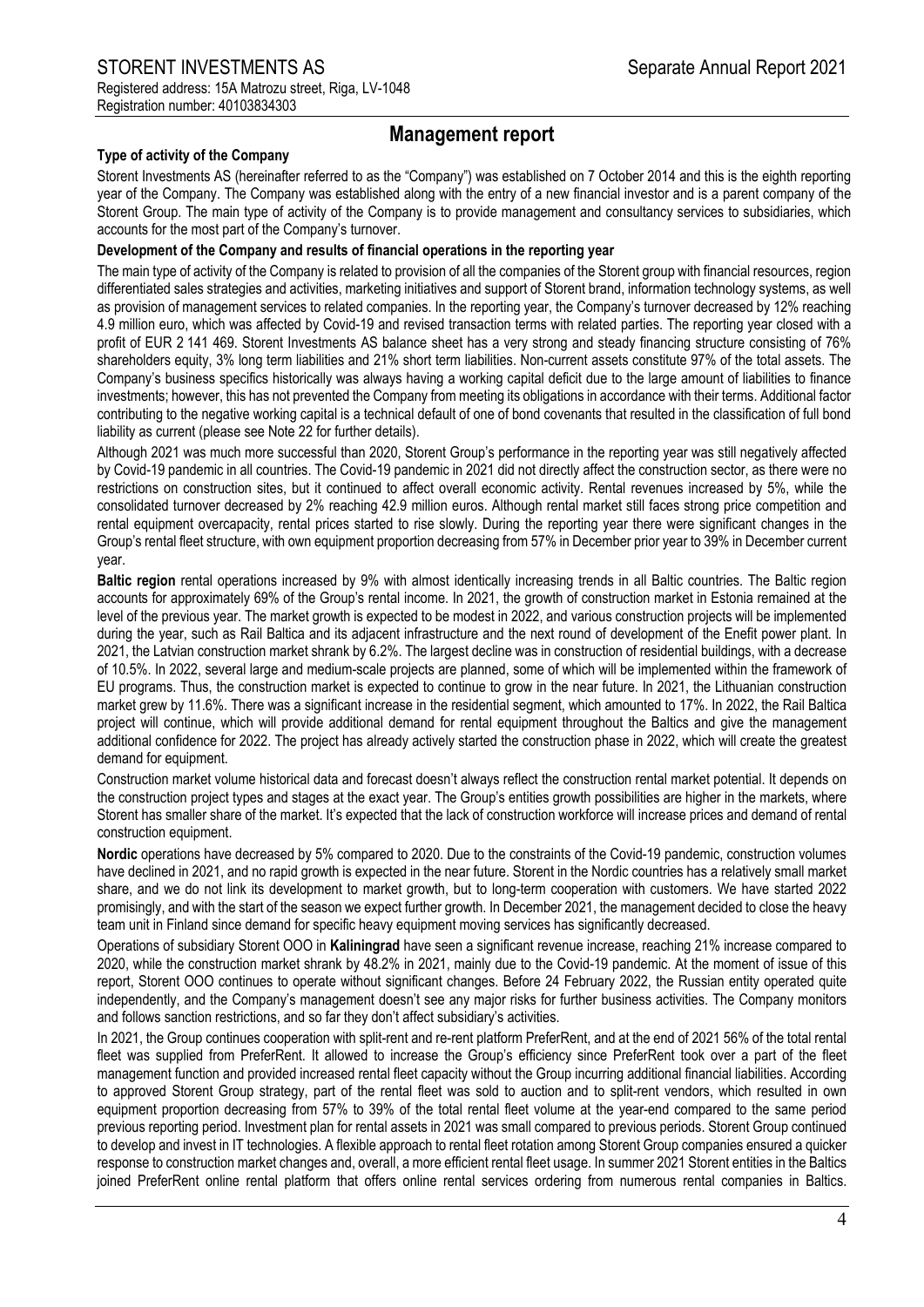# Management report

**Type of activity of the Company**

Storent Investments AS (hereinafter referred to as the "Company") was established on 7 October 2014 and this is the eighth reporting year of the Company. The Company was established along with the entry of a new financial investor and is a parent company of the Storent Group. The main type of activity of the Company is to provide management and consultancy services to subsidiaries, which accounts for the most part of the Company's turnover.

**Development of the Company and results of financial operations in the reporting year**

The main type of activity of the Company is related to provision of all the companies of the Storent group with financial resources, region differentiated sales strategies and activities, marketing initiatives and support of Storent brand, information technology systems, as well as provision of management services to related companies. In the reporting year, the Company's turnover decreased by 12% reaching 4.9 million euro, which was affected by Covid-19 and revised transaction terms with related parties. The reporting year closed with a profit of EUR 2 141 469. Storent Investments AS balance sheet has a very strong and steady financing structure consisting of 76% shareholders equity, 3% long term liabilities and 21% short term liabilities. Non-current assets constitute 97% of the total assets. The Company's business specifics historically was always having a working capital deficit due to the large amount of liabilities to finance investments; however, this has not prevented the Company from meeting its obligations in accordance with their terms. Additional factor contributing to the negative working capital is a technical default of one of bond covenants that resulted in the classification of full bond liability as current (please see Note 22 for further details).

Although 2021 was much more successful than 2020, Storent Group's performance in the reporting year was still negatively affected by Covid-19 pandemic in all countries. The Covid-19 pandemic in 2021 did not directly affect the construction sector, as there were no restrictions on construction sites, but it continued to affect overall economic activity. Rental revenues increased by 5%, while the consolidated turnover decreased by 2% reaching 42.9 million euros. Although rental market still faces strong price competition and rental equipment overcapacity, rental prices started to rise slowly. During the reporting year there were significant changes in the Group's rental fleet structure, with own equipment proportion decreasing from 57% in December prior year to 39% in December current year.

**Baltic region** rental operations increased by 9% with almost identically increasing trends in all Baltic countries. The Baltic region accounts for approximately 69% of the Group's rental income. In 2021, the growth of construction market in Estonia remained at the level of the previous year. The market growth is expected to be modest in 2022, and various construction projects will be implemented during the year, such as Rail Baltica and its adjacent infrastructure and the next round of development of the Enefit power plant. In 2021, the Latvian construction market shrank by 6.2%. The largest decline was in construction of residential buildings, with a decrease of 10.5%. In 2022, several large and medium-scale projects are planned, some of which will be implemented within the framework of EU programs. Thus, the construction market is expected to continue to grow in the near future. In 2021, the Lithuanian construction market grew by 11.6%. There was a significant increase in the residential segment, which amounted to 17%. In 2022, the Rail Baltica project will continue, which will provide additional demand for rental equipment throughout the Baltics and give the management additional confidence for 2022. The project has already actively started the construction phase in 2022, which will create the greatest demand for equipment.

Construction market volume historical data and forecast doesn't always reflect the construction rental market potential. It depends on the construction project types and stages at the exact year. The Group's entities growth possibilities are higher in the markets, where Storent has smaller share of the market. It's expected that the lack of construction workforce will increase prices and demand of rental construction equipment.

**Nordic** operations have decreased by 5% compared to 2020. Due to the constraints of the Covid-19 pandemic, construction volumes have declined in 2021, and no rapid growth is expected in the near future. Storent in the Nordic countries has a relatively small market share, and we do not link its development to market growth, but to long-term cooperation with customers. We have started 2022 promisingly, and with the start of the season we expect further growth. In December 2021, the management decided to close the heavy team unit in Finland since demand for specific heavy equipment moving services has significantly decreased.

Operations of subsidiary Storent OOO in **Kaliningrad** have seen a significant revenue increase, reaching 21% increase compared to 2020, while the construction market shrank by 48.2% in 2021, mainly due to the Covid-19 pandemic. At the moment of issue of this report, Storent OOO continues to operate without significant changes. Before 24 February 2022, the Russian entity operated quite independently, and the Company's management doesn't see any major risks for further business activities. The Company monitors and follows sanction restrictions, and so far they don't affect subsidiary's activities.

In 2021, the Group continues cooperation with split-rent and re-rent platform PreferRent, and at the end of 2021 56% of the total rental fleet was supplied from PreferRent. It allowed to increase the Group's efficiency since PreferRent took over a part of the fleet management function and provided increased rental fleet capacity without the Group incurring additional financial liabilities. According to approved Storent Group strategy, part of the rental fleet was sold to auction and to split-rent vendors, which resulted in own equipment proportion decreasing from 57% to 39% of the total rental fleet volume at the year-end compared to the same period previous reporting period. Investment plan for rental assets in 2021 was small compared to previous periods. Storent Group continued to develop and invest in IT technologies. A flexible approach to rental fleet rotation among Storent Group companies ensured a quicker response to construction market changes and, overall, a more efficient rental fleet usage. In summer 2021 Storent entities in the Baltics joined PreferRent online rental platform that offers online rental services ordering from numerous rental companies in Baltics.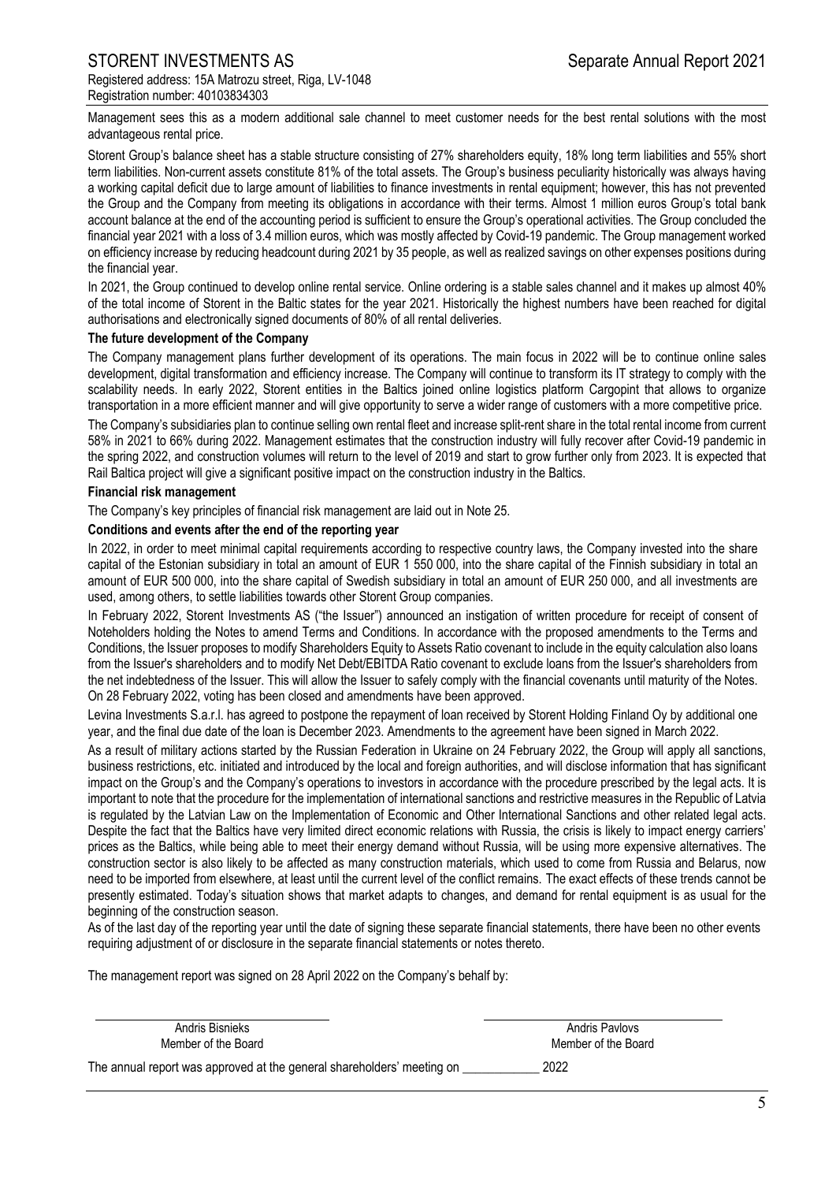Management sees this as a modern additional sale channel to meet customer needs for the best rental solutions with the most advantageous rental price.

Storent Group's balance sheet has a stable structure consisting of 27% shareholders equity, 18% long term liabilities and 55% short term liabilities. Non-current assets constitute 81% of the total assets. The Group's business peculiarity historically was always having a working capital deficit due to large amount of liabilities to finance investments in rental equipment; however, this has not prevented the Group and the Company from meeting its obligations in accordance with their terms. Almost 1 million euros Group's total bank account balance at the end of the accounting period is sufficient to ensure the Group's operational activities. The Group concluded the financial year 2021 with a loss of 3.4 million euros, which was mostly affected by Covid-19 pandemic. The Group management worked on efficiency increase by reducing headcount during 2021 by 35 people, as well as realized savings on other expenses positions during the financial year.

In 2021, the Group continued to develop online rental service. Online ordering is a stable sales channel and it makes up almost 40% of the total income of Storent in the Baltic states for the year 2021. Historically the highest numbers have been reached for digital authorisations and electronically signed documents of 80% of all rental deliveries.

**The future development of the Company**

The Company management plans further development of its operations. The main focus in 2022 will be to continue online sales development, digital transformation and efficiency increase. The Company will continue to transform its IT strategy to comply with the scalability needs. In early 2022, Storent entities in the Baltics joined online logistics platform Cargopint that allows to organize transportation in a more efficient manner and will give opportunity to serve a wider range of customers with a more competitive price.

The Company's subsidiaries plan to continue selling own rental fleet and increase split-rent share in the total rental income from current 58% in 2021 to 66% during 2022. Management estimates that the construction industry will fully recover after Covid-19 pandemic in the spring 2022, and construction volumes will return to the level of 2019 and start to grow further only from 2023. It is expected that Rail Baltica project will give a significant positive impact on the construction industry in the Baltics.

**Financial risk management**

The Company's key principles of financial risk management are laid out in Note 25.

**Conditions and events after the end of the reporting year**

In 2022, in order to meet minimal capital requirements according to respective country laws, the Company invested into the share capital of the Estonian subsidiary in total an amount of EUR 1 550 000, into the share capital of the Finnish subsidiary in total an amount of EUR 500 000, into the share capital of Swedish subsidiary in total an amount of EUR 250 000, and all investments are used, among others, to settle liabilities towards other Storent Group companies.

In February 2022, Storent Investments AS ("the Issuer") announced an instigation of written procedure for receipt of consent of Noteholders holding the Notes to amend Terms and Conditions. In accordance with the proposed amendments to the Terms and Conditions, the Issuer proposes to modify Shareholders Equity to Assets Ratio covenant to include in the equity calculation also loans from the Issuer's shareholders and to modify Net Debt/EBITDA Ratio covenant to exclude loans from the Issuer's shareholders from the net indebtedness of the Issuer. This will allow the Issuer to safely comply with the financial covenants until maturity of the Notes. On 28 February 2022, voting has been closed and amendments have been approved.

Levina Investments S.a.r.l. has agreed to postpone the repayment of loan received by Storent Holding Finland Oy by additional one year, and the final due date of the loan is December 2023. Amendments to the agreement have been signed in March 2022.

As a result of military actions started by the Russian Federation in Ukraine on 24 February 2022, the Group will apply all sanctions, business restrictions, etc. initiated and introduced by the local and foreign authorities, and will disclose information that has significant impact on the Group's and the Company's operations to investors in accordance with the procedure prescribed by the legal acts. It is important to note that the procedure for the implementation of international sanctions and restrictive measures in the Republic of Latvia is regulated by the Latvian Law on the Implementation of Economic and Other International Sanctions and other related legal acts. Despite the fact that the Baltics have very limited direct economic relations with Russia, the crisis is likely to impact energy carriers' prices as the Baltics, while being able to meet their energy demand without Russia, will be using more expensive alternatives. The construction sector is also likely to be affected as many construction materials, which used to come from Russia and Belarus, now need to be imported from elsewhere, at least until the current level of the conflict remains. The exact effects of these trends cannot be presently estimated. Today's situation shows that market adapts to changes, and demand for rental equipment is as usual for the beginning of the construction season.

As of the last day of the reporting year until the date of signing these separate financial statements, there have been no other events requiring adjustment of or disclosure in the separate financial statements or notes thereto.

The management report was signed on 28 April 2022 on the Company's behalf by:

| Andris Bisnieks | Andris Pavlovs |
|---|---|
| Member of the Board | Member of the Board |

The annual report was approved at the general shareholders' meeting on ____________ 2022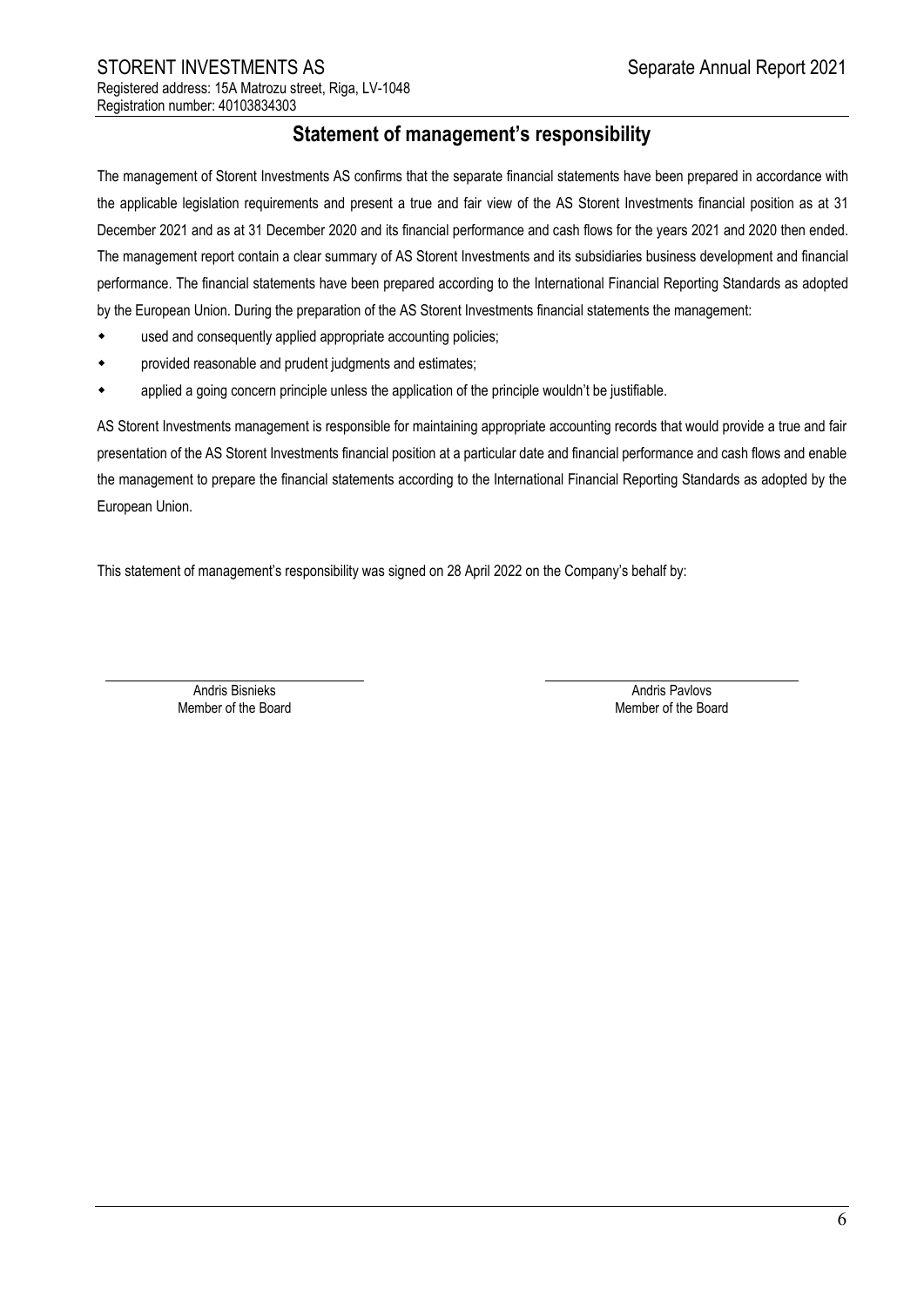## Statement of management's responsibility

The management of Storent Investments AS confirms that the separate financial statements have been prepared in accordance with the applicable legislation requirements and present a true and fair view of the AS Storent Investments financial position as at 31 December 2021 and as at 31 December 2020 and its financial performance and cash flows for the years 2021 and 2020 then ended. The management report contain a clear summary of AS Storent Investments and its subsidiaries business development and financial performance. The financial statements have been prepared according to the International Financial Reporting Standards as adopted by the European Union. During the preparation of the AS Storent Investments financial statements the management:

- used and consequently applied appropriate accounting policies;
- provided reasonable and prudent judgments and estimates;
- applied a going concern principle unless the application of the principle wouldn't be justifiable.

AS Storent Investments management is responsible for maintaining appropriate accounting records that would provide a true and fair presentation of the AS Storent Investments financial position at a particular date and financial performance and cash flows and enable the management to prepare the financial statements according to the International Financial Reporting Standards as adopted by the European Union.

This statement of management's responsibility was signed on 28 April 2022 on the Company's behalf by:

| Andris Bisnieks | Andris Pavlovs |
|---|---|
| Member of the Board | Member of the Board |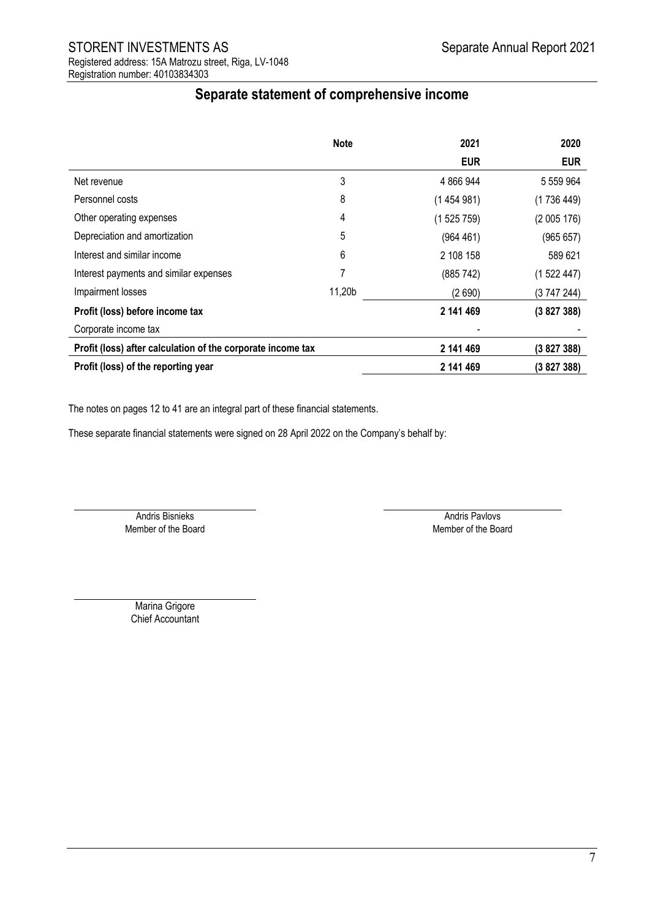# Separate statement of comprehensive income

| | Note | 2021 | 2020 |
|---|---|---|---|
| | | EUR | EUR |
| Net revenue | 3 | 4 866 944 | 5 559 964 |
| Personnel costs | 8 | (1 454 981) | (1 736 449) |
| Other operating expenses | 4 | (1 525 759) | (2 005 176) |
| Depreciation and amortization | 5 | (964 461) | (965 657) |
| Interest and similar income | 6 | 2 108 158 | 589 621 |
| Interest payments and similar expenses | 7 | (885 742) | (1 522 447) |
| Impairment losses | 11,20b | (2 690) | (3 747 244) |
| **Profit (loss) before income tax** | | **2 141 469** | **(3 827 388)** |
| Corporate income tax | | - | - |
| **Profit (loss) after calculation of the corporate income tax** | | **2 141 469** | **(3 827 388)** |
| **Profit (loss) of the reporting year** | | **2 141 469** | **(3 827 388)** |

The notes on pages 12 to 41 are an integral part of these financial statements.

These separate financial statements were signed on 28 April 2022 on the Company's behalf by:

Andris Bisnieks
Member of the Board

Andris Pavlovs
Member of the Board

Marina Grigore
Chief Accountant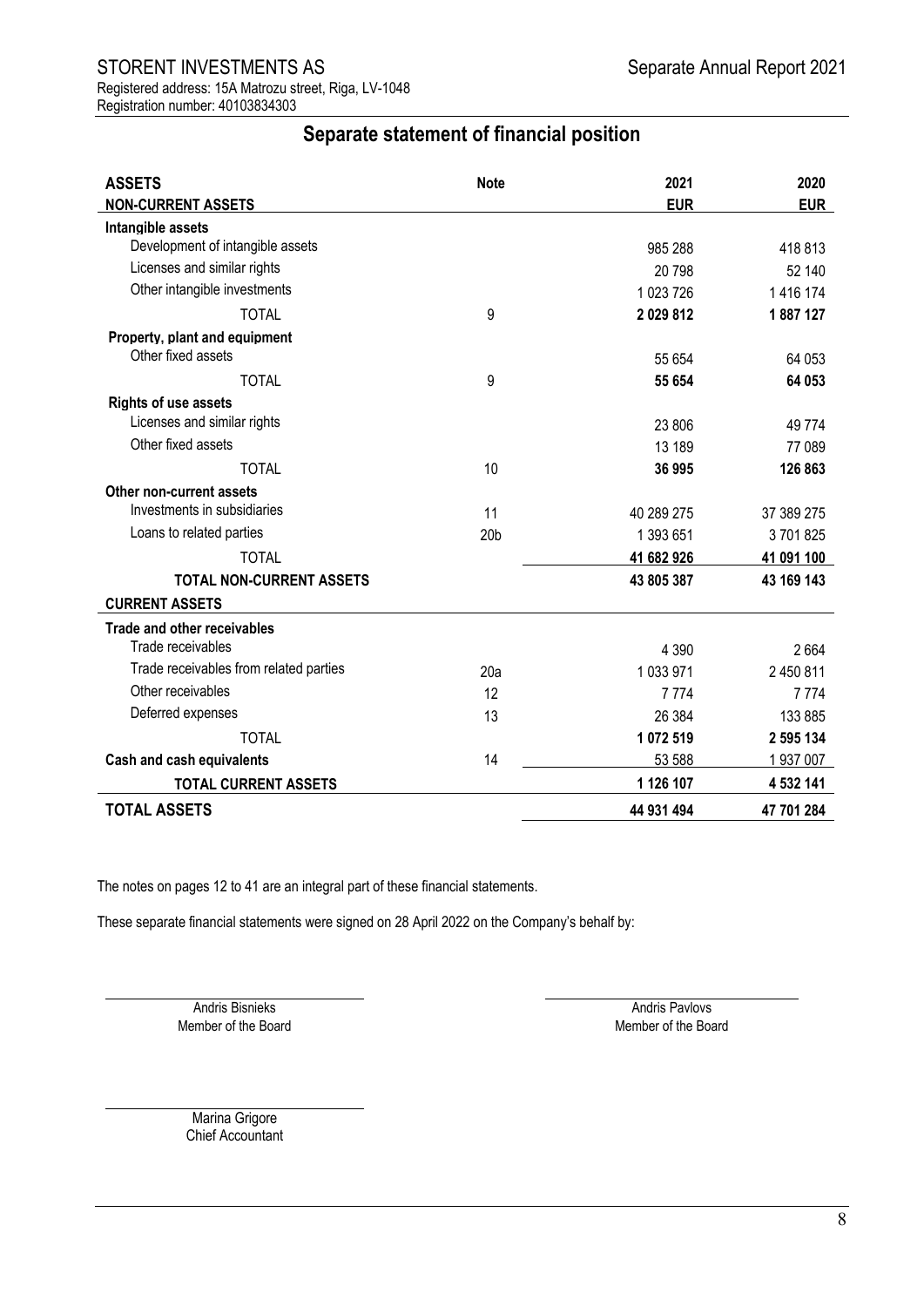STORENT INVESTMENTS AS

Registered address: 15A Matrozu street, Riga, LV-1048
Registration number: 40103834303

## Separate statement of financial position

| ASSETS | Note | 2021 | 2020 |
|---|---|---|---|
| **NON-CURRENT ASSETS** | | **EUR** | **EUR** |
| **Intangible assets** | | | |
| Development of intangible assets | | 985 288 | 418 813 |
| Licenses and similar rights | | 20 798 | 52 140 |
| Other intangible investments | | 1 023 726 | 1 416 174 |
| TOTAL | 9 | **2 029 812** | **1 887 127** |
| **Property, plant and equipment** | | | |
| Other fixed assets | | 55 654 | 64 053 |
| TOTAL | 9 | **55 654** | **64 053** |
| **Rights of use assets** | | | |
| Licenses and similar rights | | 23 806 | 49 774 |
| Other fixed assets | | 13 189 | 77 089 |
| TOTAL | 10 | **36 995** | **126 863** |
| **Other non-current assets** | | | |
| Investments in subsidiaries | 11 | 40 289 275 | 37 389 275 |
| Loans to related parties | 20b | 1 393 651 | 3 701 825 |
| TOTAL | | **41 682 926** | **41 091 100** |
| **TOTAL NON-CURRENT ASSETS** | | **43 805 387** | **43 169 143** |
| **CURRENT ASSETS** | | | |
| **Trade and other receivables** | | | |
| Trade receivables | | 4 390 | 2 664 |
| Trade receivables from related parties | 20a | 1 033 971 | 2 450 811 |
| Other receivables | 12 | 7 774 | 7 774 |
| Deferred expenses | 13 | 26 384 | 133 885 |
| TOTAL | | **1 072 519** | **2 595 134** |
| **Cash and cash equivalents** | 14 | 53 588 | 1 937 007 |
| **TOTAL CURRENT ASSETS** | | **1 126 107** | **4 532 141** |
| **TOTAL ASSETS** | | **44 931 494** | **47 701 284** |

The notes on pages 12 to 41 are an integral part of these financial statements.

These separate financial statements were signed on 28 April 2022 on the Company's behalf by:

Andris Bisnieks
Member of the Board

Andris Pavlovs
Member of the Board

Marina Grigore
Chief Accountant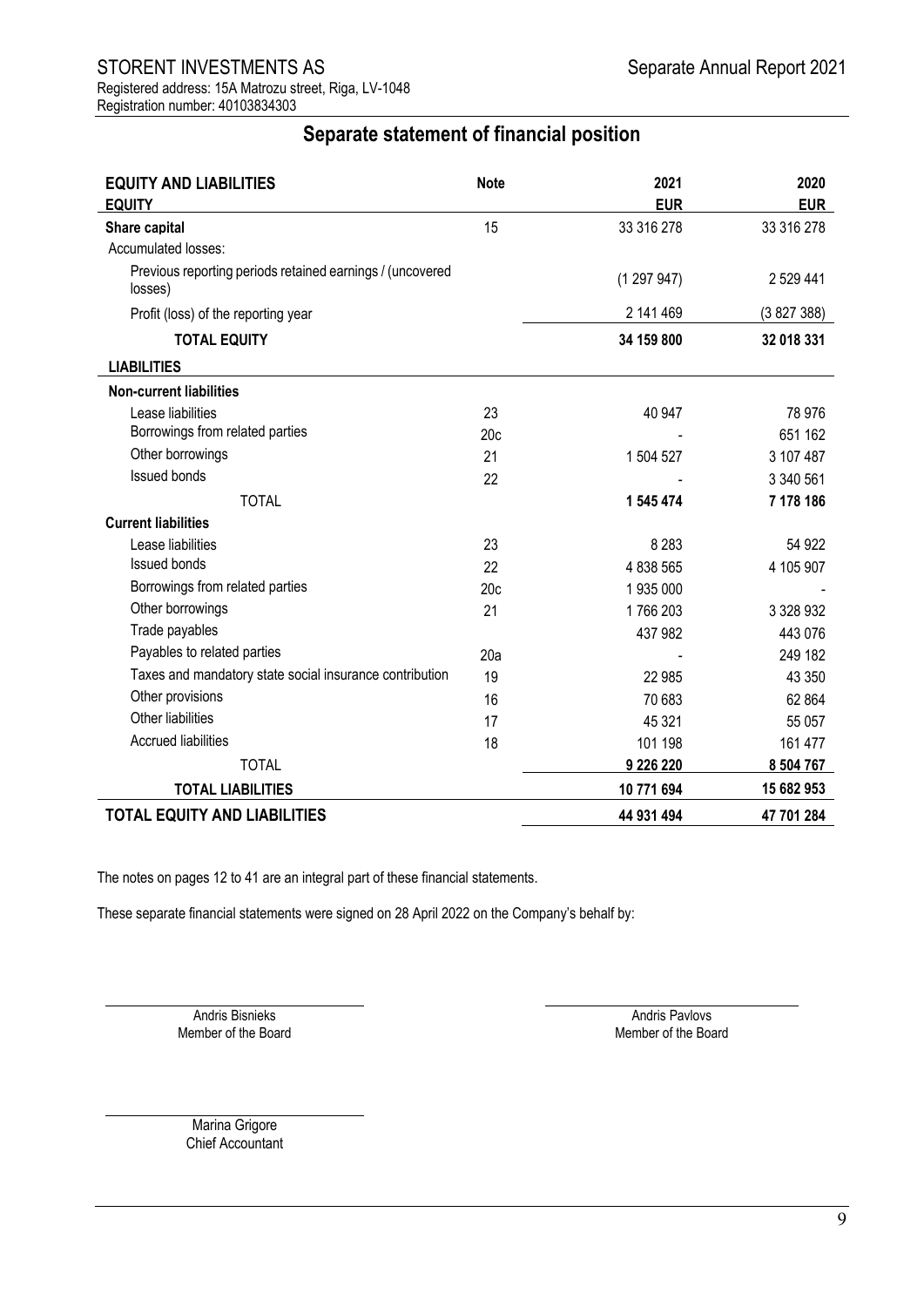STORENT INVESTMENTS AS

Registered address: 15A Matrozu street, Riga, LV-1048
Registration number: 40103834303

## Separate statement of financial position

| EQUITY AND LIABILITIES | Note | 2021 | 2020 |
|---|---|---|---|
| **EQUITY** | | **EUR** | **EUR** |
| **Share capital** | 15 | 33 316 278 | 33 316 278 |
| Accumulated losses: | | | |
| Previous reporting periods retained earnings / (uncovered losses) | | (1 297 947) | 2 529 441 |
| Profit (loss) of the reporting year | | 2 141 469 | (3 827 388) |
| **TOTAL EQUITY** | | **34 159 800** | **32 018 331** |
| **LIABILITIES** | | | |
| **Non-current liabilities** | | | |
| Lease liabilities | 23 | 40 947 | 78 976 |
| Borrowings from related parties | 20c | - | 651 162 |
| Other borrowings | 21 | 1 504 527 | 3 107 487 |
| Issued bonds | 22 | - | 3 340 561 |
| TOTAL | | **1 545 474** | **7 178 186** |
| **Current liabilities** | | | |
| Lease liabilities | 23 | 8 283 | 54 922 |
| Issued bonds | 22 | 4 838 565 | 4 105 907 |
| Borrowings from related parties | 20c | 1 935 000 | - |
| Other borrowings | 21 | 1 766 203 | 3 328 932 |
| Trade payables | | 437 982 | 443 076 |
| Payables to related parties | 20a | - | 249 182 |
| Taxes and mandatory state social insurance contribution | 19 | 22 985 | 43 350 |
| Other provisions | 16 | 70 683 | 62 864 |
| Other liabilities | 17 | 45 321 | 55 057 |
| Accrued liabilities | 18 | 101 198 | 161 477 |
| TOTAL | | **9 226 220** | **8 504 767** |
| **TOTAL LIABILITIES** | | **10 771 694** | **15 682 953** |
| **TOTAL EQUITY AND LIABILITIES** | | **44 931 494** | **47 701 284** |

The notes on pages 12 to 41 are an integral part of these financial statements.

These separate financial statements were signed on 28 April 2022 on the Company's behalf by:

Andris Bisnieks
Member of the Board

Andris Pavlovs
Member of the Board

Marina Grigore
Chief Accountant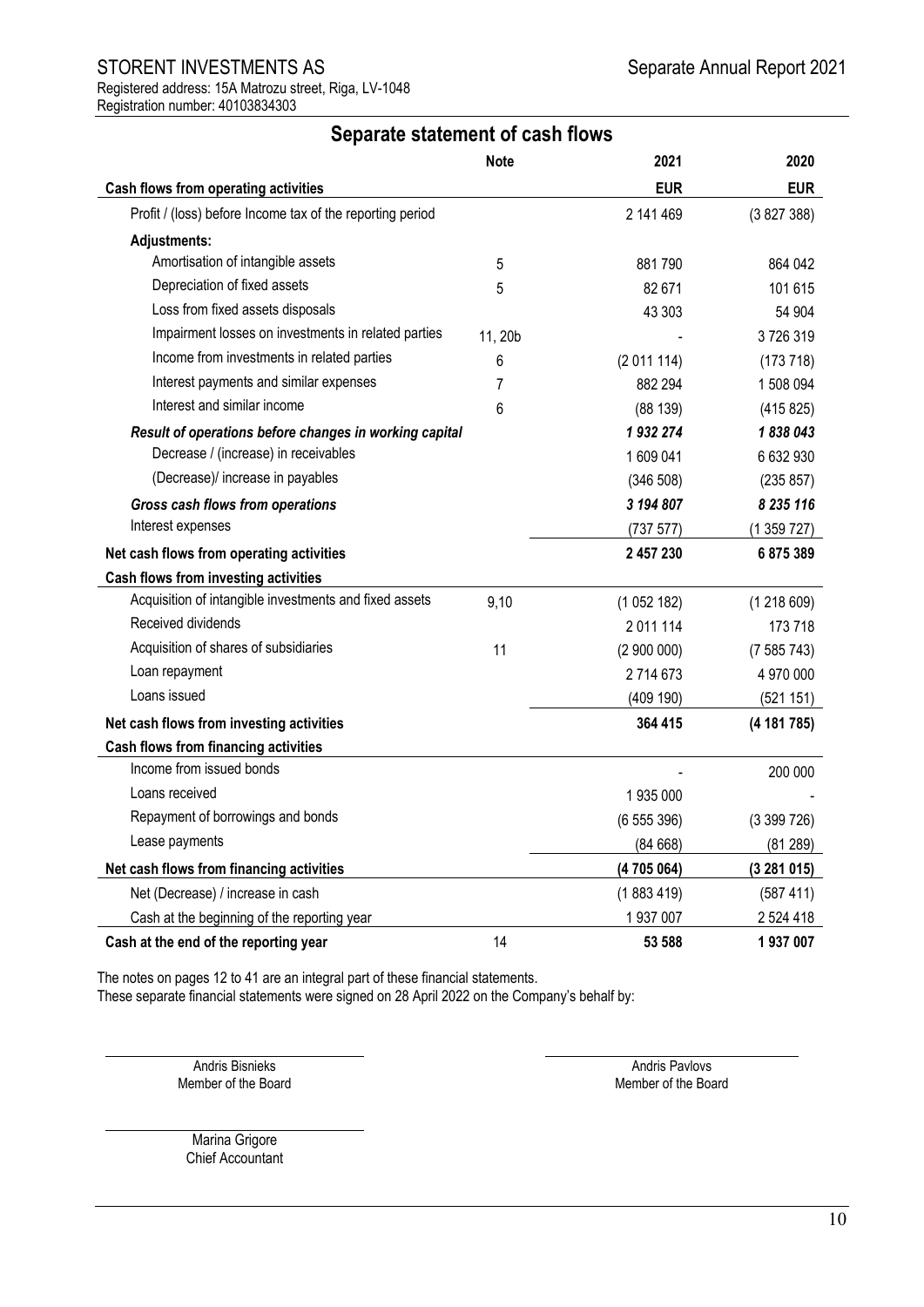# Separate statement of cash flows

| | Note | 2021 | 2020 |
|---|---|---|---|
| **Cash flows from operating activities** | | **EUR** | **EUR** |
| Profit / (loss) before Income tax of the reporting period | | 2 141 469 | (3 827 388) |
| **Adjustments:** | | | |
| Amortisation of intangible assets | 5 | 881 790 | 864 042 |
| Depreciation of fixed assets | 5 | 82 671 | 101 615 |
| Loss from fixed assets disposals | | 43 303 | 54 904 |
| Impairment losses on investments in related parties | 11, 20b | - | 3 726 319 |
| Income from investments in related parties | 6 | (2 011 114) | (173 718) |
| Interest payments and similar expenses | 7 | 882 294 | 1 508 094 |
| Interest and similar income | 6 | (88 139) | (415 825) |
| ***Result of operations before changes in working capital*** | | ***1 932 274*** | ***1 838 043*** |
| Decrease / (increase) in receivables | | 1 609 041 | 6 632 930 |
| (Decrease)/ increase in payables | | (346 508) | (235 857) |
| ***Gross cash flows from operations*** | | ***3 194 807*** | ***8 235 116*** |
| Interest expenses | | (737 577) | (1 359 727) |
| **Net cash flows from operating activities** | | **2 457 230** | **6 875 389** |
| **Cash flows from investing activities** | | | |
| Acquisition of intangible investments and fixed assets | 9,10 | (1 052 182) | (1 218 609) |
| Received dividends | | 2 011 114 | 173 718 |
| Acquisition of shares of subsidiaries | 11 | (2 900 000) | (7 585 743) |
| Loan repayment | | 2 714 673 | 4 970 000 |
| Loans issued | | (409 190) | (521 151) |
| **Net cash flows from investing activities** | | **364 415** | **(4 181 785)** |
| **Cash flows from financing activities** | | | |
| Income from issued bonds | | - | 200 000 |
| Loans received | | 1 935 000 | - |
| Repayment of borrowings and bonds | | (6 555 396) | (3 399 726) |
| Lease payments | | (84 668) | (81 289) |
| **Net cash flows from financing activities** | | **(4 705 064)** | **(3 281 015)** |
| Net (Decrease) / increase in cash | | (1 883 419) | (587 411) |
| Cash at the beginning of the reporting year | | 1 937 007 | 2 524 418 |
| **Cash at the end of the reporting year** | 14 | **53 588** | **1 937 007** |

The notes on pages 12 to 41 are an integral part of these financial statements.
These separate financial statements were signed on 28 April 2022 on the Company's behalf by:

Andris Bisnieks
Member of the Board

Andris Pavlovs
Member of the Board

Marina Grigore
Chief Accountant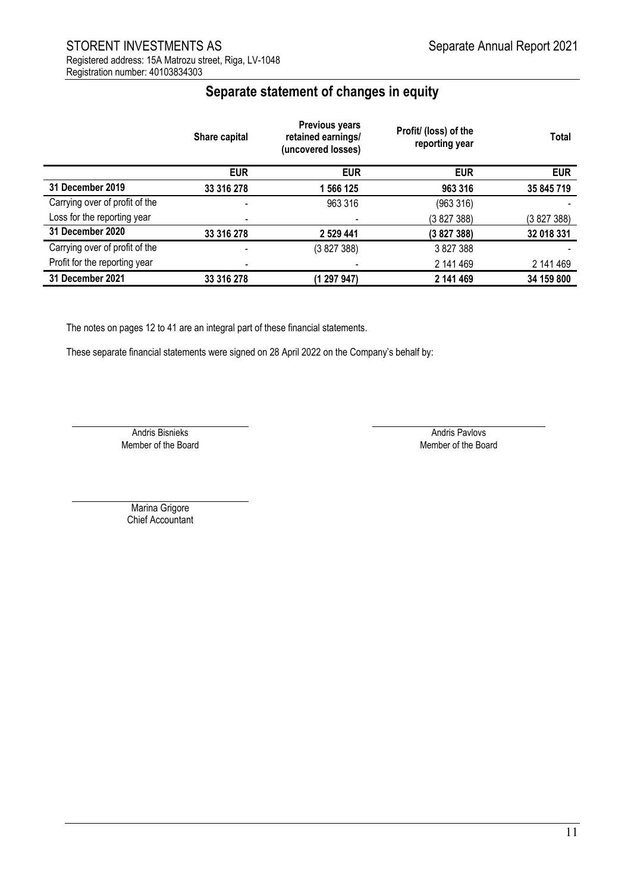STORENT INVESTMENTS AS

Registered address: 15A Matrozu street, Riga, LV-1048
Registration number: 40103834303

## Separate statement of changes in equity

| | Share capital | Previous years retained earnings/ (uncovered losses) | Profit/ (loss) of the reporting year | Total |
|---|---|---|---|---|
| | **EUR** | **EUR** | **EUR** | **EUR** |
| **31 December 2019** | **33 316 278** | **1 566 125** | **963 316** | **35 845 719** |
| Carrying over of profit of the | - | 963 316 | (963 316) | - |
| Loss for the reporting year | - | - | (3 827 388) | (3 827 388) |
| **31 December 2020** | **33 316 278** | **2 529 441** | **(3 827 388)** | **32 018 331** |
| Carrying over of profit of the | - | (3 827 388) | 3 827 388 | - |
| Profit for the reporting year | - | - | 2 141 469 | 2 141 469 |
| **31 December 2021** | **33 316 278** | **(1 297 947)** | **2 141 469** | **34 159 800** |

The notes on pages 12 to 41 are an integral part of these financial statements.

These separate financial statements were signed on 28 April 2022 on the Company's behalf by:

Andris Bisnieks
Member of the Board

Andris Pavlovs
Member of the Board

Marina Grigore
Chief Accountant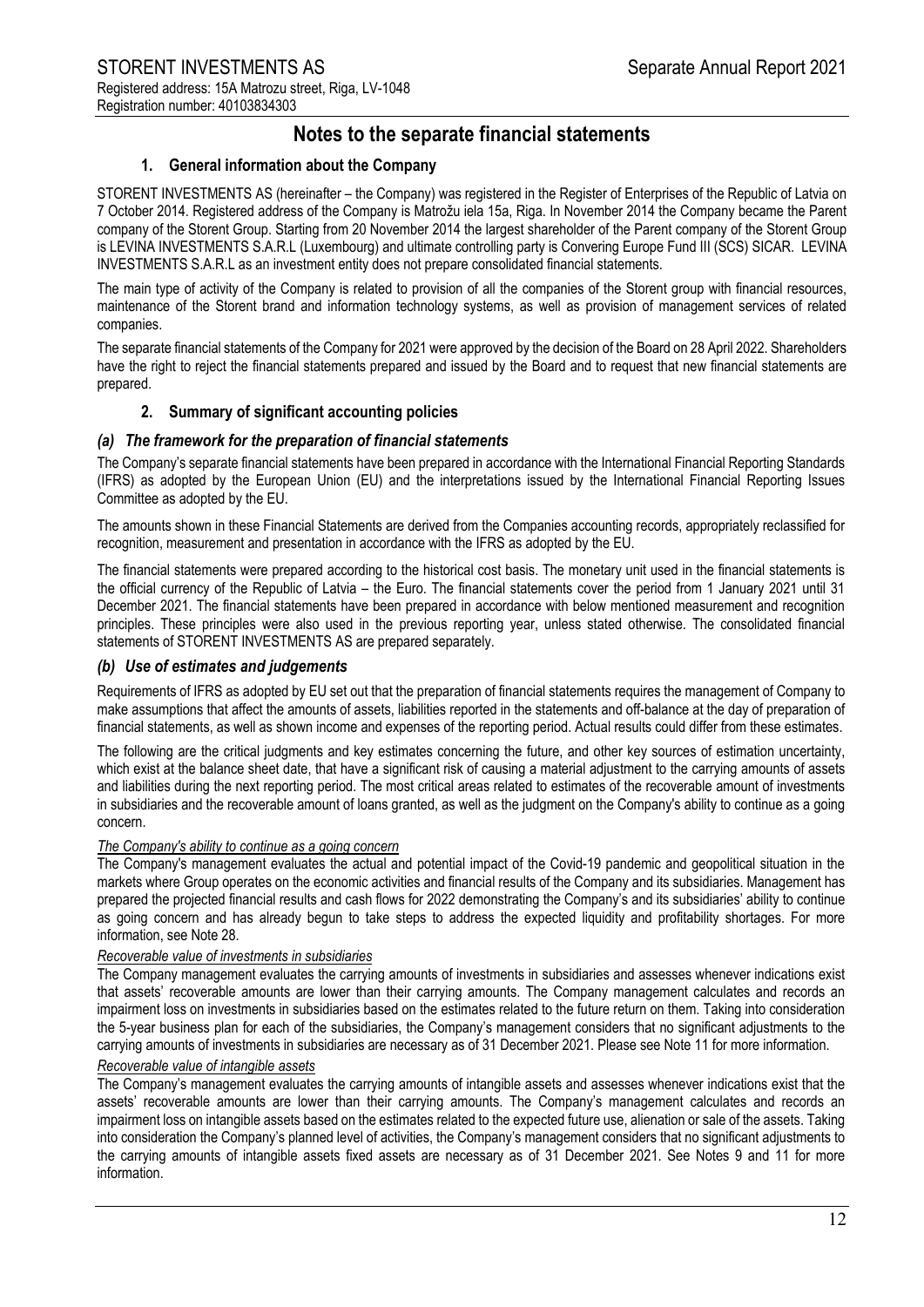# Notes to the separate financial statements

## 1. General information about the Company

STORENT INVESTMENTS AS (hereinafter – the Company) was registered in the Register of Enterprises of the Republic of Latvia on 7 October 2014. Registered address of the Company is Matrožu iela 15a, Riga. In November 2014 the Company became the Parent company of the Storent Group. Starting from 20 November 2014 the largest shareholder of the Parent company of the Storent Group is LEVINA INVESTMENTS S.A.R.L (Luxembourg) and ultimate controlling party is Convering Europe Fund III (SCS) SICAR. LEVINA INVESTMENTS S.A.R.L as an investment entity does not prepare consolidated financial statements.

The main type of activity of the Company is related to provision of all the companies of the Storent group with financial resources, maintenance of the Storent brand and information technology systems, as well as provision of management services of related companies.

The separate financial statements of the Company for 2021 were approved by the decision of the Board on 28 April 2022. Shareholders have the right to reject the financial statements prepared and issued by the Board and to request that new financial statements are prepared.

## 2. Summary of significant accounting policies

### *(a) The framework for the preparation of financial statements*

The Company's separate financial statements have been prepared in accordance with the International Financial Reporting Standards (IFRS) as adopted by the European Union (EU) and the interpretations issued by the International Financial Reporting Issues Committee as adopted by the EU.

The amounts shown in these Financial Statements are derived from the Companies accounting records, appropriately reclassified for recognition, measurement and presentation in accordance with the IFRS as adopted by the EU.

The financial statements were prepared according to the historical cost basis. The monetary unit used in the financial statements is the official currency of the Republic of Latvia – the Euro. The financial statements cover the period from 1 January 2021 until 31 December 2021. The financial statements have been prepared in accordance with below mentioned measurement and recognition principles. These principles were also used in the previous reporting year, unless stated otherwise. The consolidated financial statements of STORENT INVESTMENTS AS are prepared separately.

### *(b) Use of estimates and judgements*

Requirements of IFRS as adopted by EU set out that the preparation of financial statements requires the management of Company to make assumptions that affect the amounts of assets, liabilities reported in the statements and off-balance at the day of preparation of financial statements, as well as shown income and expenses of the reporting period. Actual results could differ from these estimates.

The following are the critical judgments and key estimates concerning the future, and other key sources of estimation uncertainty, which exist at the balance sheet date, that have a significant risk of causing a material adjustment to the carrying amounts of assets and liabilities during the next reporting period. The most critical areas related to estimates of the recoverable amount of investments in subsidiaries and the recoverable amount of loans granted, as well as the judgment on the Company's ability to continue as a going concern.

*The Company's ability to continue as a going concern*

The Company's management evaluates the actual and potential impact of the Covid-19 pandemic and geopolitical situation in the markets where Group operates on the economic activities and financial results of the Company and its subsidiaries. Management has prepared the projected financial results and cash flows for 2022 demonstrating the Company's and its subsidiaries' ability to continue as going concern and has already begun to take steps to address the expected liquidity and profitability shortages. For more information, see Note 28.

*Recoverable value of investments in subsidiaries*

The Company management evaluates the carrying amounts of investments in subsidiaries and assesses whenever indications exist that assets' recoverable amounts are lower than their carrying amounts. The Company management calculates and records an impairment loss on investments in subsidiaries based on the estimates related to the future return on them. Taking into consideration the 5-year business plan for each of the subsidiaries, the Company's management considers that no significant adjustments to the carrying amounts of investments in subsidiaries are necessary as of 31 December 2021. Please see Note 11 for more information.

*Recoverable value of intangible assets*

The Company's management evaluates the carrying amounts of intangible assets and assesses whenever indications exist that the assets' recoverable amounts are lower than their carrying amounts. The Company's management calculates and records an impairment loss on intangible assets based on the estimates related to the expected future use, alienation or sale of the assets. Taking into consideration the Company's planned level of activities, the Company's management considers that no significant adjustments to the carrying amounts of intangible assets fixed assets are necessary as of 31 December 2021. See Notes 9 and 11 for more information.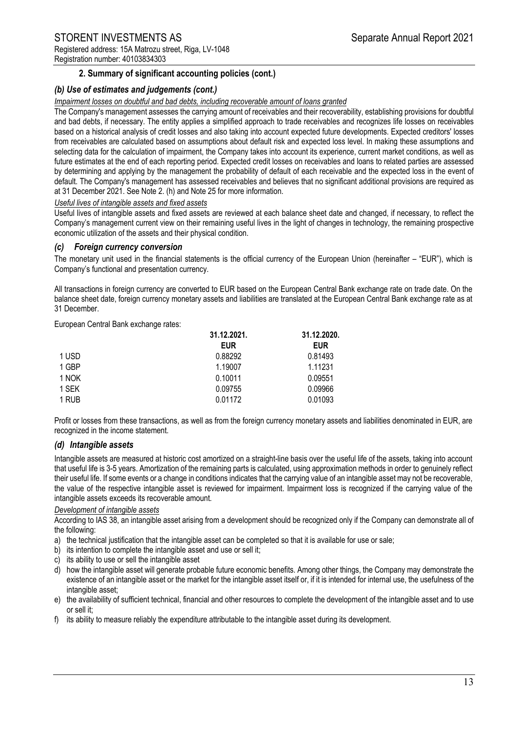## 2. Summary of significant accounting policies (cont.)

### *(b) Use of estimates and judgements (cont.)*

*Impairment losses on doubtful and bad debts, including recoverable amount of loans granted*

The Company's management assesses the carrying amount of receivables and their recoverability, establishing provisions for doubtful and bad debts, if necessary. The entity applies a simplified approach to trade receivables and recognizes life losses on receivables based on a historical analysis of credit losses and also taking into account expected future developments. Expected creditors' losses from receivables are calculated based on assumptions about default risk and expected loss level. In making these assumptions and selecting data for the calculation of impairment, the Company takes into account its experience, current market conditions, as well as future estimates at the end of each reporting period. Expected credit losses on receivables and loans to related parties are assessed by determining and applying by the management the probability of default of each receivable and the expected loss in the event of default. The Company's management has assessed receivables and believes that no significant additional provisions are required as at 31 December 2021. See Note 2. (h) and Note 25 for more information.

*Useful lives of intangible assets and fixed assets*

Useful lives of intangible assets and fixed assets are reviewed at each balance sheet date and changed, if necessary, to reflect the Company's management current view on their remaining useful lives in the light of changes in technology, the remaining prospective economic utilization of the assets and their physical condition.

### *(c) Foreign currency conversion*

The monetary unit used in the financial statements is the official currency of the European Union (hereinafter – "EUR"), which is Company's functional and presentation currency.

All transactions in foreign currency are converted to EUR based on the European Central Bank exchange rate on trade date. On the balance sheet date, foreign currency monetary assets and liabilities are translated at the European Central Bank exchange rate as at 31 December.

European Central Bank exchange rates:

| | 31.12.2021. | 31.12.2020. |
|---|---|---|
| | EUR | EUR |
| 1 USD | 0.88292 | 0.81493 |
| 1 GBP | 1.19007 | 1.11231 |
| 1 NOK | 0.10011 | 0.09551 |
| 1 SEK | 0.09755 | 0.09966 |
| 1 RUB | 0.01172 | 0.01093 |

Profit or losses from these transactions, as well as from the foreign currency monetary assets and liabilities denominated in EUR, are recognized in the income statement.

### *(d) Intangible assets*

Intangible assets are measured at historic cost amortized on a straight-line basis over the useful life of the assets, taking into account that useful life is 3-5 years. Amortization of the remaining parts is calculated, using approximation methods in order to genuinely reflect their useful life. If some events or a change in conditions indicates that the carrying value of an intangible asset may not be recoverable, the value of the respective intangible asset is reviewed for impairment. Impairment loss is recognized if the carrying value of the intangible assets exceeds its recoverable amount.

*Development of intangible assets*

According to IAS 38, an intangible asset arising from a development should be recognized only if the Company can demonstrate all of the following:

a) the technical justification that the intangible asset can be completed so that it is available for use or sale;
b) its intention to complete the intangible asset and use or sell it;
c) its ability to use or sell the intangible asset
d) how the intangible asset will generate probable future economic benefits. Among other things, the Company may demonstrate the existence of an intangible asset or the market for the intangible asset itself or, if it is intended for internal use, the usefulness of the intangible asset;
e) the availability of sufficient technical, financial and other resources to complete the development of the intangible asset and to use or sell it;
f) its ability to measure reliably the expenditure attributable to the intangible asset during its development.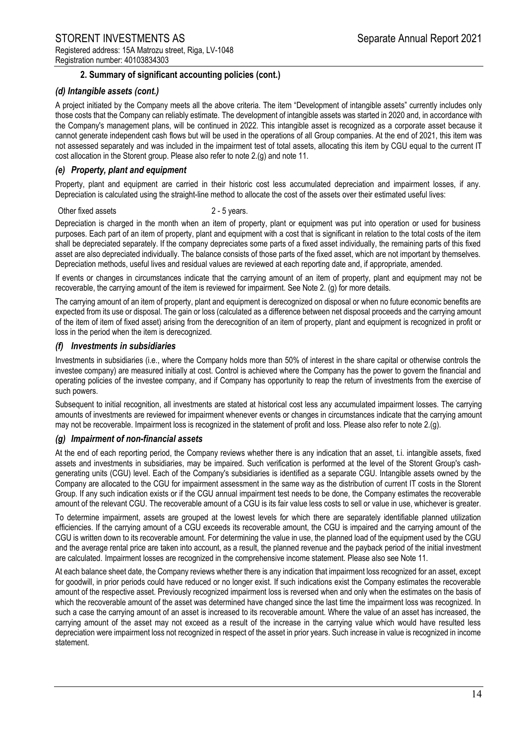### 2. Summary of significant accounting policies (cont.)

#### *(d) Intangible assets (cont.)*

A project initiated by the Company meets all the above criteria. The item "Development of intangible assets" currently includes only those costs that the Company can reliably estimate. The development of intangible assets was started in 2020 and, in accordance with the Company's management plans, will be continued in 2022. This intangible asset is recognized as a corporate asset because it cannot generate independent cash flows but will be used in the operations of all Group companies. At the end of 2021, this item was not assessed separately and was included in the impairment test of total assets, allocating this item by CGU equal to the current IT cost allocation in the Storent group. Please also refer to note 2.(g) and note 11.

#### *(e) Property, plant and equipment*

Property, plant and equipment are carried in their historic cost less accumulated depreciation and impairment losses, if any. Depreciation is calculated using the straight-line method to allocate the cost of the assets over their estimated useful lives:

| Other fixed assets | 2 - 5 years. |
|---|---|

Depreciation is charged in the month when an item of property, plant or equipment was put into operation or used for business purposes. Each part of an item of property, plant and equipment with a cost that is significant in relation to the total costs of the item shall be depreciated separately. If the company depreciates some parts of a fixed asset individually, the remaining parts of this fixed asset are also depreciated individually. The balance consists of those parts of the fixed asset, which are not important by themselves. Depreciation methods, useful lives and residual values are reviewed at each reporting date and, if appropriate, amended.

If events or changes in circumstances indicate that the carrying amount of an item of property, plant and equipment may not be recoverable, the carrying amount of the item is reviewed for impairment. See Note 2. (g) for more details.

The carrying amount of an item of property, plant and equipment is derecognized on disposal or when no future economic benefits are expected from its use or disposal. The gain or loss (calculated as a difference between net disposal proceeds and the carrying amount of the item of item of fixed asset) arising from the derecognition of an item of property, plant and equipment is recognized in profit or loss in the period when the item is derecognized.

#### *(f) Investments in subsidiaries*

Investments in subsidiaries (i.e., where the Company holds more than 50% of interest in the share capital or otherwise controls the investee company) are measured initially at cost. Control is achieved where the Company has the power to govern the financial and operating policies of the investee company, and if Company has opportunity to reap the return of investments from the exercise of such powers.

Subsequent to initial recognition, all investments are stated at historical cost less any accumulated impairment losses. The carrying amounts of investments are reviewed for impairment whenever events or changes in circumstances indicate that the carrying amount may not be recoverable. Impairment loss is recognized in the statement of profit and loss. Please also refer to note 2.(g).

#### *(g) Impairment of non-financial assets*

At the end of each reporting period, the Company reviews whether there is any indication that an asset, t.i. intangible assets, fixed assets and investments in subsidiaries, may be impaired. Such verification is performed at the level of the Storent Group's cash-generating units (CGU) level. Each of the Company's subsidiaries is identified as a separate CGU. Intangible assets owned by the Company are allocated to the CGU for impairment assessment in the same way as the distribution of current IT costs in the Storent Group. If any such indication exists or if the CGU annual impairment test needs to be done, the Company estimates the recoverable amount of the relevant CGU. The recoverable amount of a CGU is its fair value less costs to sell or value in use, whichever is greater.

To determine impairment, assets are grouped at the lowest levels for which there are separately identifiable planned utilization efficiencies. If the carrying amount of a CGU exceeds its recoverable amount, the CGU is impaired and the carrying amount of the CGU is written down to its recoverable amount. For determining the value in use, the planned load of the equipment used by the CGU and the average rental price are taken into account, as a result, the planned revenue and the payback period of the initial investment are calculated. Impairment losses are recognized in the comprehensive income statement. Please also see Note 11.

At each balance sheet date, the Company reviews whether there is any indication that impairment loss recognized for an asset, except for goodwill, in prior periods could have reduced or no longer exist. If such indications exist the Company estimates the recoverable amount of the respective asset. Previously recognized impairment loss is reversed when and only when the estimates on the basis of which the recoverable amount of the asset was determined have changed since the last time the impairment loss was recognized. In such a case the carrying amount of an asset is increased to its recoverable amount. Where the value of an asset has increased, the carrying amount of the asset may not exceed as a result of the increase in the carrying value which would have resulted less depreciation were impairment loss not recognized in respect of the asset in prior years. Such increase in value is recognized in income statement.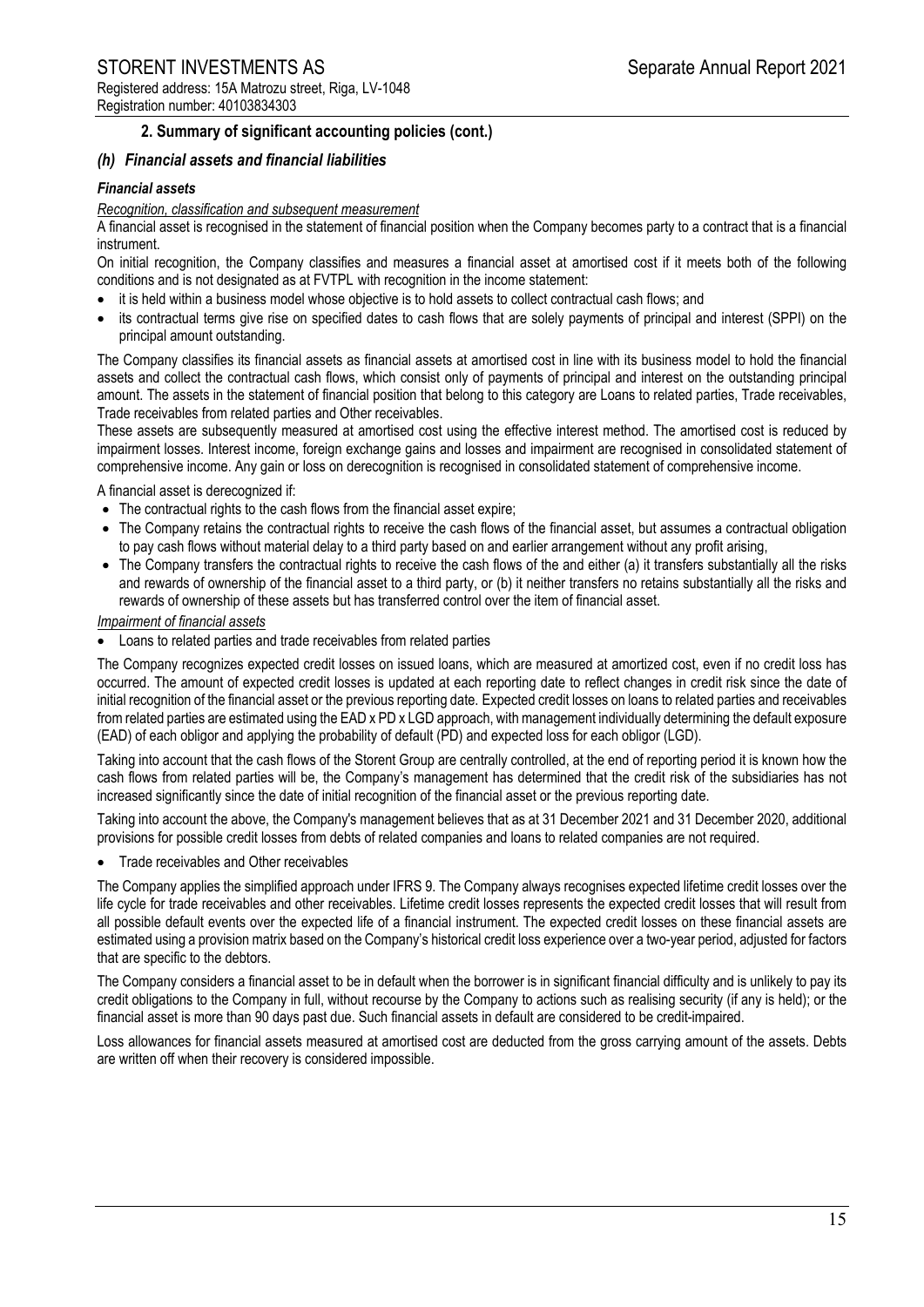## 2. Summary of significant accounting policies (cont.)

### *(h) Financial assets and financial liabilities*

***Financial assets***

*Recognition, classification and subsequent measurement*

A financial asset is recognised in the statement of financial position when the Company becomes party to a contract that is a financial instrument.

On initial recognition, the Company classifies and measures a financial asset at amortised cost if it meets both of the following conditions and is not designated as at FVTPL with recognition in the income statement:

- it is held within a business model whose objective is to hold assets to collect contractual cash flows; and
- its contractual terms give rise on specified dates to cash flows that are solely payments of principal and interest (SPPI) on the principal amount outstanding.

The Company classifies its financial assets as financial assets at amortised cost in line with its business model to hold the financial assets and collect the contractual cash flows, which consist only of payments of principal and interest on the outstanding principal amount. The assets in the statement of financial position that belong to this category are Loans to related parties, Trade receivables, Trade receivables from related parties and Other receivables.

These assets are subsequently measured at amortised cost using the effective interest method. The amortised cost is reduced by impairment losses. Interest income, foreign exchange gains and losses and impairment are recognised in consolidated statement of comprehensive income. Any gain or loss on derecognition is recognised in consolidated statement of comprehensive income.

A financial asset is derecognized if:

- The contractual rights to the cash flows from the financial asset expire;
- The Company retains the contractual rights to receive the cash flows of the financial asset, but assumes a contractual obligation to pay cash flows without material delay to a third party based on and earlier arrangement without any profit arising,
- The Company transfers the contractual rights to receive the cash flows of the and either (a) it transfers substantially all the risks and rewards of ownership of the financial asset to a third party, or (b) it neither transfers no retains substantially all the risks and rewards of ownership of these assets but has transferred control over the item of financial asset.

*Impairment of financial assets*

- Loans to related parties and trade receivables from related parties

The Company recognizes expected credit losses on issued loans, which are measured at amortized cost, even if no credit loss has occurred. The amount of expected credit losses is updated at each reporting date to reflect changes in credit risk since the date of initial recognition of the financial asset or the previous reporting date. Expected credit losses on loans to related parties and receivables from related parties are estimated using the EAD x PD x LGD approach, with management individually determining the default exposure (EAD) of each obligor and applying the probability of default (PD) and expected loss for each obligor (LGD).

Taking into account that the cash flows of the Storent Group are centrally controlled, at the end of reporting period it is known how the cash flows from related parties will be, the Company's management has determined that the credit risk of the subsidiaries has not increased significantly since the date of initial recognition of the financial asset or the previous reporting date.

Taking into account the above, the Company's management believes that as at 31 December 2021 and 31 December 2020, additional provisions for possible credit losses from debts of related companies and loans to related companies are not required.

- Trade receivables and Other receivables

The Company applies the simplified approach under IFRS 9. The Company always recognises expected lifetime credit losses over the life cycle for trade receivables and other receivables. Lifetime credit losses represents the expected credit losses that will result from all possible default events over the expected life of a financial instrument. The expected credit losses on these financial assets are estimated using a provision matrix based on the Company's historical credit loss experience over a two-year period, adjusted for factors that are specific to the debtors.

The Company considers a financial asset to be in default when the borrower is in significant financial difficulty and is unlikely to pay its credit obligations to the Company in full, without recourse by the Company to actions such as realising security (if any is held); or the financial asset is more than 90 days past due. Such financial assets in default are considered to be credit-impaired.

Loss allowances for financial assets measured at amortised cost are deducted from the gross carrying amount of the assets. Debts are written off when their recovery is considered impossible.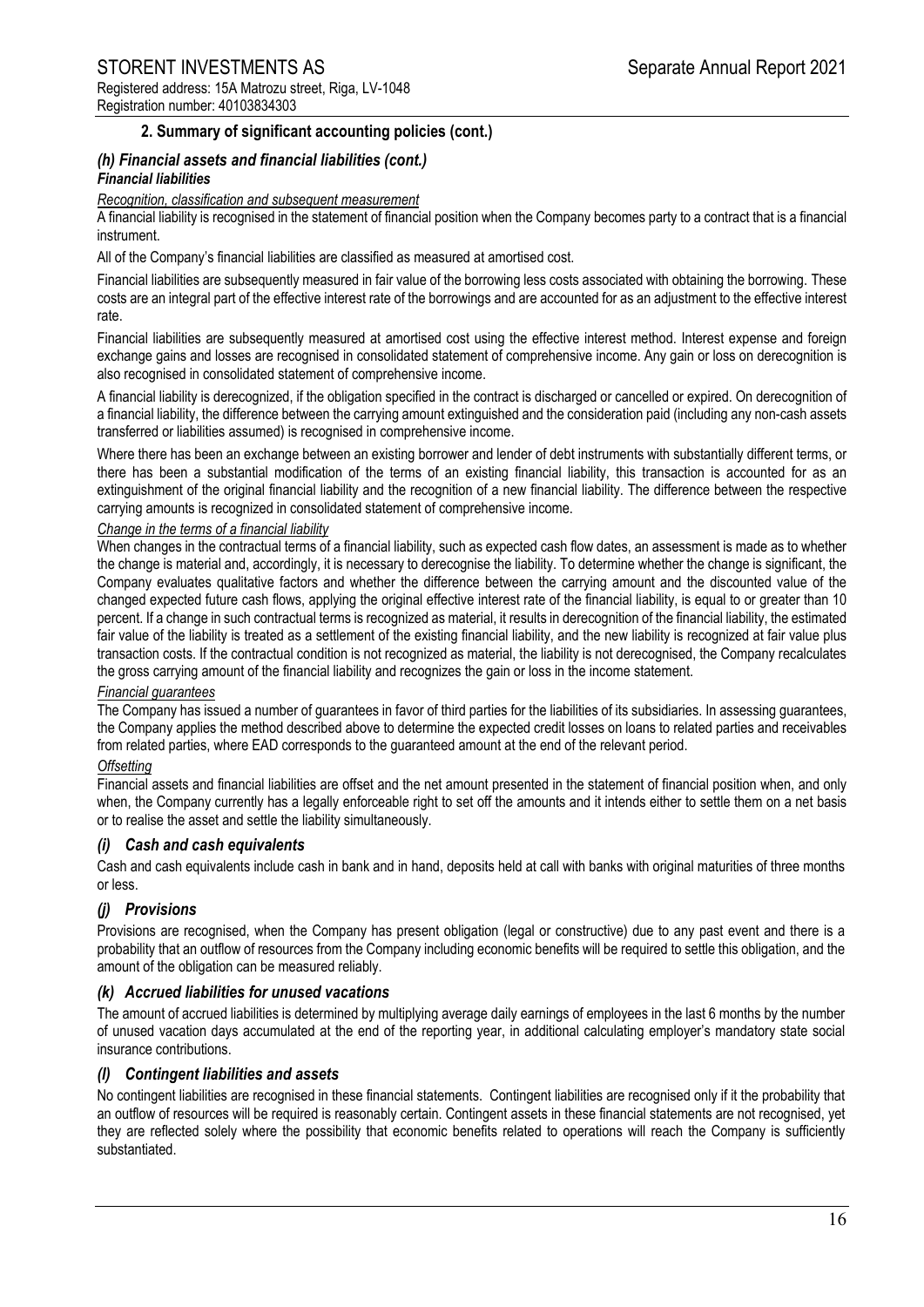## 2. Summary of significant accounting policies (cont.)

### *(h) Financial assets and financial liabilities (cont.)*

***Financial liabilities***

*Recognition, classification and subsequent measurement*

A financial liability is recognised in the statement of financial position when the Company becomes party to a contract that is a financial instrument.

All of the Company's financial liabilities are classified as measured at amortised cost.

Financial liabilities are subsequently measured in fair value of the borrowing less costs associated with obtaining the borrowing. These costs are an integral part of the effective interest rate of the borrowings and are accounted for as an adjustment to the effective interest rate.

Financial liabilities are subsequently measured at amortised cost using the effective interest method. Interest expense and foreign exchange gains and losses are recognised in consolidated statement of comprehensive income. Any gain or loss on derecognition is also recognised in consolidated statement of comprehensive income.

A financial liability is derecognized, if the obligation specified in the contract is discharged or cancelled or expired. On derecognition of a financial liability, the difference between the carrying amount extinguished and the consideration paid (including any non-cash assets transferred or liabilities assumed) is recognised in comprehensive income.

Where there has been an exchange between an existing borrower and lender of debt instruments with substantially different terms, or there has been a substantial modification of the terms of an existing financial liability, this transaction is accounted for as an extinguishment of the original financial liability and the recognition of a new financial liability. The difference between the respective carrying amounts is recognized in consolidated statement of comprehensive income.

*Change in the terms of a financial liability*

When changes in the contractual terms of a financial liability, such as expected cash flow dates, an assessment is made as to whether the change is material and, accordingly, it is necessary to derecognise the liability. To determine whether the change is significant, the Company evaluates qualitative factors and whether the difference between the carrying amount and the discounted value of the changed expected future cash flows, applying the original effective interest rate of the financial liability, is equal to or greater than 10 percent. If a change in such contractual terms is recognized as material, it results in derecognition of the financial liability, the estimated fair value of the liability is treated as a settlement of the existing financial liability, and the new liability is recognized at fair value plus transaction costs. If the contractual condition is not recognized as material, the liability is not derecognised, the Company recalculates the gross carrying amount of the financial liability and recognizes the gain or loss in the income statement.

*Financial guarantees*

The Company has issued a number of guarantees in favor of third parties for the liabilities of its subsidiaries. In assessing guarantees, the Company applies the method described above to determine the expected credit losses on loans to related parties and receivables from related parties, where EAD corresponds to the guaranteed amount at the end of the relevant period.

*Offsetting*

Financial assets and financial liabilities are offset and the net amount presented in the statement of financial position when, and only when, the Company currently has a legally enforceable right to set off the amounts and it intends either to settle them on a net basis or to realise the asset and settle the liability simultaneously.

### *(i) Cash and cash equivalents*

Cash and cash equivalents include cash in bank and in hand, deposits held at call with banks with original maturities of three months or less.

### *(j) Provisions*

Provisions are recognised, when the Company has present obligation (legal or constructive) due to any past event and there is a probability that an outflow of resources from the Company including economic benefits will be required to settle this obligation, and the amount of the obligation can be measured reliably.

### *(k) Accrued liabilities for unused vacations*

The amount of accrued liabilities is determined by multiplying average daily earnings of employees in the last 6 months by the number of unused vacation days accumulated at the end of the reporting year, in additional calculating employer's mandatory state social insurance contributions.

### *(l) Contingent liabilities and assets*

No contingent liabilities are recognised in these financial statements. Contingent liabilities are recognised only if it the probability that an outflow of resources will be required is reasonably certain. Contingent assets in these financial statements are not recognised, yet they are reflected solely where the possibility that economic benefits related to operations will reach the Company is sufficiently substantiated.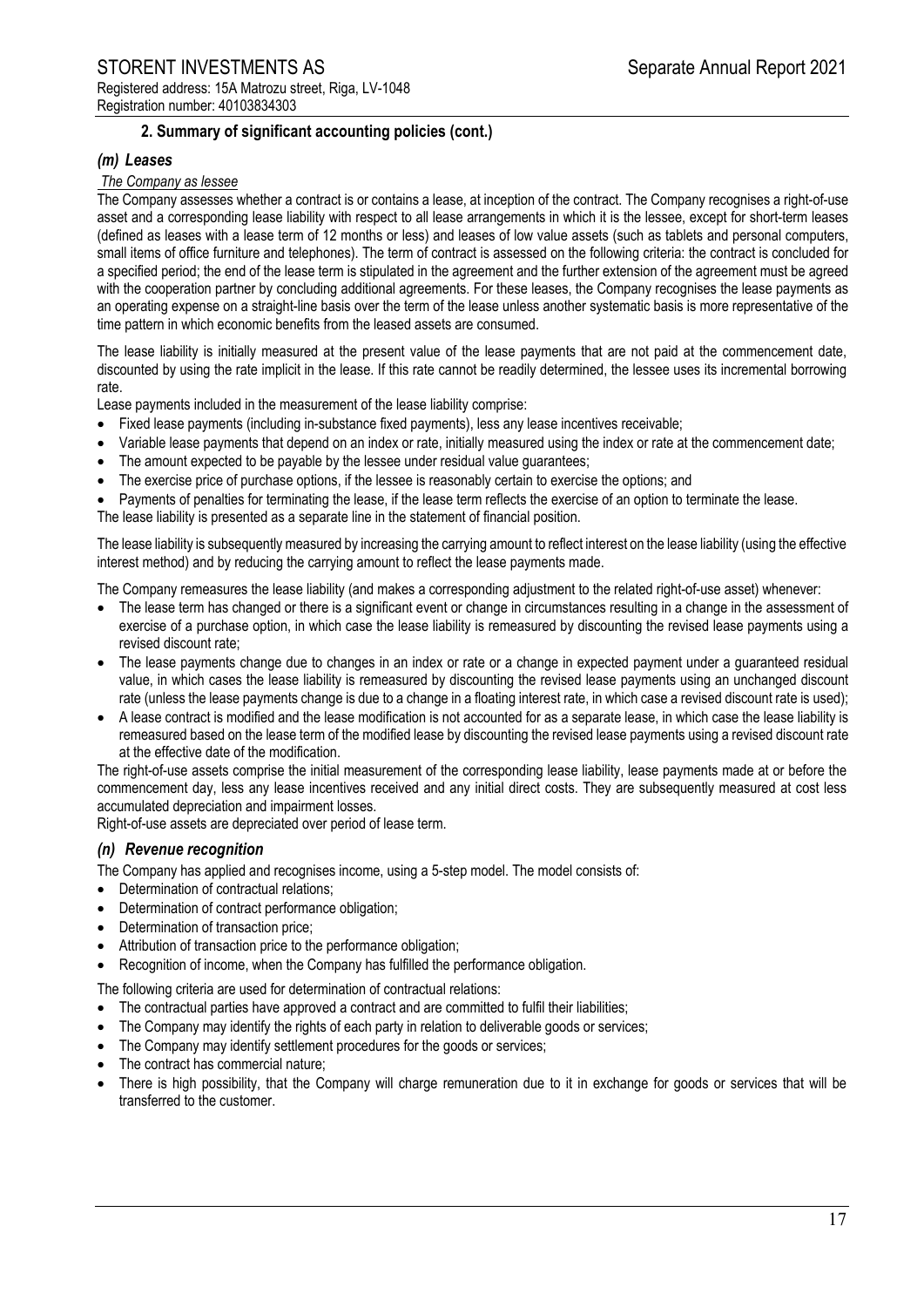## 2. Summary of significant accounting policies (cont.)

### *(m) Leases*

*The Company as lessee*

The Company assesses whether a contract is or contains a lease, at inception of the contract. The Company recognises a right-of-use asset and a corresponding lease liability with respect to all lease arrangements in which it is the lessee, except for short-term leases (defined as leases with a lease term of 12 months or less) and leases of low value assets (such as tablets and personal computers, small items of office furniture and telephones). The term of contract is assessed on the following criteria: the contract is concluded for a specified period; the end of the lease term is stipulated in the agreement and the further extension of the agreement must be agreed with the cooperation partner by concluding additional agreements. For these leases, the Company recognises the lease payments as an operating expense on a straight-line basis over the term of the lease unless another systematic basis is more representative of the time pattern in which economic benefits from the leased assets are consumed.

The lease liability is initially measured at the present value of the lease payments that are not paid at the commencement date, discounted by using the rate implicit in the lease. If this rate cannot be readily determined, the lessee uses its incremental borrowing rate.

Lease payments included in the measurement of the lease liability comprise:

- Fixed lease payments (including in-substance fixed payments), less any lease incentives receivable;
- Variable lease payments that depend on an index or rate, initially measured using the index or rate at the commencement date;
- The amount expected to be payable by the lessee under residual value guarantees;
- The exercise price of purchase options, if the lessee is reasonably certain to exercise the options; and
- Payments of penalties for terminating the lease, if the lease term reflects the exercise of an option to terminate the lease.

The lease liability is presented as a separate line in the statement of financial position.

The lease liability is subsequently measured by increasing the carrying amount to reflect interest on the lease liability (using the effective interest method) and by reducing the carrying amount to reflect the lease payments made.

The Company remeasures the lease liability (and makes a corresponding adjustment to the related right-of-use asset) whenever:

- The lease term has changed or there is a significant event or change in circumstances resulting in a change in the assessment of exercise of a purchase option, in which case the lease liability is remeasured by discounting the revised lease payments using a revised discount rate;
- The lease payments change due to changes in an index or rate or a change in expected payment under a guaranteed residual value, in which cases the lease liability is remeasured by discounting the revised lease payments using an unchanged discount rate (unless the lease payments change is due to a change in a floating interest rate, in which case a revised discount rate is used);
- A lease contract is modified and the lease modification is not accounted for as a separate lease, in which case the lease liability is remeasured based on the lease term of the modified lease by discounting the revised lease payments using a revised discount rate at the effective date of the modification.

The right-of-use assets comprise the initial measurement of the corresponding lease liability, lease payments made at or before the commencement day, less any lease incentives received and any initial direct costs. They are subsequently measured at cost less accumulated depreciation and impairment losses.

Right-of-use assets are depreciated over period of lease term.

### *(n) Revenue recognition*

The Company has applied and recognises income, using a 5-step model. The model consists of:

- Determination of contractual relations;
- Determination of contract performance obligation;
- Determination of transaction price;
- Attribution of transaction price to the performance obligation;
- Recognition of income, when the Company has fulfilled the performance obligation.

The following criteria are used for determination of contractual relations:

- The contractual parties have approved a contract and are committed to fulfil their liabilities;
- The Company may identify the rights of each party in relation to deliverable goods or services;
- The Company may identify settlement procedures for the goods or services;
- The contract has commercial nature;
- There is high possibility, that the Company will charge remuneration due to it in exchange for goods or services that will be transferred to the customer.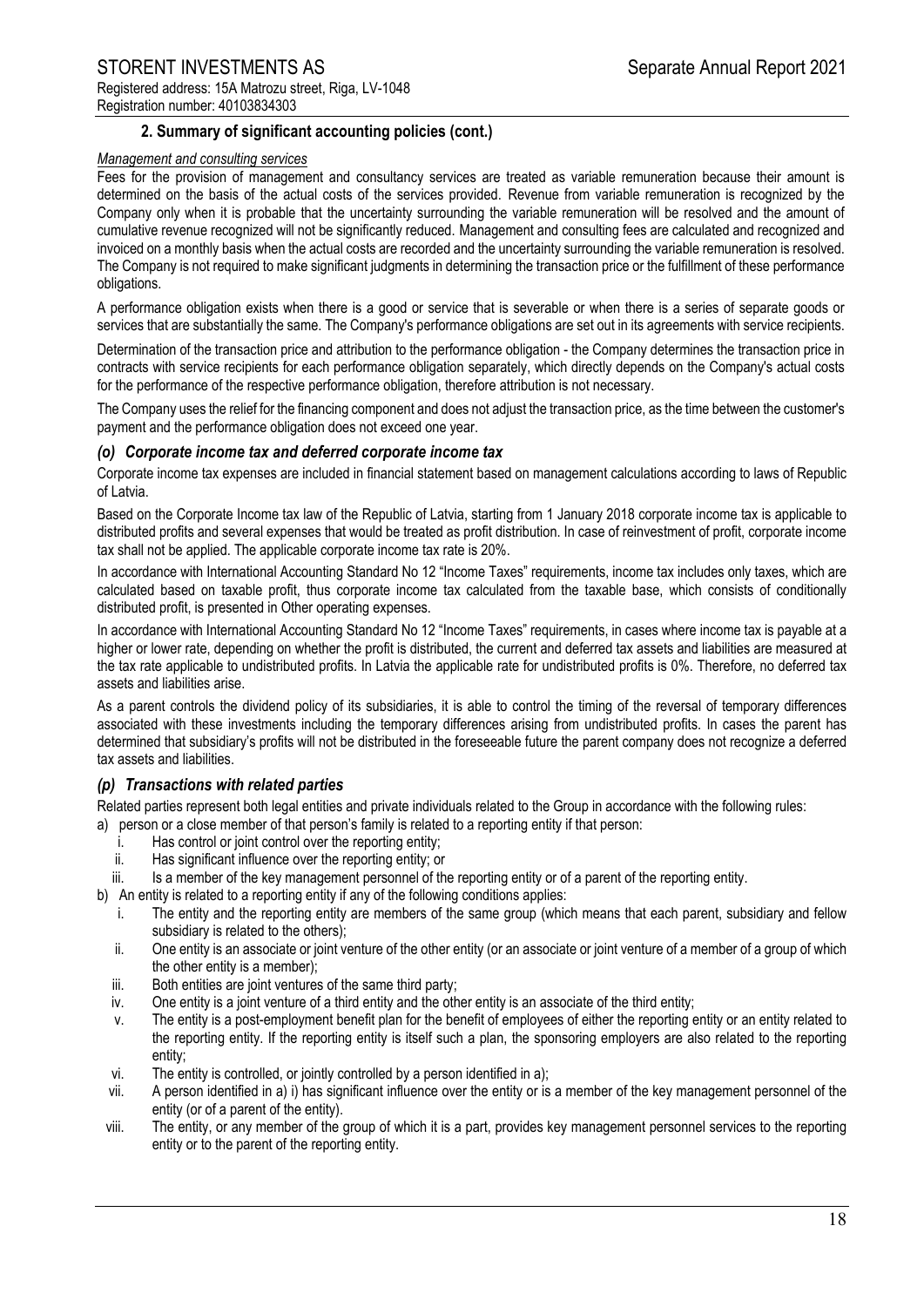## 2. Summary of significant accounting policies (cont.)

*Management and consulting services*

Fees for the provision of management and consultancy services are treated as variable remuneration because their amount is determined on the basis of the actual costs of the services provided. Revenue from variable remuneration is recognized by the Company only when it is probable that the uncertainty surrounding the variable remuneration will be resolved and the amount of cumulative revenue recognized will not be significantly reduced. Management and consulting fees are calculated and recognized and invoiced on a monthly basis when the actual costs are recorded and the uncertainty surrounding the variable remuneration is resolved. The Company is not required to make significant judgments in determining the transaction price or the fulfillment of these performance obligations.

A performance obligation exists when there is a good or service that is severable or when there is a series of separate goods or services that are substantially the same. The Company's performance obligations are set out in its agreements with service recipients.

Determination of the transaction price and attribution to the performance obligation - the Company determines the transaction price in contracts with service recipients for each performance obligation separately, which directly depends on the Company's actual costs for the performance of the respective performance obligation, therefore attribution is not necessary.

The Company uses the relief for the financing component and does not adjust the transaction price, as the time between the customer's payment and the performance obligation does not exceed one year.

### *(o) Corporate income tax and deferred corporate income tax*

Corporate income tax expenses are included in financial statement based on management calculations according to laws of Republic of Latvia.

Based on the Corporate Income tax law of the Republic of Latvia, starting from 1 January 2018 corporate income tax is applicable to distributed profits and several expenses that would be treated as profit distribution. In case of reinvestment of profit, corporate income tax shall not be applied. The applicable corporate income tax rate is 20%.

In accordance with International Accounting Standard No 12 "Income Taxes" requirements, income tax includes only taxes, which are calculated based on taxable profit, thus corporate income tax calculated from the taxable base, which consists of conditionally distributed profit, is presented in Other operating expenses.

In accordance with International Accounting Standard No 12 "Income Taxes" requirements, in cases where income tax is payable at a higher or lower rate, depending on whether the profit is distributed, the current and deferred tax assets and liabilities are measured at the tax rate applicable to undistributed profits. In Latvia the applicable rate for undistributed profits is 0%. Therefore, no deferred tax assets and liabilities arise.

As a parent controls the dividend policy of its subsidiaries, it is able to control the timing of the reversal of temporary differences associated with these investments including the temporary differences arising from undistributed profits. In cases the parent has determined that subsidiary's profits will not be distributed in the foreseeable future the parent company does not recognize a deferred tax assets and liabilities.

### *(p) Transactions with related parties*

Related parties represent both legal entities and private individuals related to the Group in accordance with the following rules:

a) person or a close member of that person's family is related to a reporting entity if that person:
   i. Has control or joint control over the reporting entity;
   ii. Has significant influence over the reporting entity; or
   iii. Is a member of the key management personnel of the reporting entity or of a parent of the reporting entity.

b) An entity is related to a reporting entity if any of the following conditions applies:
   i. The entity and the reporting entity are members of the same group (which means that each parent, subsidiary and fellow subsidiary is related to the others);
   ii. One entity is an associate or joint venture of the other entity (or an associate or joint venture of a member of a group of which the other entity is a member);
   iii. Both entities are joint ventures of the same third party;
   iv. One entity is a joint venture of a third entity and the other entity is an associate of the third entity;
   v. The entity is a post-employment benefit plan for the benefit of employees of either the reporting entity or an entity related to the reporting entity. If the reporting entity is itself such a plan, the sponsoring employers are also related to the reporting entity;
   vi. The entity is controlled, or jointly controlled by a person identified in a);
   vii. A person identified in a) i) has significant influence over the entity or is a member of the key management personnel of the entity (or of a parent of the entity).
   viii. The entity, or any member of the group of which it is a part, provides key management personnel services to the reporting entity or to the parent of the reporting entity.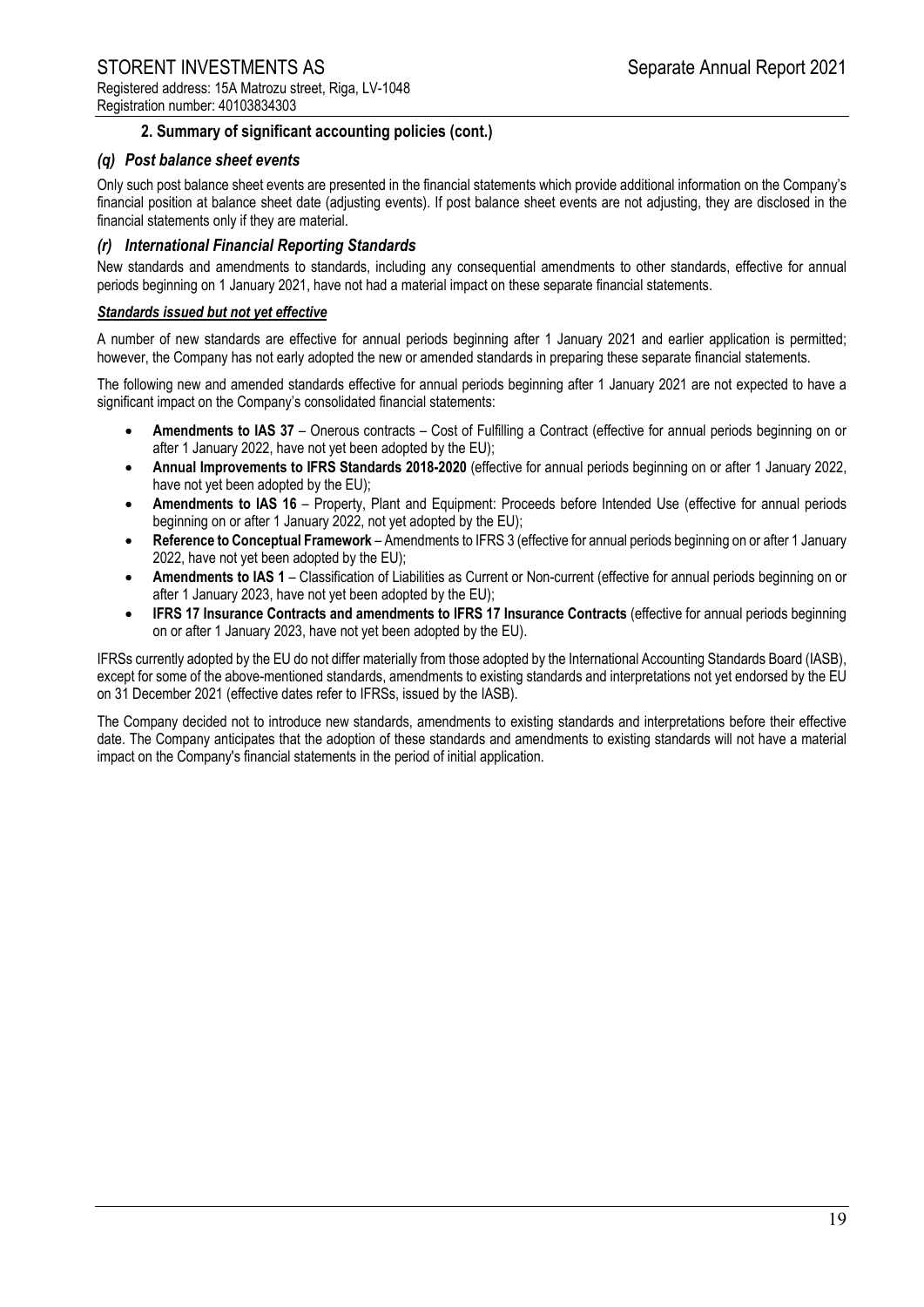## 2. Summary of significant accounting policies (cont.)

### *(q) Post balance sheet events*

Only such post balance sheet events are presented in the financial statements which provide additional information on the Company's financial position at balance sheet date (adjusting events). If post balance sheet events are not adjusting, they are disclosed in the financial statements only if they are material.

### *(r) International Financial Reporting Standards*

New standards and amendments to standards, including any consequential amendments to other standards, effective for annual periods beginning on 1 January 2021, have not had a material impact on these separate financial statements.

***Standards issued but not yet effective***

A number of new standards are effective for annual periods beginning after 1 January 2021 and earlier application is permitted; however, the Company has not early adopted the new or amended standards in preparing these separate financial statements.

The following new and amended standards effective for annual periods beginning after 1 January 2021 are not expected to have a significant impact on the Company's consolidated financial statements:

- **Amendments to IAS 37** – Onerous contracts – Cost of Fulfilling a Contract (effective for annual periods beginning on or after 1 January 2022, have not yet been adopted by the EU);
- **Annual Improvements to IFRS Standards 2018-2020** (effective for annual periods beginning on or after 1 January 2022, have not yet been adopted by the EU);
- **Amendments to IAS 16** – Property, Plant and Equipment: Proceeds before Intended Use (effective for annual periods beginning on or after 1 January 2022, not yet adopted by the EU);
- **Reference to Conceptual Framework** – Amendments to IFRS 3 (effective for annual periods beginning on or after 1 January 2022, have not yet been adopted by the EU);
- **Amendments to IAS 1** – Classification of Liabilities as Current or Non-current (effective for annual periods beginning on or after 1 January 2023, have not yet been adopted by the EU);
- **IFRS 17 Insurance Contracts and amendments to IFRS 17 Insurance Contracts** (effective for annual periods beginning on or after 1 January 2023, have not yet been adopted by the EU).

IFRSs currently adopted by the EU do not differ materially from those adopted by the International Accounting Standards Board (IASB), except for some of the above-mentioned standards, amendments to existing standards and interpretations not yet endorsed by the EU on 31 December 2021 (effective dates refer to IFRSs, issued by the IASB).

The Company decided not to introduce new standards, amendments to existing standards and interpretations before their effective date. The Company anticipates that the adoption of these standards and amendments to existing standards will not have a material impact on the Company's financial statements in the period of initial application.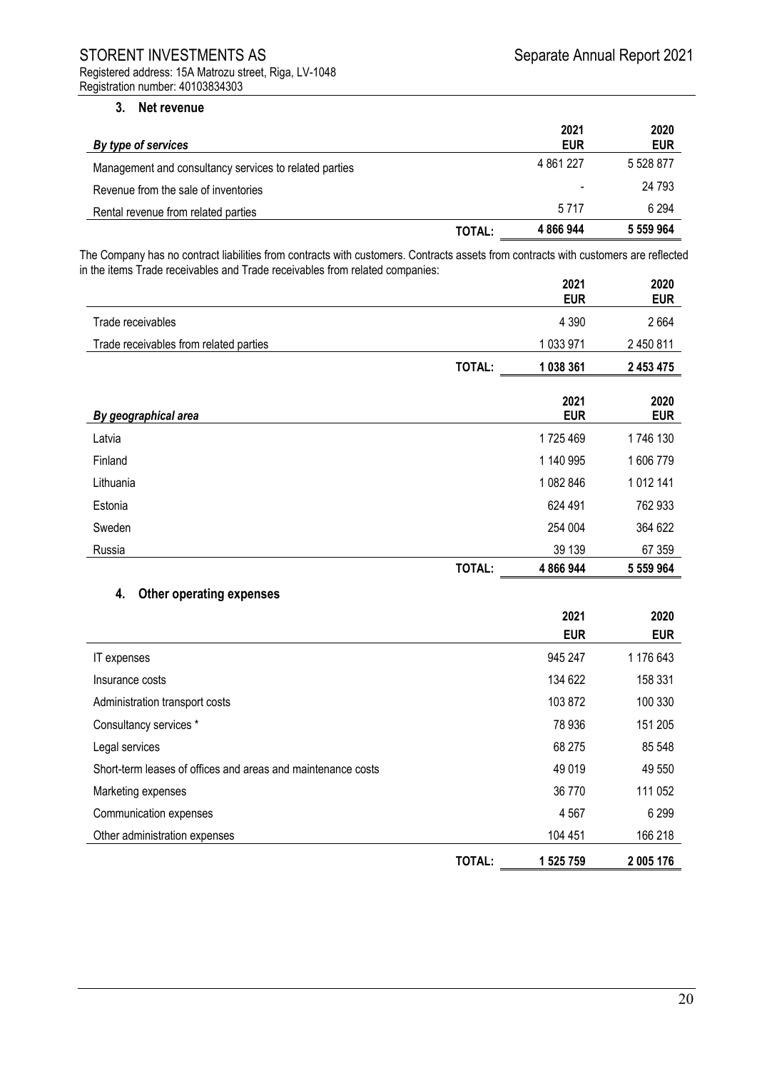### 3. Net revenue

| *By type of services* | | 2021 EUR | 2020 EUR |
|---|---|---|---|
| Management and consultancy services to related parties | | 4 861 227 | 5 528 877 |
| Revenue from the sale of inventories | | - | 24 793 |
| Rental revenue from related parties | | 5 717 | 6 294 |
| | **TOTAL:** | **4 866 944** | **5 559 964** |

The Company has no contract liabilities from contracts with customers. Contracts assets from contracts with customers are reflected in the items Trade receivables and Trade receivables from related companies:

| | | 2021 EUR | 2020 EUR |
|---|---|---|---|
| Trade receivables | | 4 390 | 2 664 |
| Trade receivables from related parties | | 1 033 971 | 2 450 811 |
| | **TOTAL:** | **1 038 361** | **2 453 475** |

| *By geographical area* | | 2021 EUR | 2020 EUR |
|---|---|---|---|
| Latvia | | 1 725 469 | 1 746 130 |
| Finland | | 1 140 995 | 1 606 779 |
| Lithuania | | 1 082 846 | 1 012 141 |
| Estonia | | 624 491 | 762 933 |
| Sweden | | 254 004 | 364 622 |
| Russia | | 39 139 | 67 359 |
| | **TOTAL:** | **4 866 944** | **5 559 964** |

### 4. Other operating expenses

| | | 2021 EUR | 2020 EUR |
|---|---|---|---|
| IT expenses | | 945 247 | 1 176 643 |
| Insurance costs | | 134 622 | 158 331 |
| Administration transport costs | | 103 872 | 100 330 |
| Consultancy services * | | 78 936 | 151 205 |
| Legal services | | 68 275 | 85 548 |
| Short-term leases of offices and areas and maintenance costs | | 49 019 | 49 550 |
| Marketing expenses | | 36 770 | 111 052 |
| Communication expenses | | 4 567 | 6 299 |
| Other administration expenses | | 104 451 | 166 218 |
| | **TOTAL:** | **1 525 759** | **2 005 176** |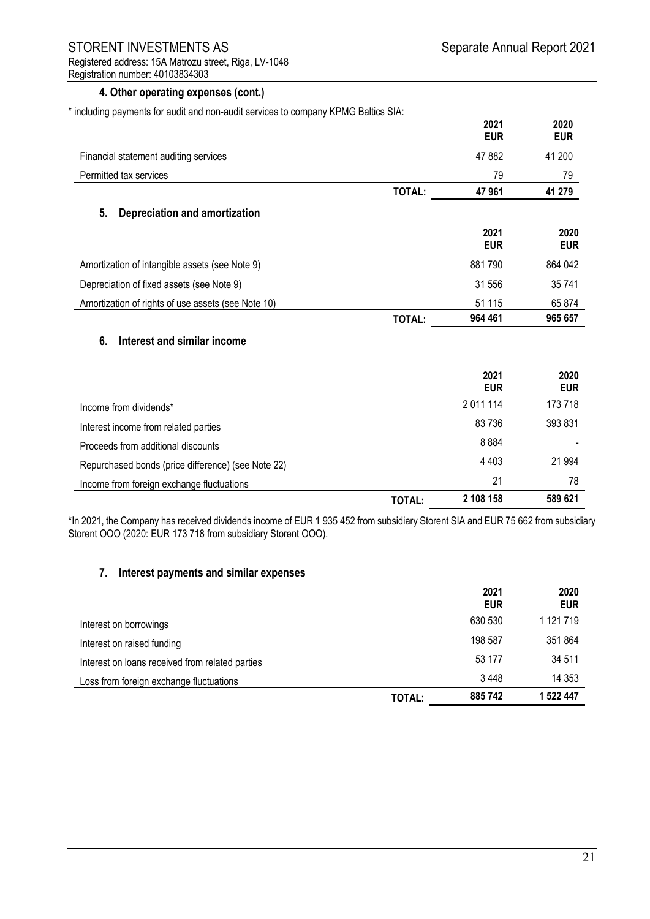### 4. Other operating expenses (cont.)

* including payments for audit and non-audit services to company KPMG Baltics SIA:

| | | 2021 EUR | 2020 EUR |
|---|---|---|---|
| Financial statement auditing services | | 47 882 | 41 200 |
| Permitted tax services | | 79 | 79 |
| | **TOTAL:** | **47 961** | **41 279** |

### 5. Depreciation and amortization

| | | 2021 EUR | 2020 EUR |
|---|---|---|---|
| Amortization of intangible assets (see Note 9) | | 881 790 | 864 042 |
| Depreciation of fixed assets (see Note 9) | | 31 556 | 35 741 |
| Amortization of rights of use assets (see Note 10) | | 51 115 | 65 874 |
| | **TOTAL:** | **964 461** | **965 657** |

### 6. Interest and similar income

| | | 2021 EUR | 2020 EUR |
|---|---|---|---|
| Income from dividends* | | 2 011 114 | 173 718 |
| Interest income from related parties | | 83 736 | 393 831 |
| Proceeds from additional discounts | | 8 884 | - |
| Repurchased bonds (price difference) (see Note 22) | | 4 403 | 21 994 |
| Income from foreign exchange fluctuations | | 21 | 78 |
| | **TOTAL:** | **2 108 158** | **589 621** |

*In 2021, the Company has received dividends income of EUR 1 935 452 from subsidiary Storent SIA and EUR 75 662 from subsidiary Storent OOO (2020: EUR 173 718 from subsidiary Storent OOO).

### 7. Interest payments and similar expenses

| | | 2021 EUR | 2020 EUR |
|---|---|---|---|
| Interest on borrowings | | 630 530 | 1 121 719 |
| Interest on raised funding | | 198 587 | 351 864 |
| Interest on loans received from related parties | | 53 177 | 34 511 |
| Loss from foreign exchange fluctuations | | 3 448 | 14 353 |
| | **TOTAL:** | **885 742** | **1 522 447** |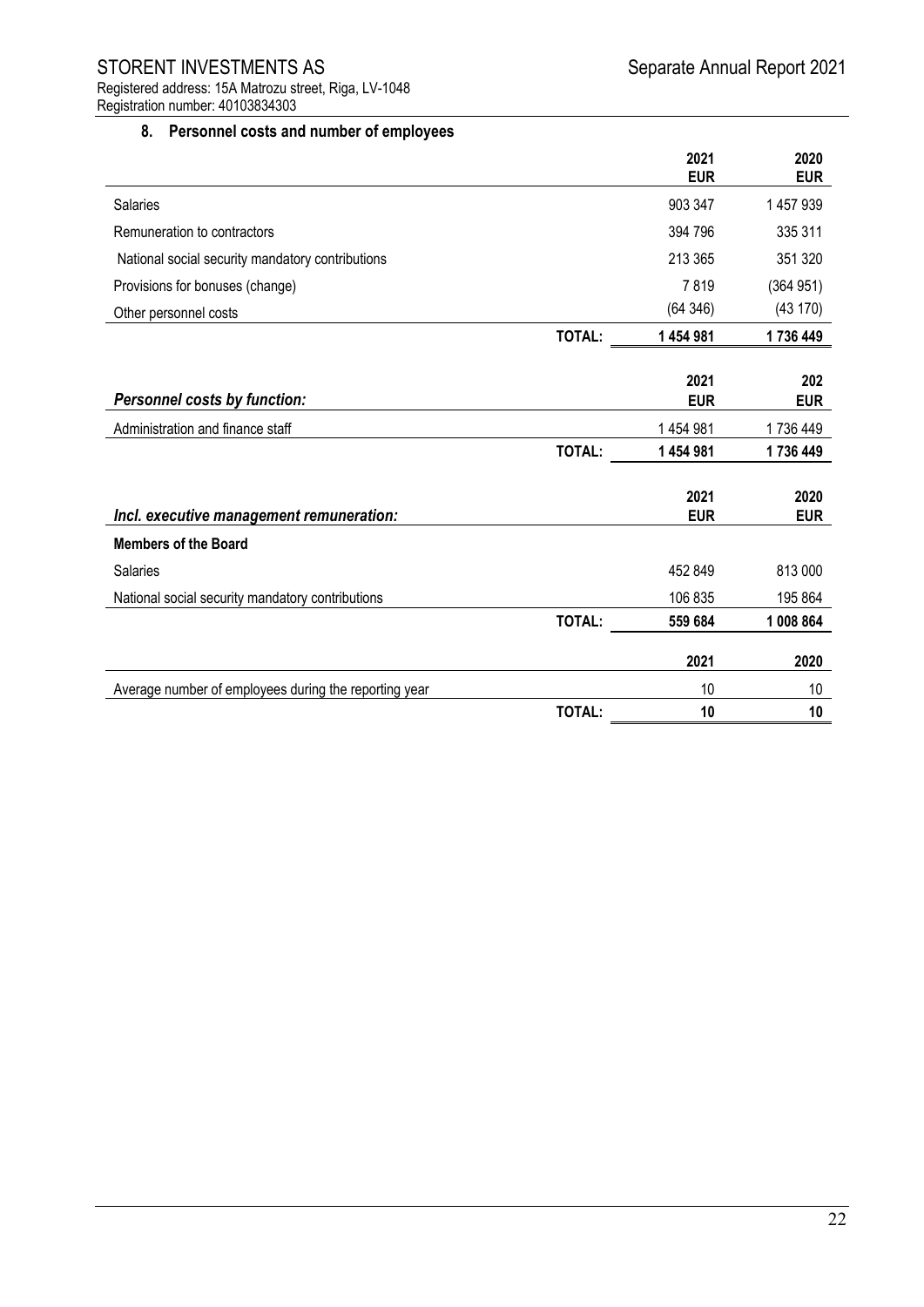## 8. Personnel costs and number of employees

| | | 2021 EUR | 2020 EUR |
|---|---|---|---|
| Salaries | | 903 347 | 1 457 939 |
| Remuneration to contractors | | 394 796 | 335 311 |
| National social security mandatory contributions | | 213 365 | 351 320 |
| Provisions for bonuses (change) | | 7 819 | (364 951) |
| Other personnel costs | | (64 346) | (43 170) |
| | **TOTAL:** | **1 454 981** | **1 736 449** |

| ***Personnel costs by function:*** | | 2021 EUR | 202 EUR |
|---|---|---|---|
| Administration and finance staff | | 1 454 981 | 1 736 449 |
| | **TOTAL:** | **1 454 981** | **1 736 449** |

| ***Incl. executive management remuneration:*** | | 2021 EUR | 2020 EUR |
|---|---|---|---|
| **Members of the Board** | | | |
| Salaries | | 452 849 | 813 000 |
| National social security mandatory contributions | | 106 835 | 195 864 |
| | **TOTAL:** | **559 684** | **1 008 864** |

| | | 2021 | 2020 |
|---|---|---|---|
| Average number of employees during the reporting year | | 10 | 10 |
| | **TOTAL:** | **10** | **10** |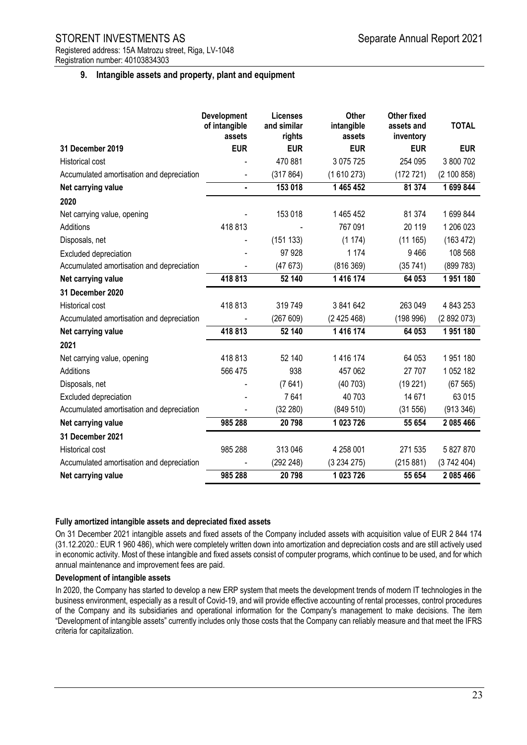## 9. Intangible assets and property, plant and equipment

| | Development of intangible assets | Licenses and similar rights | Other intangible assets | Other fixed assets and inventory | TOTAL |
|---|---|---|---|---|---|
| **31 December 2019** | **EUR** | **EUR** | **EUR** | **EUR** | **EUR** |
| Historical cost | - | 470 881 | 3 075 725 | 254 095 | 3 800 702 |
| Accumulated amortisation and depreciation | - | (317 864) | (1 610 273) | (172 721) | (2 100 858) |
| **Net carrying value** | **-** | **153 018** | **1 465 452** | **81 374** | **1 699 844** |
| **2020** | | | | | |
| Net carrying value, opening | - | 153 018 | 1 465 452 | 81 374 | 1 699 844 |
| Additions | 418 813 | - | 767 091 | 20 119 | 1 206 023 |
| Disposals, net | - | (151 133) | (1 174) | (11 165) | (163 472) |
| Excluded depreciation | - | 97 928 | 1 174 | 9 466 | 108 568 |
| Accumulated amortisation and depreciation | - | (47 673) | (816 369) | (35 741) | (899 783) |
| **Net carrying value** | **418 813** | **52 140** | **1 416 174** | **64 053** | **1 951 180** |
| **31 December 2020** | | | | | |
| Historical cost | 418 813 | 319 749 | 3 841 642 | 263 049 | 4 843 253 |
| Accumulated amortisation and depreciation | - | (267 609) | (2 425 468) | (198 996) | (2 892 073) |
| **Net carrying value** | **418 813** | **52 140** | **1 416 174** | **64 053** | **1 951 180** |
| **2021** | | | | | |
| Net carrying value, opening | 418 813 | 52 140 | 1 416 174 | 64 053 | 1 951 180 |
| Additions | 566 475 | 938 | 457 062 | 27 707 | 1 052 182 |
| Disposals, net | - | (7 641) | (40 703) | (19 221) | (67 565) |
| Excluded depreciation | - | 7 641 | 40 703 | 14 671 | 63 015 |
| Accumulated amortisation and depreciation | - | (32 280) | (849 510) | (31 556) | (913 346) |
| **Net carrying value** | **985 288** | **20 798** | **1 023 726** | **55 654** | **2 085 466** |
| **31 December 2021** | | | | | |
| Historical cost | 985 288 | 313 046 | 4 258 001 | 271 535 | 5 827 870 |
| Accumulated amortisation and depreciation | - | (292 248) | (3 234 275) | (215 881) | (3 742 404) |
| **Net carrying value** | **985 288** | **20 798** | **1 023 726** | **55 654** | **2 085 466** |

**Fully amortized intangible assets and depreciated fixed assets**

On 31 December 2021 intangible assets and fixed assets of the Company included assets with acquisition value of EUR 2 844 174 (31.12.2020.: EUR 1 960 486), which were completely written down into amortization and depreciation costs and are still actively used in economic activity. Most of these intangible and fixed assets consist of computer programs, which continue to be used, and for which annual maintenance and improvement fees are paid.

**Development of intangible assets**

In 2020, the Company has started to develop a new ERP system that meets the development trends of modern IT technologies in the business environment, especially as a result of Covid-19, and will provide effective accounting of rental processes, control procedures of the Company and its subsidiaries and operational information for the Company's management to make decisions. The item "Development of intangible assets" currently includes only those costs that the Company can reliably measure and that meet the IFRS criteria for capitalization.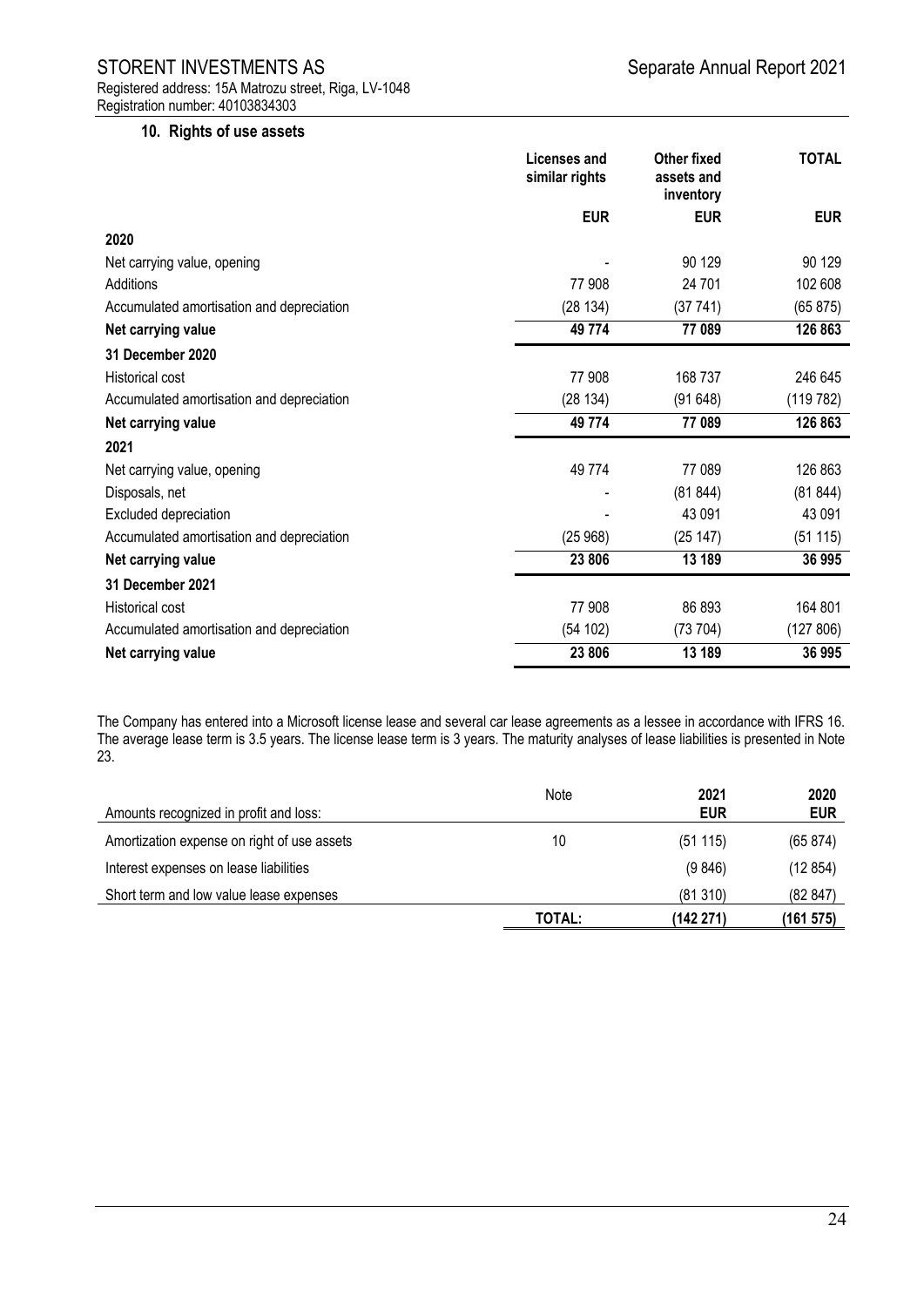## 10. Rights of use assets

| | Licenses and similar rights | Other fixed assets and inventory | TOTAL |
|---|---|---|---|
| | EUR | EUR | EUR |
| **2020** | | | |
| Net carrying value, opening | - | 90 129 | 90 129 |
| Additions | 77 908 | 24 701 | 102 608 |
| Accumulated amortisation and depreciation | (28 134) | (37 741) | (65 875) |
| **Net carrying value** | **49 774** | **77 089** | **126 863** |
| **31 December 2020** | | | |
| Historical cost | 77 908 | 168 737 | 246 645 |
| Accumulated amortisation and depreciation | (28 134) | (91 648) | (119 782) |
| **Net carrying value** | **49 774** | **77 089** | **126 863** |
| **2021** | | | |
| Net carrying value, opening | 49 774 | 77 089 | 126 863 |
| Disposals, net | - | (81 844) | (81 844) |
| Excluded depreciation | - | 43 091 | 43 091 |
| Accumulated amortisation and depreciation | (25 968) | (25 147) | (51 115) |
| **Net carrying value** | **23 806** | **13 189** | **36 995** |
| **31 December 2021** | | | |
| Historical cost | 77 908 | 86 893 | 164 801 |
| Accumulated amortisation and depreciation | (54 102) | (73 704) | (127 806) |
| **Net carrying value** | **23 806** | **13 189** | **36 995** |

The Company has entered into a Microsoft license lease and several car lease agreements as a lessee in accordance with IFRS 16. The average lease term is 3.5 years. The license lease term is 3 years. The maturity analyses of lease liabilities is presented in Note 23.

| Amounts recognized in profit and loss: | Note | 2021 EUR | 2020 EUR |
|---|---|---|---|
| Amortization expense on right of use assets | 10 | (51 115) | (65 874) |
| Interest expenses on lease liabilities | | (9 846) | (12 854) |
| Short term and low value lease expenses | | (81 310) | (82 847) |
| | **TOTAL:** | **(142 271)** | **(161 575)** |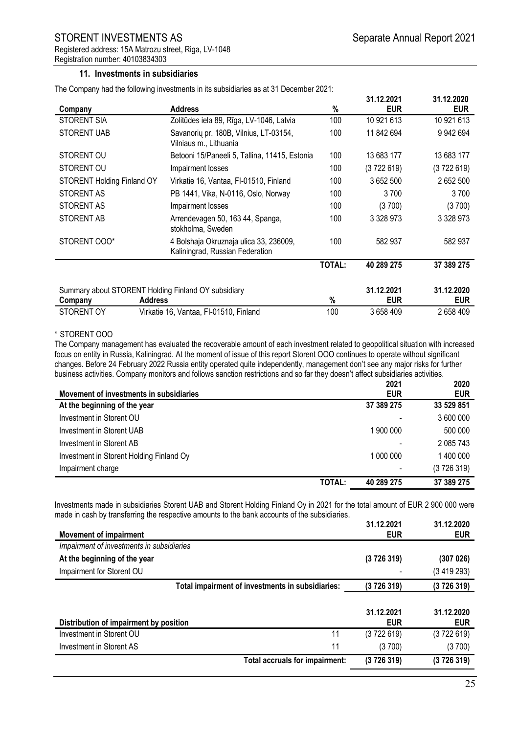### 11. Investments in subsidiaries

The Company had the following investments in its subsidiaries as at 31 December 2021:

| Company | Address | % | 31.12.2021 EUR | 31.12.2020 EUR |
|---|---|---|---|---|
| STORENT SIA | Zolitūdes iela 89, Rīga, LV-1046, Latvia | 100 | 10 921 613 | 10 921 613 |
| STORENT UAB | Savanorių pr. 180B, Vilnius, LT-03154, Vilniaus m., Lithuania | 100 | 11 842 694 | 9 942 694 |
| STORENT OU | Betooni 15/Paneeli 5, Tallina, 11415, Estonia | 100 | 13 683 177 | 13 683 177 |
| STORENT OU | Impairment losses | 100 | (3 722 619) | (3 722 619) |
| STORENT Holding Finland OY | Virkatie 16, Vantaa, FI-01510, Finland | 100 | 3 652 500 | 2 652 500 |
| STORENT AS | PB 1441, Vika, N-0116, Oslo, Norway | 100 | 3 700 | 3 700 |
| STORENT AS | Impairment losses | 100 | (3 700) | (3 700) |
| STORENT AB | Arrendevagen 50, 163 44, Spanga, stokholma, Sweden | 100 | 3 328 973 | 3 328 973 |
| STORENT OOO* | 4 Bolshaja Okruznaja ulica 33, 236009, Kaliningrad, Russian Federation | 100 | 582 937 | 582 937 |
| | | **TOTAL:** | **40 289 275** | **37 389 275** |

Summary about STORENT Holding Finland OY subsidiary

| Company | Address | % | 31.12.2021 EUR | 31.12.2020 EUR |
|---|---|---|---|---|
| STORENT OY | Virkatie 16, Vantaa, FI-01510, Finland | 100 | 3 658 409 | 2 658 409 |

\* STORENT OOO

The Company management has evaluated the recoverable amount of each investment related to geopolitical situation with increased focus on entity in Russia, Kaliningrad. At the moment of issue of this report Storent OOO continues to operate without significant changes. Before 24 February 2022 Russia entity operated quite independently, management don't see any major risks for further business activities. Company monitors and follows sanction restrictions and so far they doesn't affect subsidiaries activities.

| Movement of investments in subsidiaries | 2021 EUR | 2020 EUR |
|---|---|---|
| **At the beginning of the year** | **37 389 275** | **33 529 851** |
| Investment in Storent OU | - | 3 600 000 |
| Investment in Storent UAB | 1 900 000 | 500 000 |
| Investment in Storent AB | - | 2 085 743 |
| Investment in Storent Holding Finland Oy | 1 000 000 | 1 400 000 |
| Impairment charge | - | (3 726 319) |
| **TOTAL:** | **40 289 275** | **37 389 275** |

Investments made in subsidiaries Storent UAB and Storent Holding Finland Oy in 2021 for the total amount of EUR 2 900 000 were made in cash by transferring the respective amounts to the bank accounts of the subsidiaries.

| Movement of impairment | 31.12.2021 EUR | 31.12.2020 EUR |
|---|---|---|
| *Impairment of investments in subsidiaries* | | |
| **At the beginning of the year** | **(3 726 319)** | **(307 026)** |
| Impairment for Storent OU | - | (3 419 293) |
| **Total impairment of investments in subsidiaries:** | **(3 726 319)** | **(3 726 319)** |

| Distribution of impairment by position | | 31.12.2021 EUR | 31.12.2020 EUR |
|---|---|---|---|
| Investment in Storent OU | 11 | (3 722 619) | (3 722 619) |
| Investment in Storent AS | 11 | (3 700) | (3 700) |
| **Total accruals for impairment:** | | **(3 726 319)** | **(3 726 319)** |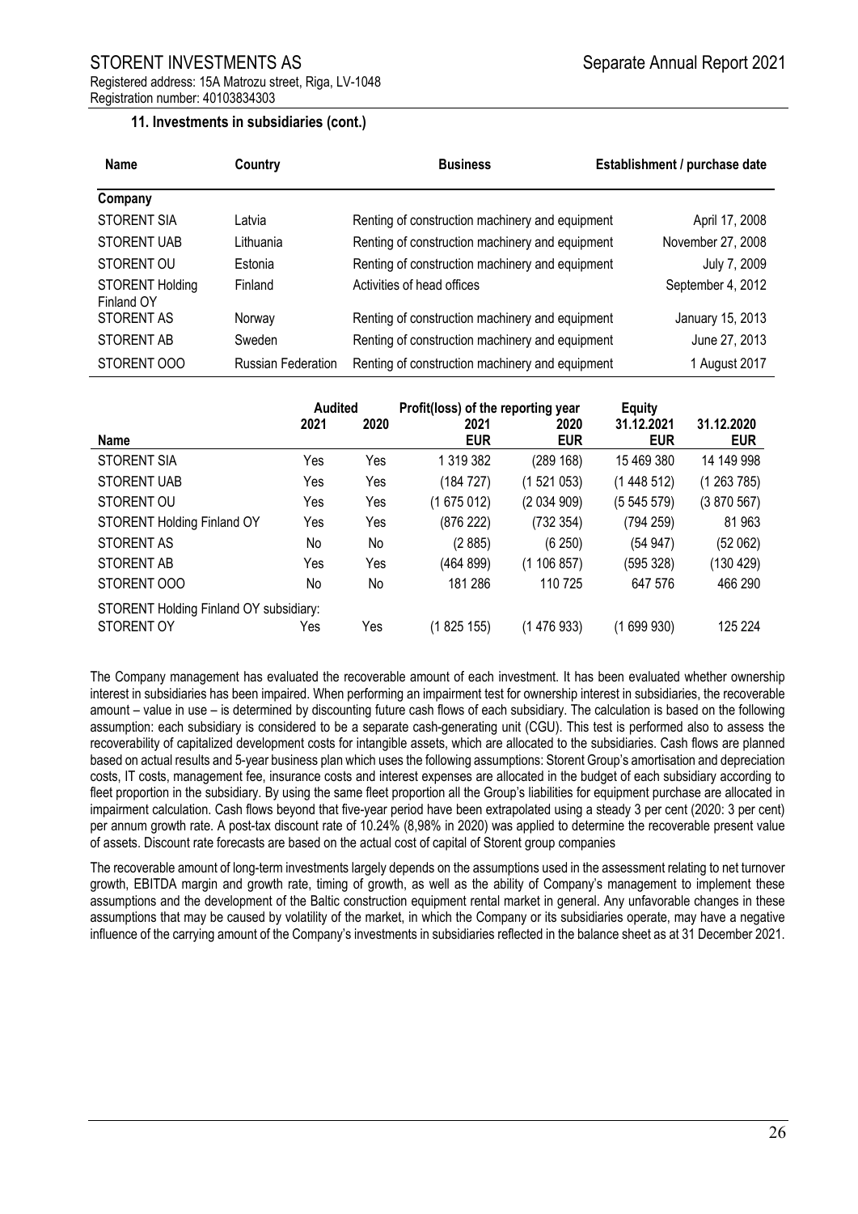### 11. Investments in subsidiaries (cont.)

| Name | Country | Business | Establishment / purchase date |
|---|---|---|---|
| **Company** | | | |
| STORENT SIA | Latvia | Renting of construction machinery and equipment | April 17, 2008 |
| STORENT UAB | Lithuania | Renting of construction machinery and equipment | November 27, 2008 |
| STORENT OU | Estonia | Renting of construction machinery and equipment | July 7, 2009 |
| STORENT Holding Finland OY | Finland | Activities of head offices | September 4, 2012 |
| STORENT AS | Norway | Renting of construction machinery and equipment | January 15, 2013 |
| STORENT AB | Sweden | Renting of construction machinery and equipment | June 27, 2013 |
| STORENT OOO | Russian Federation | Renting of construction machinery and equipment | 1 August 2017 |

| | Audited | | Profit(loss) of the reporting year | | Equity | |
|---|---|---|---|---|---|---|
| Name | 2021 | 2020 | 2021 EUR | 2020 EUR | 31.12.2021 EUR | 31.12.2020 EUR |
| STORENT SIA | Yes | Yes | 1 319 382 | (289 168) | 15 469 380 | 14 149 998 |
| STORENT UAB | Yes | Yes | (184 727) | (1 521 053) | (1 448 512) | (1 263 785) |
| STORENT OU | Yes | Yes | (1 675 012) | (2 034 909) | (5 545 579) | (3 870 567) |
| STORENT Holding Finland OY | Yes | Yes | (876 222) | (732 354) | (794 259) | 81 963 |
| STORENT AS | No | No | (2 885) | (6 250) | (54 947) | (52 062) |
| STORENT AB | Yes | Yes | (464 899) | (1 106 857) | (595 328) | (130 429) |
| STORENT OOO | No | No | 181 286 | 110 725 | 647 576 | 466 290 |
| STORENT Holding Finland OY subsidiary: | | | | | | |
| STORENT OY | Yes | Yes | (1 825 155) | (1 476 933) | (1 699 930) | 125 224 |

The Company management has evaluated the recoverable amount of each investment. It has been evaluated whether ownership interest in subsidiaries has been impaired. When performing an impairment test for ownership interest in subsidiaries, the recoverable amount – value in use – is determined by discounting future cash flows of each subsidiary. The calculation is based on the following assumption: each subsidiary is considered to be a separate cash-generating unit (CGU). This test is performed also to assess the recoverability of capitalized development costs for intangible assets, which are allocated to the subsidiaries. Cash flows are planned based on actual results and 5-year business plan which uses the following assumptions: Storent Group's amortisation and depreciation costs, IT costs, management fee, insurance costs and interest expenses are allocated in the budget of each subsidiary according to fleet proportion in the subsidiary. By using the same fleet proportion all the Group's liabilities for equipment purchase are allocated in impairment calculation. Cash flows beyond that five-year period have been extrapolated using a steady 3 per cent (2020: 3 per cent) per annum growth rate. A post-tax discount rate of 10.24% (8,98% in 2020) was applied to determine the recoverable present value of assets. Discount rate forecasts are based on the actual cost of capital of Storent group companies

The recoverable amount of long-term investments largely depends on the assumptions used in the assessment relating to net turnover growth, EBITDA margin and growth rate, timing of growth, as well as the ability of Company's management to implement these assumptions and the development of the Baltic construction equipment rental market in general. Any unfavorable changes in these assumptions that may be caused by volatility of the market, in which the Company or its subsidiaries operate, may have a negative influence of the carrying amount of the Company's investments in subsidiaries reflected in the balance sheet as at 31 December 2021.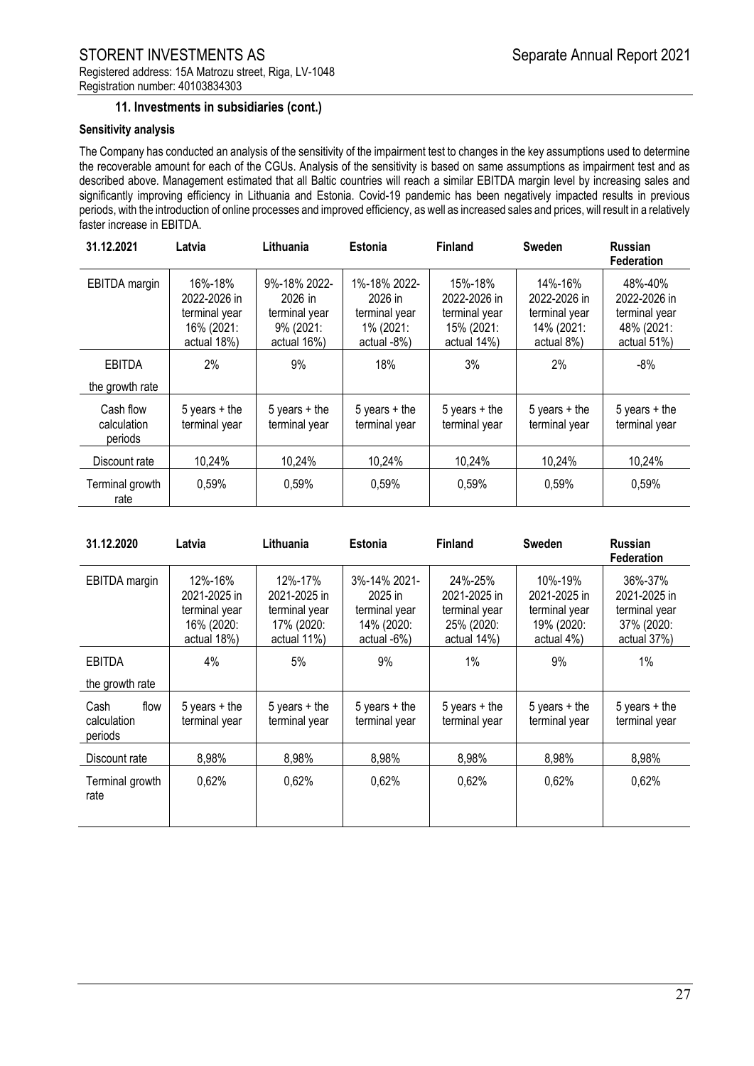### 11. Investments in subsidiaries (cont.)

**Sensitivity analysis**

The Company has conducted an analysis of the sensitivity of the impairment test to changes in the key assumptions used to determine the recoverable amount for each of the CGUs. Analysis of the sensitivity is based on same assumptions as impairment test and as described above. Management estimated that all Baltic countries will reach a similar EBITDA margin level by increasing sales and significantly improving efficiency in Lithuania and Estonia. Covid-19 pandemic has been negatively impacted results in previous periods, with the introduction of online processes and improved efficiency, as well as increased sales and prices, will result in a relatively faster increase in EBITDA.

| 31.12.2021 | Latvia | Lithuania | Estonia | Finland | Sweden | Russian Federation |
|---|---|---|---|---|---|---|
| EBITDA margin | 16%-18% 2022-2026 in terminal year 16% (2021: actual 18%) | 9%-18% 2022-2026 in terminal year 9% (2021: actual 16%) | 1%-18% 2022-2026 in terminal year 1% (2021: actual -8%) | 15%-18% 2022-2026 in terminal year 15% (2021: actual 14%) | 14%-16% 2022-2026 in terminal year 14% (2021: actual 8%) | 48%-40% 2022-2026 in terminal year 48% (2021: actual 51%) |
| EBITDA the growth rate | 2% | 9% | 18% | 3% | 2% | -8% |
| Cash flow calculation periods | 5 years + the terminal year | 5 years + the terminal year | 5 years + the terminal year | 5 years + the terminal year | 5 years + the terminal year | 5 years + the terminal year |
| Discount rate | 10,24% | 10,24% | 10,24% | 10,24% | 10,24% | 10,24% |
| Terminal growth rate | 0,59% | 0,59% | 0,59% | 0,59% | 0,59% | 0,59% |

| 31.12.2020 | Latvia | Lithuania | Estonia | Finland | Sweden | Russian Federation |
|---|---|---|---|---|---|---|
| EBITDA margin | 12%-16% 2021-2025 in terminal year 16% (2020: actual 18%) | 12%-17% 2021-2025 in terminal year 17% (2020: actual 11%) | 3%-14% 2021-2025 in terminal year 14% (2020: actual -6%) | 24%-25% 2021-2025 in terminal year 25% (2020: actual 14%) | 10%-19% 2021-2025 in terminal year 19% (2020: actual 4%) | 36%-37% 2021-2025 in terminal year 37% (2020: actual 37%) |
| EBITDA the growth rate | 4% | 5% | 9% | 1% | 9% | 1% |
| Cash flow calculation periods | 5 years + the terminal year | 5 years + the terminal year | 5 years + the terminal year | 5 years + the terminal year | 5 years + the terminal year | 5 years + the terminal year |
| Discount rate | 8,98% | 8,98% | 8,98% | 8,98% | 8,98% | 8,98% |
| Terminal growth rate | 0,62% | 0,62% | 0,62% | 0,62% | 0,62% | 0,62% |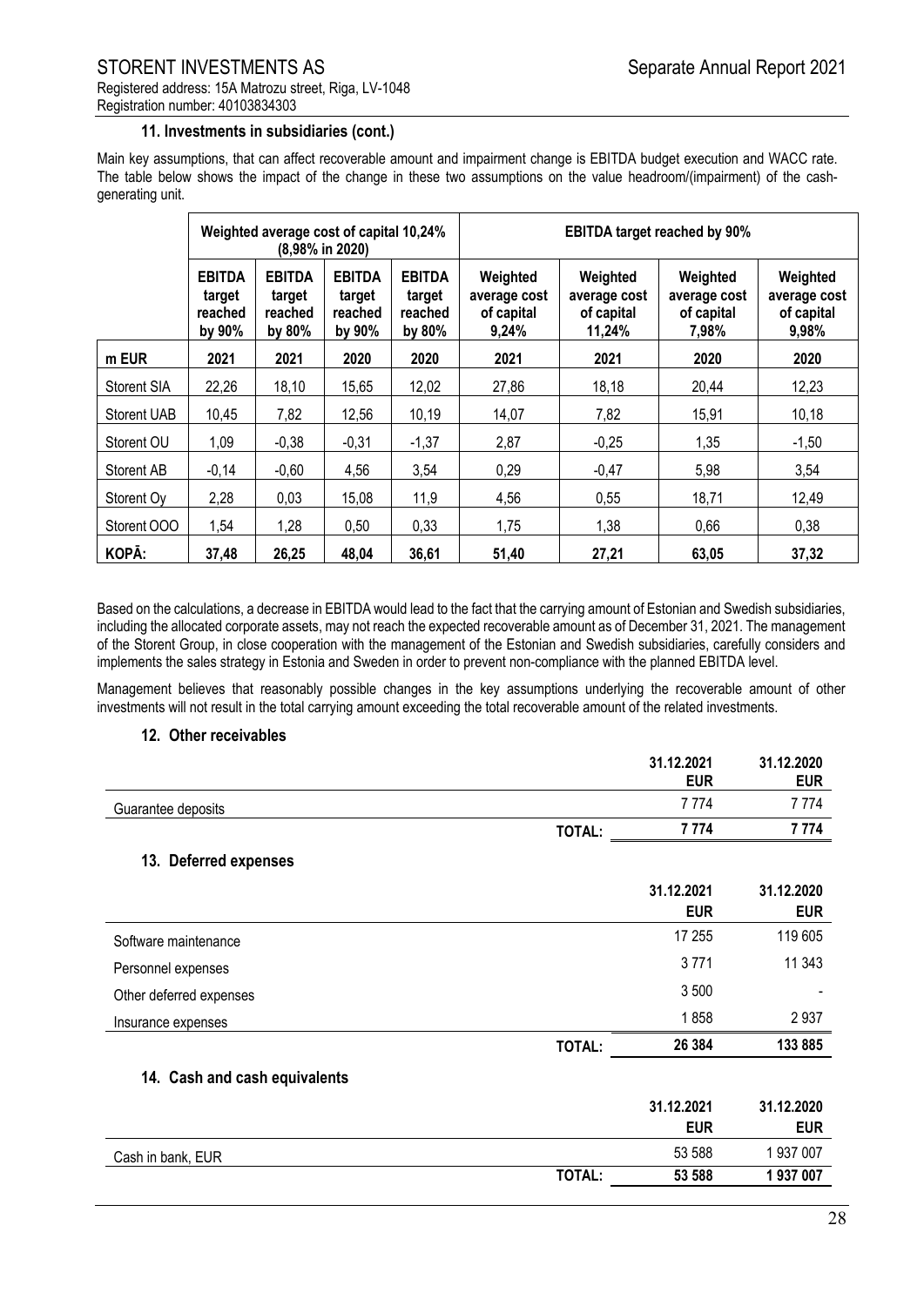### 11. Investments in subsidiaries (cont.)

Main key assumptions, that can affect recoverable amount and impairment change is EBITDA budget execution and WACC rate. The table below shows the impact of the change in these two assumptions on the value headroom/(impairment) of the cash-generating unit.

| | Weighted average cost of capital 10,24% (8,98% in 2020) | | | | EBITDA target reached by 90% | | | |
|---|---|---|---|---|---|---|---|---|
| | EBITDA target reached by 90% | EBITDA target reached by 80% | EBITDA target reached by 90% | EBITDA target reached by 80% | Weighted average cost of capital 9,24% | Weighted average cost of capital 11,24% | Weighted average cost of capital 7,98% | Weighted average cost of capital 9,98% |
| **m EUR** | **2021** | **2021** | **2020** | **2020** | **2021** | **2021** | **2020** | **2020** |
| Storent SIA | 22,26 | 18,10 | 15,65 | 12,02 | 27,86 | 18,18 | 20,44 | 12,23 |
| Storent UAB | 10,45 | 7,82 | 12,56 | 10,19 | 14,07 | 7,82 | 15,91 | 10,18 |
| Storent OU | 1,09 | -0,38 | -0,31 | -1,37 | 2,87 | -0,25 | 1,35 | -1,50 |
| Storent AB | -0,14 | -0,60 | 4,56 | 3,54 | 0,29 | -0,47 | 5,98 | 3,54 |
| Storent Oy | 2,28 | 0,03 | 15,08 | 11,9 | 4,56 | 0,55 | 18,71 | 12,49 |
| Storent OOO | 1,54 | 1,28 | 0,50 | 0,33 | 1,75 | 1,38 | 0,66 | 0,38 |
| **KOPĀ:** | **37,48** | **26,25** | **48,04** | **36,61** | **51,40** | **27,21** | **63,05** | **37,32** |

Based on the calculations, a decrease in EBITDA would lead to the fact that the carrying amount of Estonian and Swedish subsidiaries, including the allocated corporate assets, may not reach the expected recoverable amount as of December 31, 2021. The management of the Storent Group, in close cooperation with the management of the Estonian and Swedish subsidiaries, carefully considers and implements the sales strategy in Estonia and Sweden in order to prevent non-compliance with the planned EBITDA level.

Management believes that reasonably possible changes in the key assumptions underlying the recoverable amount of other investments will not result in the total carrying amount exceeding the total recoverable amount of the related investments.

### 12. Other receivables

| | 31.12.2021 EUR | 31.12.2020 EUR |
|---|---|---|
| Guarantee deposits | 7 774 | 7 774 |
| **TOTAL:** | **7 774** | **7 774** |

### 13. Deferred expenses

| | 31.12.2021 EUR | 31.12.2020 EUR |
|---|---|---|
| Software maintenance | 17 255 | 119 605 |
| Personnel expenses | 3 771 | 11 343 |
| Other deferred expenses | 3 500 | - |
| Insurance expenses | 1 858 | 2 937 |
| **TOTAL:** | **26 384** | **133 885** |

### 14. Cash and cash equivalents

| | 31.12.2021 EUR | 31.12.2020 EUR |
|---|---|---|
| Cash in bank, EUR | 53 588 | 1 937 007 |
| **TOTAL:** | **53 588** | **1 937 007** |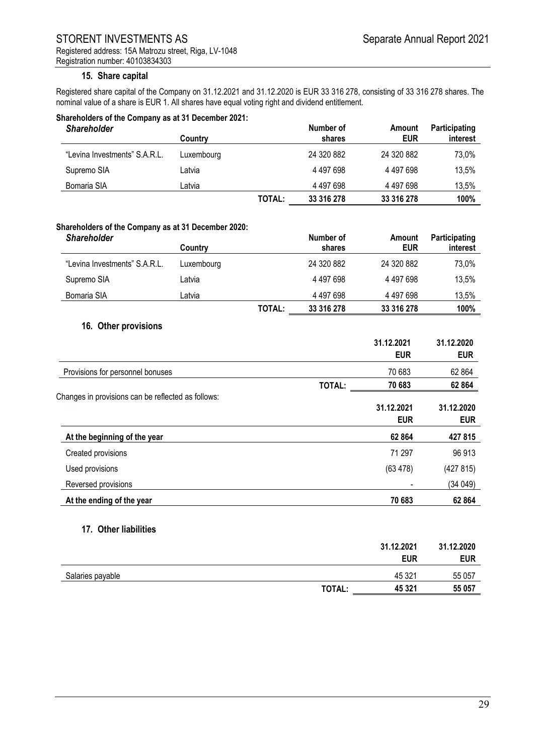### 15. Share capital

Registered share capital of the Company on 31.12.2021 and 31.12.2020 is EUR 33 316 278, consisting of 33 316 278 shares. The nominal value of a share is EUR 1. All shares have equal voting right and dividend entitlement.

**Shareholders of the Company as at 31 December 2021:**

| *Shareholder* | Country | | Number of shares | Amount EUR | Participating interest |
|---|---|---|---|---|---|
| "Levina Investments" S.A.R.L. | Luxembourg | | 24 320 882 | 24 320 882 | 73,0% |
| Supremo SIA | Latvia | | 4 497 698 | 4 497 698 | 13,5% |
| Bomaria SIA | Latvia | | 4 497 698 | 4 497 698 | 13,5% |
| | | **TOTAL:** | **33 316 278** | **33 316 278** | **100%** |

**Shareholders of the Company as at 31 December 2020:**

| *Shareholder* | Country | | Number of shares | Amount EUR | Participating interest |
|---|---|---|---|---|---|
| "Levina Investments" S.A.R.L. | Luxembourg | | 24 320 882 | 24 320 882 | 73,0% |
| Supremo SIA | Latvia | | 4 497 698 | 4 497 698 | 13,5% |
| Bomaria SIA | Latvia | | 4 497 698 | 4 497 698 | 13,5% |
| | | **TOTAL:** | **33 316 278** | **33 316 278** | **100%** |

### 16. Other provisions

| | | 31.12.2021 EUR | 31.12.2020 EUR |
|---|---|---|---|
| Provisions for personnel bonuses | | 70 683 | 62 864 |
| | **TOTAL:** | **70 683** | **62 864** |

Changes in provisions can be reflected as follows:

| | 31.12.2021 EUR | 31.12.2020 EUR |
|---|---|---|
| **At the beginning of the year** | **62 864** | **427 815** |
| Created provisions | 71 297 | 96 913 |
| Used provisions | (63 478) | (427 815) |
| Reversed provisions | - | (34 049) |
| **At the ending of the year** | **70 683** | **62 864** |

### 17. Other liabilities

| | | 31.12.2021 EUR | 31.12.2020 EUR |
|---|---|---|---|
| Salaries payable | | 45 321 | 55 057 |
| | **TOTAL:** | **45 321** | **55 057** |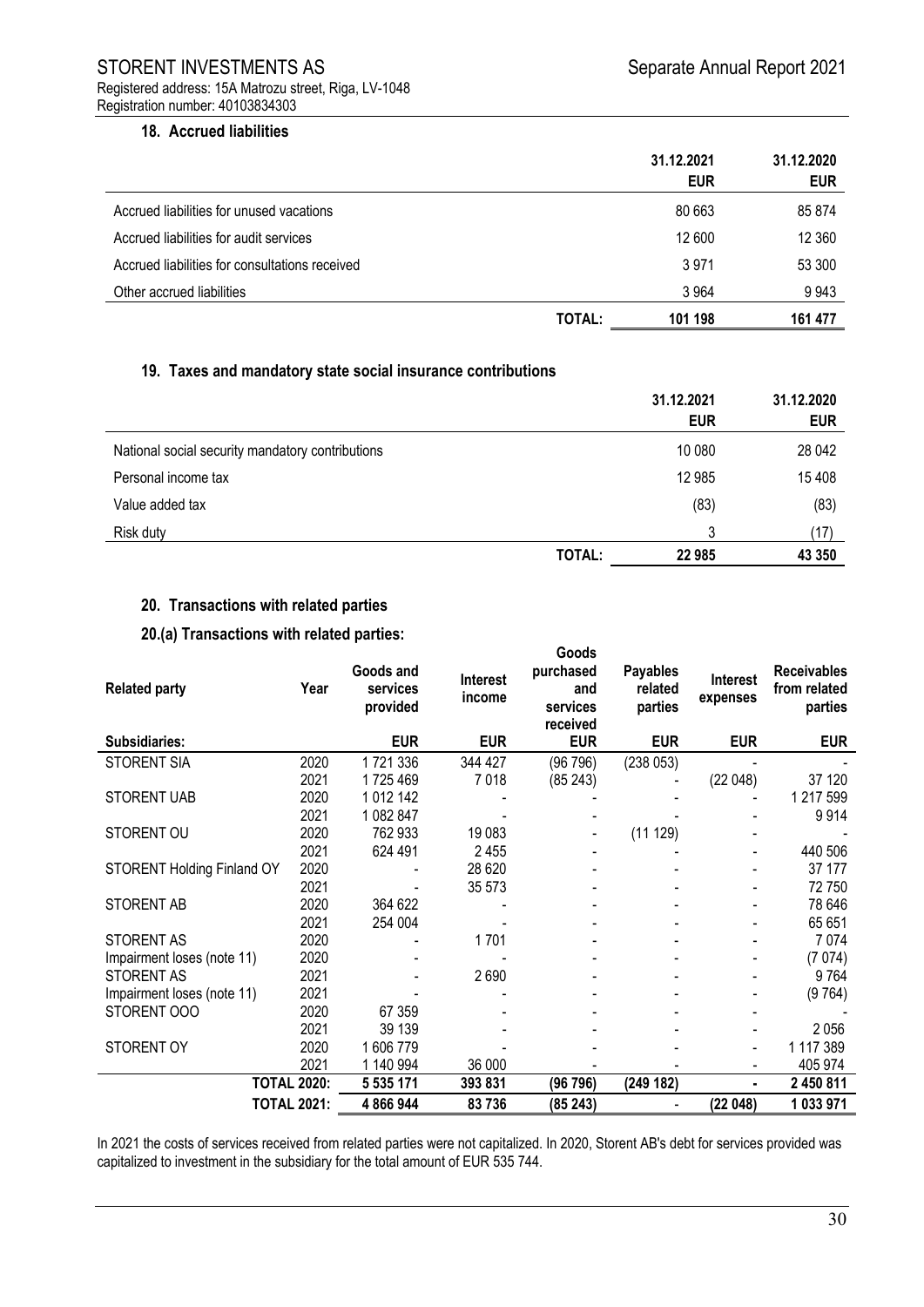## 18. Accrued liabilities

| | 31.12.2021 EUR | 31.12.2020 EUR |
|---|---|---|
| Accrued liabilities for unused vacations | 80 663 | 85 874 |
| Accrued liabilities for audit services | 12 600 | 12 360 |
| Accrued liabilities for consultations received | 3 971 | 53 300 |
| Other accrued liabilities | 3 964 | 9 943 |
| **TOTAL:** | **101 198** | **161 477** |

## 19. Taxes and mandatory state social insurance contributions

| | 31.12.2021 EUR | 31.12.2020 EUR |
|---|---|---|
| National social security mandatory contributions | 10 080 | 28 042 |
| Personal income tax | 12 985 | 15 408 |
| Value added tax | (83) | (83) |
| Risk duty | 3 | (17) |
| **TOTAL:** | **22 985** | **43 350** |

## 20. Transactions with related parties

### 20.(a) Transactions with related parties:

| Related party | Year | Goods and services provided | Interest income | Goods purchased and services received | Payables related parties | Interest expenses | Receivables from related parties |
|---|---|---|---|---|---|---|---|
| **Subsidiaries:** | | **EUR** | **EUR** | **EUR** | **EUR** | **EUR** | **EUR** |
| STORENT SIA | 2020 | 1 721 336 | 344 427 | (96 796) | (238 053) | - | - |
| | 2021 | 1 725 469 | 7 018 | (85 243) | - | (22 048) | 37 120 |
| STORENT UAB | 2020 | 1 012 142 | - | - | - | - | 1 217 599 |
| | 2021 | 1 082 847 | - | - | - | - | 9 914 |
| STORENT OU | 2020 | 762 933 | 19 083 | - | (11 129) | - | - |
| | 2021 | 624 491 | 2 455 | - | - | - | 440 506 |
| STORENT Holding Finland OY | 2020 | - | 28 620 | - | - | - | 37 177 |
| | 2021 | - | 35 573 | - | - | - | 72 750 |
| STORENT AB | 2020 | 364 622 | - | - | - | - | 78 646 |
| | 2021 | 254 004 | - | - | - | - | 65 651 |
| STORENT AS | 2020 | - | 1 701 | - | - | - | 7 074 |
| Impairment loses (note 11) | 2020 | - | - | - | - | - | (7 074) |
| STORENT AS | 2021 | - | 2 690 | - | - | - | 9 764 |
| Impairment loses (note 11) | 2021 | - | - | - | - | - | (9 764) |
| STORENT OOO | 2020 | 67 359 | - | - | - | - | - |
| | 2021 | 39 139 | - | - | - | - | 2 056 |
| STORENT OY | 2020 | 1 606 779 | - | - | - | - | 1 117 389 |
| | 2021 | 1 140 994 | 36 000 | - | - | - | 405 974 |
| **TOTAL 2020:** | | **5 535 171** | **393 831** | **(96 796)** | **(249 182)** | **-** | **2 450 811** |
| **TOTAL 2021:** | | **4 866 944** | **83 736** | **(85 243)** | **-** | **(22 048)** | **1 033 971** |

In 2021 the costs of services received from related parties were not capitalized. In 2020, Storent AB's debt for services provided was capitalized to investment in the subsidiary for the total amount of EUR 535 744.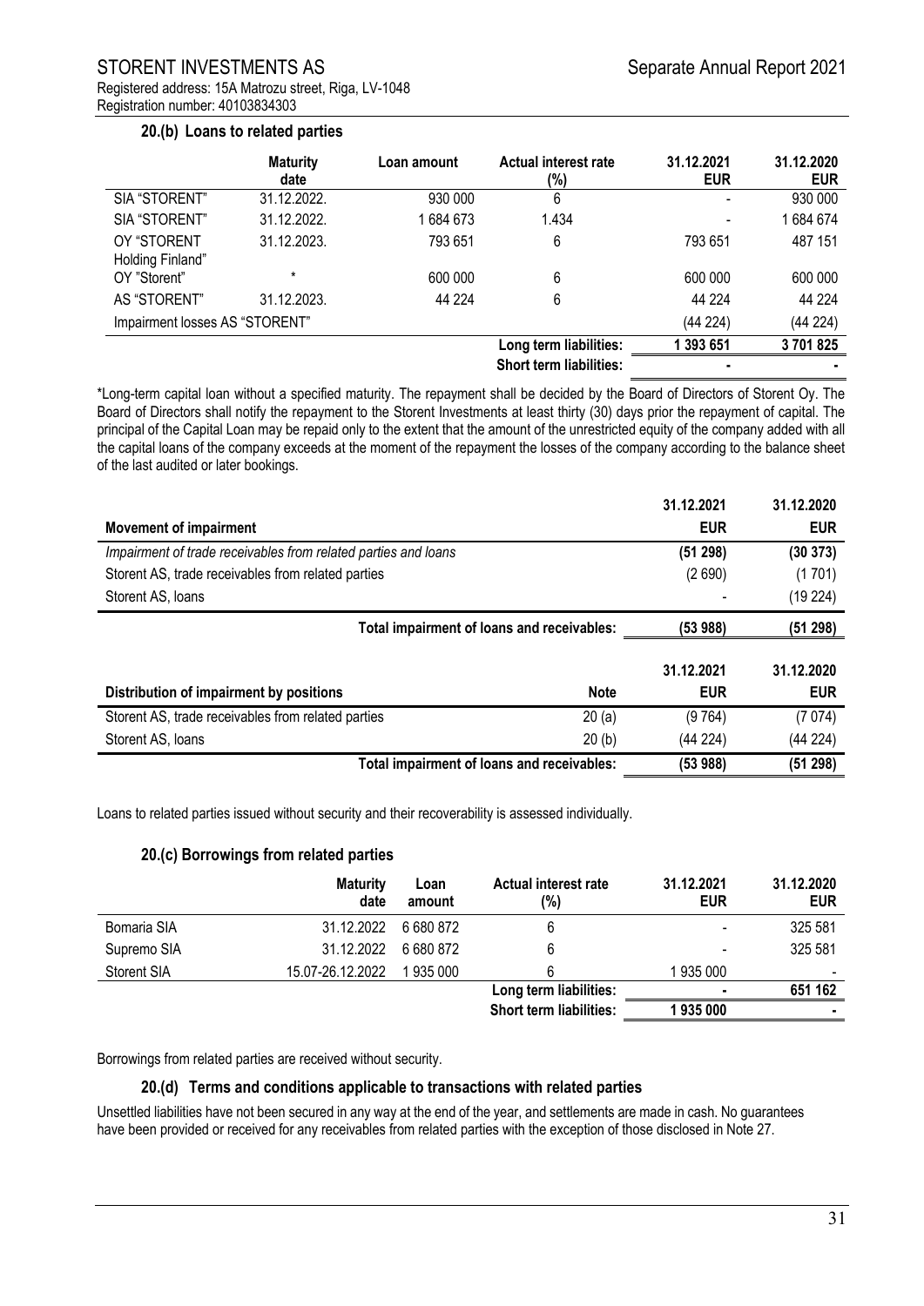### 20.(b) Loans to related parties

| | Maturity date | Loan amount | Actual interest rate (%) | 31.12.2021 EUR | 31.12.2020 EUR |
|---|---|---|---|---|---|
| SIA "STORENT" | 31.12.2022. | 930 000 | 6 | - | 930 000 |
| SIA "STORENT" | 31.12.2022. | 1 684 673 | 1.434 | - | 1 684 674 |
| OY "STORENT Holding Finland" | 31.12.2023. | 793 651 | 6 | 793 651 | 487 151 |
| OY "Storent" | * | 600 000 | 6 | 600 000 | 600 000 |
| AS "STORENT" | 31.12.2023. | 44 224 | 6 | 44 224 | 44 224 |
| Impairment losses AS "STORENT" | | | | (44 224) | (44 224) |
| | | | **Long term liabilities:** | **1 393 651** | **3 701 825** |
| | | | **Short term liabilities:** | **-** | **-** |

*Long-term capital loan without a specified maturity. The repayment shall be decided by the Board of Directors of Storent Oy. The Board of Directors shall notify the repayment to the Storent Investments at least thirty (30) days prior the repayment of capital. The principal of the Capital Loan may be repaid only to the extent that the amount of the unrestricted equity of the company added with all the capital loans of the company exceeds at the moment of the repayment the losses of the company according to the balance sheet of the last audited or later bookings.

| **Movement of impairment** | 31.12.2021 EUR | 31.12.2020 EUR |
|---|---|---|
| *Impairment of trade receivables from related parties and loans* | **(51 298)** | **(30 373)** |
| Storent AS, trade receivables from related parties | (2 690) | (1 701) |
| Storent AS, loans | - | (19 224) |
| **Total impairment of loans and receivables:** | **(53 988)** | **(51 298)** |

| **Distribution of impairment by positions** | **Note** | 31.12.2021 EUR | 31.12.2020 EUR |
|---|---|---|---|
| Storent AS, trade receivables from related parties | 20 (a) | (9 764) | (7 074) |
| Storent AS, loans | 20 (b) | (44 224) | (44 224) |
| **Total impairment of loans and receivables:** | | **(53 988)** | **(51 298)** |

Loans to related parties issued without security and their recoverability is assessed individually.

### 20.(c) Borrowings from related parties

| | Maturity date | Loan amount | Actual interest rate (%) | 31.12.2021 EUR | 31.12.2020 EUR |
|---|---|---|---|---|---|
| Bomaria SIA | 31.12.2022 | 6 680 872 | 6 | - | 325 581 |
| Supremo SIA | 31.12.2022 | 6 680 872 | 6 | - | 325 581 |
| Storent SIA | 15.07-26.12.2022 | 1 935 000 | 6 | 1 935 000 | - |
| | | | **Long term liabilities:** | **-** | **651 162** |
| | | | **Short term liabilities:** | **1 935 000** | **-** |

Borrowings from related parties are received without security.

### 20.(d) Terms and conditions applicable to transactions with related parties

Unsettled liabilities have not been secured in any way at the end of the year, and settlements are made in cash. No guarantees have been provided or received for any receivables from related parties with the exception of those disclosed in Note 27.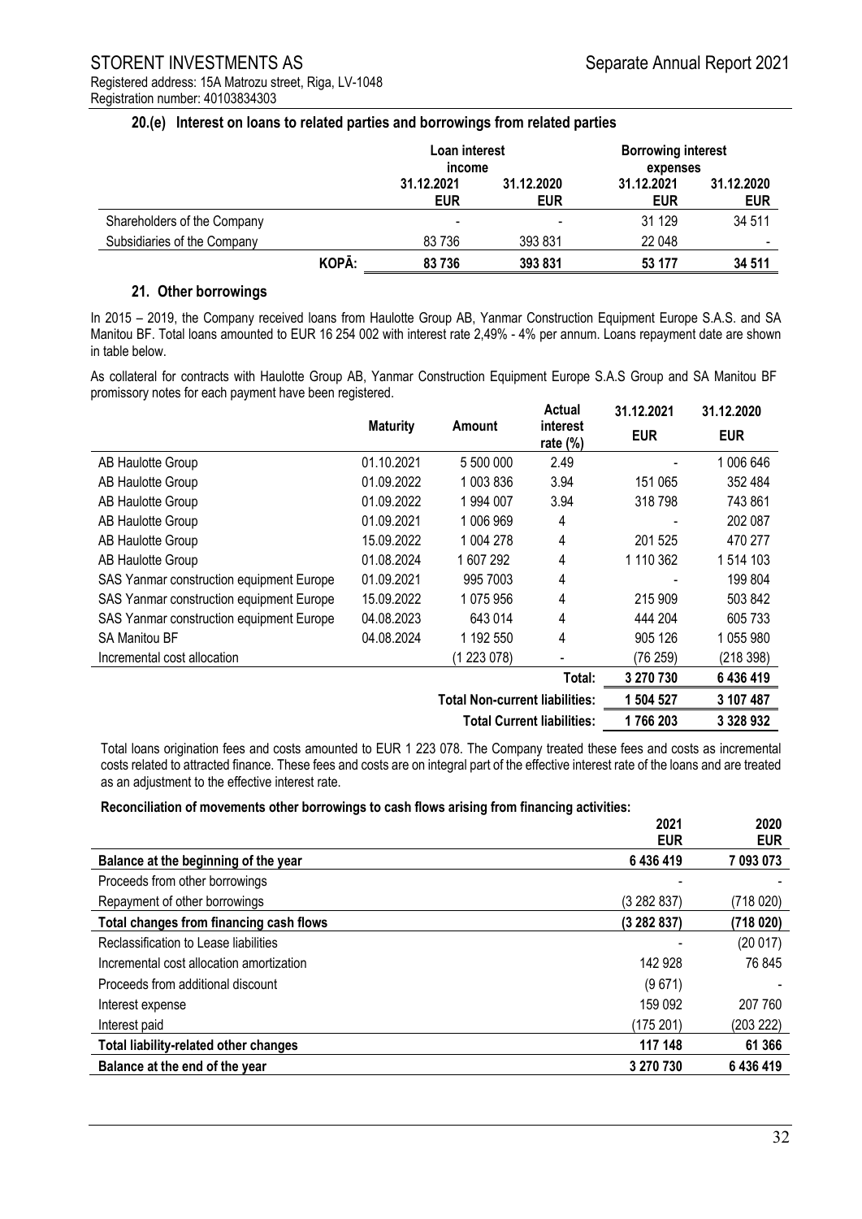### 20.(e) Interest on loans to related parties and borrowings from related parties

| | Loan interest income | | Borrowing interest expenses | |
|---|---|---|---|---|
| | 31.12.2021 EUR | 31.12.2020 EUR | 31.12.2021 EUR | 31.12.2020 EUR |
| Shareholders of the Company | - | - | 31 129 | 34 511 |
| Subsidiaries of the Company | 83 736 | 393 831 | 22 048 | - |
| KOPĀ: | 83 736 | 393 831 | 53 177 | 34 511 |

### 21. Other borrowings

In 2015 – 2019, the Company received loans from Haulotte Group AB, Yanmar Construction Equipment Europe S.A.S. and SA Manitou BF. Total loans amounted to EUR 16 254 002 with interest rate 2,49% - 4% per annum. Loans repayment date are shown in table below.

As collateral for contracts with Haulotte Group AB, Yanmar Construction Equipment Europe S.A.S Group and SA Manitou BF promissory notes for each payment have been registered.

| | Maturity | Amount | Actual interest rate (%) | 31.12.2021 EUR | 31.12.2020 EUR |
|---|---|---|---|---|---|
| AB Haulotte Group | 01.10.2021 | 5 500 000 | 2.49 | - | 1 006 646 |
| AB Haulotte Group | 01.09.2022 | 1 003 836 | 3.94 | 151 065 | 352 484 |
| AB Haulotte Group | 01.09.2022 | 1 994 007 | 3.94 | 318 798 | 743 861 |
| AB Haulotte Group | 01.09.2021 | 1 006 969 | 4 | - | 202 087 |
| AB Haulotte Group | 15.09.2022 | 1 004 278 | 4 | 201 525 | 470 277 |
| AB Haulotte Group | 01.08.2024 | 1 607 292 | 4 | 1 110 362 | 1 514 103 |
| SAS Yanmar construction equipment Europe | 01.09.2021 | 995 7003 | 4 | - | 199 804 |
| SAS Yanmar construction equipment Europe | 15.09.2022 | 1 075 956 | 4 | 215 909 | 503 842 |
| SAS Yanmar construction equipment Europe | 04.08.2023 | 643 014 | 4 | 444 204 | 605 733 |
| SA Manitou BF | 04.08.2024 | 1 192 550 | 4 | 905 126 | 1 055 980 |
| Incremental cost allocation | | (1 223 078) | - | (76 259) | (218 398) |
| | | | Total: | 3 270 730 | 6 436 419 |
| | | Total Non-current liabilities: | | 1 504 527 | 3 107 487 |
| | | Total Current liabilities: | | 1 766 203 | 3 328 932 |

Total loans origination fees and costs amounted to EUR 1 223 078. The Company treated these fees and costs as incremental costs related to attracted finance. These fees and costs are on integral part of the effective interest rate of the loans and are treated as an adjustment to the effective interest rate.

**Reconciliation of movements other borrowings to cash flows arising from financing activities:**

| | 2021 EUR | 2020 EUR |
|---|---|---|
| **Balance at the beginning of the year** | **6 436 419** | **7 093 073** |
| Proceeds from other borrowings | - | - |
| Repayment of other borrowings | (3 282 837) | (718 020) |
| **Total changes from financing cash flows** | **(3 282 837)** | **(718 020)** |
| Reclassification to Lease liabilities | - | (20 017) |
| Incremental cost allocation amortization | 142 928 | 76 845 |
| Proceeds from additional discount | (9 671) | - |
| Interest expense | 159 092 | 207 760 |
| Interest paid | (175 201) | (203 222) |
| **Total liability-related other changes** | **117 148** | **61 366** |
| **Balance at the end of the year** | **3 270 730** | **6 436 419** |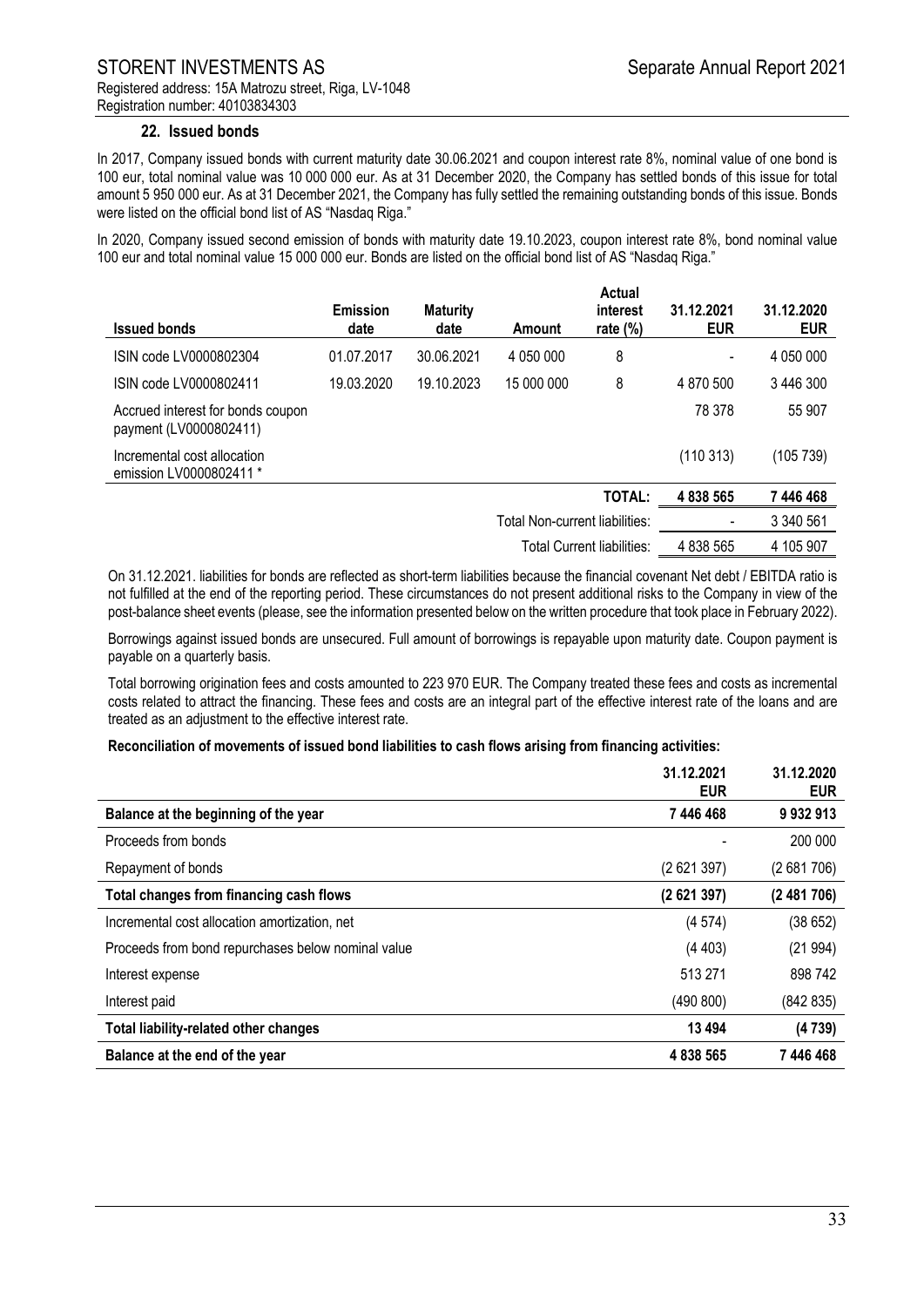## 22. Issued bonds

In 2017, Company issued bonds with current maturity date 30.06.2021 and coupon interest rate 8%, nominal value of one bond is 100 eur, total nominal value was 10 000 000 eur. As at 31 December 2020, the Company has settled bonds of this issue for total amount 5 950 000 eur. As at 31 December 2021, the Company has fully settled the remaining outstanding bonds of this issue. Bonds were listed on the official bond list of AS "Nasdaq Riga."

In 2020, Company issued second emission of bonds with maturity date 19.10.2023, coupon interest rate 8%, bond nominal value 100 eur and total nominal value 15 000 000 eur. Bonds are listed on the official bond list of AS "Nasdaq Riga."

| Issued bonds | Emission date | Maturity date | Amount | Actual interest rate (%) | 31.12.2021 EUR | 31.12.2020 EUR |
|---|---|---|---|---|---|---|
| ISIN code LV0000802304 | 01.07.2017 | 30.06.2021 | 4 050 000 | 8 | - | 4 050 000 |
| ISIN code LV0000802411 | 19.03.2020 | 19.10.2023 | 15 000 000 | 8 | 4 870 500 | 3 446 300 |
| Accrued interest for bonds coupon payment (LV0000802411) | | | | | 78 378 | 55 907 |
| Incremental cost allocation emission LV0000802411 * | | | | | (110 313) | (105 739) |
| | | | | **TOTAL:** | **4 838 565** | **7 446 468** |
| | | | | Total Non-current liabilities: | - | 3 340 561 |
| | | | | Total Current liabilities: | 4 838 565 | 4 105 907 |

On 31.12.2021. liabilities for bonds are reflected as short-term liabilities because the financial covenant Net debt / EBITDA ratio is not fulfilled at the end of the reporting period. These circumstances do not present additional risks to the Company in view of the post-balance sheet events (please, see the information presented below on the written procedure that took place in February 2022).

Borrowings against issued bonds are unsecured. Full amount of borrowings is repayable upon maturity date. Coupon payment is payable on a quarterly basis.

Total borrowing origination fees and costs amounted to 223 970 EUR. The Company treated these fees and costs as incremental costs related to attract the financing. These fees and costs are an integral part of the effective interest rate of the loans and are treated as an adjustment to the effective interest rate.

**Reconciliation of movements of issued bond liabilities to cash flows arising from financing activities:**

| | 31.12.2021 EUR | 31.12.2020 EUR |
|---|---|---|
| **Balance at the beginning of the year** | **7 446 468** | **9 932 913** |
| Proceeds from bonds | - | 200 000 |
| Repayment of bonds | (2 621 397) | (2 681 706) |
| **Total changes from financing cash flows** | **(2 621 397)** | **(2 481 706)** |
| Incremental cost allocation amortization, net | (4 574) | (38 652) |
| Proceeds from bond repurchases below nominal value | (4 403) | (21 994) |
| Interest expense | 513 271 | 898 742 |
| Interest paid | (490 800) | (842 835) |
| **Total liability-related other changes** | **13 494** | **(4 739)** |
| **Balance at the end of the year** | **4 838 565** | **7 446 468** |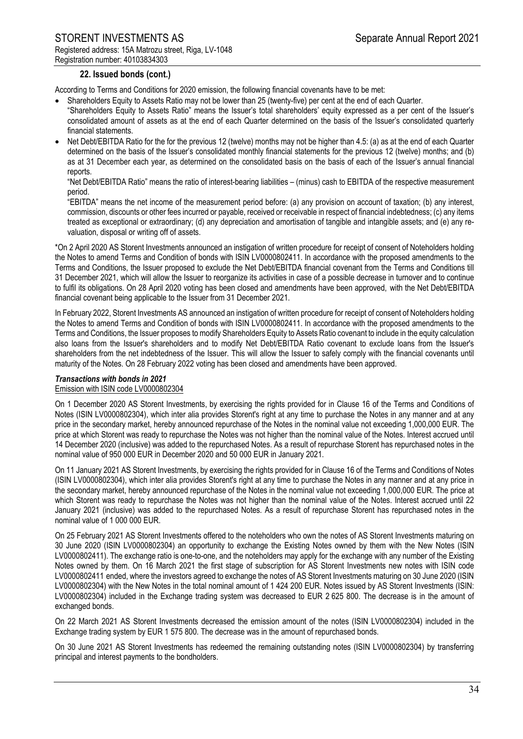### 22. Issued bonds (cont.)

According to Terms and Conditions for 2020 emission, the following financial covenants have to be met:

- Shareholders Equity to Assets Ratio may not be lower than 25 (twenty-five) per cent at the end of each Quarter.
  "Shareholders Equity to Assets Ratio" means the Issuer's total shareholders' equity expressed as a per cent of the Issuer's consolidated amount of assets as at the end of each Quarter determined on the basis of the Issuer's consolidated quarterly financial statements.
- Net Debt/EBITDA Ratio for the for the previous 12 (twelve) months may not be higher than 4.5: (a) as at the end of each Quarter determined on the basis of the Issuer's consolidated monthly financial statements for the previous 12 (twelve) months; and (b) as at 31 December each year, as determined on the consolidated basis on the basis of each of the Issuer's annual financial reports.
  "Net Debt/EBITDA Ratio" means the ratio of interest-bearing liabilities – (minus) cash to EBITDA of the respective measurement period.
  "EBITDA" means the net income of the measurement period before: (a) any provision on account of taxation; (b) any interest, commission, discounts or other fees incurred or payable, received or receivable in respect of financial indebtedness; (c) any items treated as exceptional or extraordinary; (d) any depreciation and amortisation of tangible and intangible assets; and (e) any re-valuation, disposal or writing off of assets.

*On 2 April 2020 AS Storent Investments announced an instigation of written procedure for receipt of consent of Noteholders holding the Notes to amend Terms and Condition of bonds with ISIN LV0000802411. In accordance with the proposed amendments to the Terms and Conditions, the Issuer proposed to exclude the Net Debt/EBITDA financial covenant from the Terms and Conditions till 31 December 2021, which will allow the Issuer to reorganize its activities in case of a possible decrease in turnover and to continue to fulfil its obligations. On 28 April 2020 voting has been closed and amendments have been approved, with the Net Debt/EBITDA financial covenant being applicable to the Issuer from 31 December 2021.

In February 2022, Storent Investments AS announced an instigation of written procedure for receipt of consent of Noteholders holding the Notes to amend Terms and Condition of bonds with ISIN LV0000802411. In accordance with the proposed amendments to the Terms and Conditions, the Issuer proposes to modify Shareholders Equity to Assets Ratio covenant to include in the equity calculation also loans from the Issuer's shareholders and to modify Net Debt/EBITDA Ratio covenant to exclude loans from the Issuer's shareholders from the net indebtedness of the Issuer. This will allow the Issuer to safely comply with the financial covenants until maturity of the Notes. On 28 February 2022 voting has been closed and amendments have been approved.

***Transactions with bonds in 2021***

Emission with ISIN code LV0000802304

On 1 December 2020 AS Storent Investments, by exercising the rights provided for in Clause 16 of the Terms and Conditions of Notes (ISIN LV0000802304), which inter alia provides Storent's right at any time to purchase the Notes in any manner and at any price in the secondary market, hereby announced repurchase of the Notes in the nominal value not exceeding 1,000,000 EUR. The price at which Storent was ready to repurchase the Notes was not higher than the nominal value of the Notes. Interest accrued until 14 December 2020 (inclusive) was added to the repurchased Notes. As a result of repurchase Storent has repurchased notes in the nominal value of 950 000 EUR in December 2020 and 50 000 EUR in January 2021.

On 11 January 2021 AS Storent Investments, by exercising the rights provided for in Clause 16 of the Terms and Conditions of Notes (ISIN LV0000802304), which inter alia provides Storent's right at any time to purchase the Notes in any manner and at any price in the secondary market, hereby announced repurchase of the Notes in the nominal value not exceeding 1,000,000 EUR. The price at which Storent was ready to repurchase the Notes was not higher than the nominal value of the Notes. Interest accrued until 22 January 2021 (inclusive) was added to the repurchased Notes. As a result of repurchase Storent has repurchased notes in the nominal value of 1 000 000 EUR.

On 25 February 2021 AS Storent Investments offered to the noteholders who own the notes of AS Storent Investments maturing on 30 June 2020 (ISIN LV0000802304) an opportunity to exchange the Existing Notes owned by them with the New Notes (ISIN LV0000802411). The exchange ratio is one-to-one, and the noteholders may apply for the exchange with any number of the Existing Notes owned by them. On 16 March 2021 the first stage of subscription for AS Storent Investments new notes with ISIN code LV0000802411 ended, where the investors agreed to exchange the notes of AS Storent Investments maturing on 30 June 2020 (ISIN LV0000802304) with the New Notes in the total nominal amount of 1 424 200 EUR. Notes issued by AS Storent Investments (ISIN: LV0000802304) included in the Exchange trading system was decreased to EUR 2 625 800. The decrease is in the amount of exchanged bonds.

On 22 March 2021 AS Storent Investments decreased the emission amount of the notes (ISIN LV0000802304) included in the Exchange trading system by EUR 1 575 800. The decrease was in the amount of repurchased bonds.

On 30 June 2021 AS Storent Investments has redeemed the remaining outstanding notes (ISIN LV0000802304) by transferring principal and interest payments to the bondholders.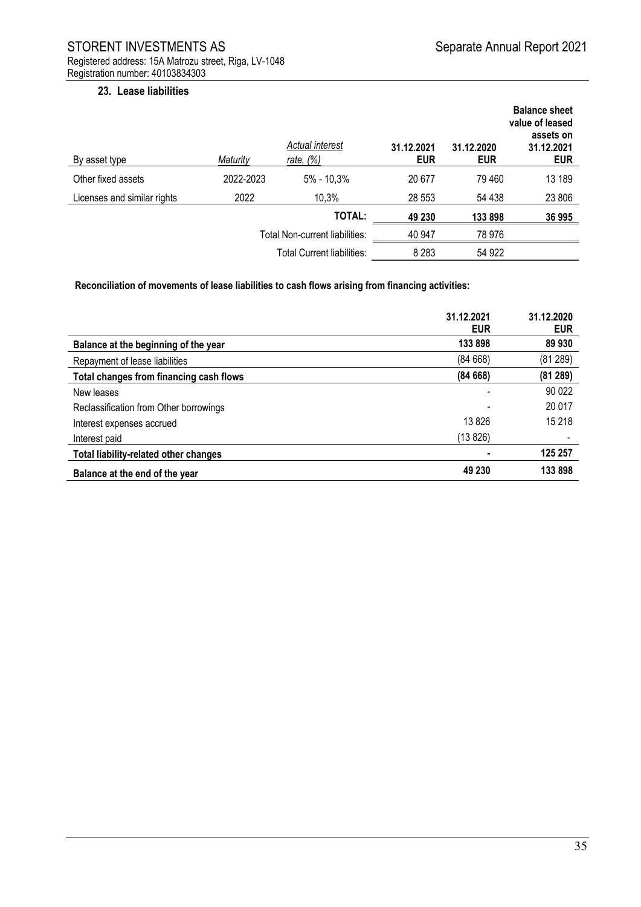## 23. Lease liabilities

| By asset type | *Maturity* | *Actual interest rate, (%)* | 31.12.2021 EUR | 31.12.2020 EUR | Balance sheet value of leased assets on 31.12.2021 EUR |
|---|---|---|---|---|---|
| Other fixed assets | 2022-2023 | 5% - 10,3% | 20 677 | 79 460 | 13 189 |
| Licenses and similar rights | 2022 | 10,3% | 28 553 | 54 438 | 23 806 |
| | | **TOTAL:** | **49 230** | **133 898** | **36 995** |
| | | Total Non-current liabilities: | 40 947 | 78 976 | |
| | | Total Current liabilities: | 8 283 | 54 922 | |

**Reconciliation of movements of lease liabilities to cash flows arising from financing activities:**

| | 31.12.2021 EUR | 31.12.2020 EUR |
|---|---|---|
| **Balance at the beginning of the year** | **133 898** | **89 930** |
| Repayment of lease liabilities | (84 668) | (81 289) |
| **Total changes from financing cash flows** | **(84 668)** | **(81 289)** |
| New leases | - | 90 022 |
| Reclassification from Other borrowings | - | 20 017 |
| Interest expenses accrued | 13 826 | 15 218 |
| Interest paid | (13 826) | - |
| **Total liability-related other changes** | **-** | **125 257** |
| **Balance at the end of the year** | **49 230** | **133 898** |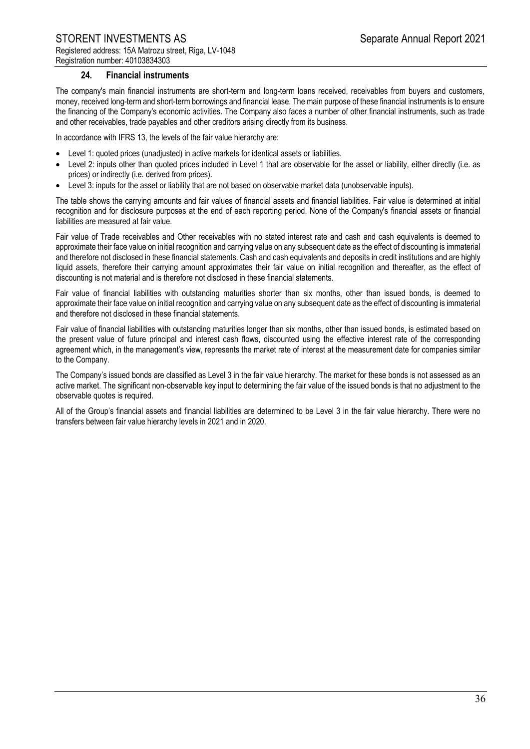## 24. Financial instruments

The company's main financial instruments are short-term and long-term loans received, receivables from buyers and customers, money, received long-term and short-term borrowings and financial lease. The main purpose of these financial instruments is to ensure the financing of the Company's economic activities. The Company also faces a number of other financial instruments, such as trade and other receivables, trade payables and other creditors arising directly from its business.

In accordance with IFRS 13, the levels of the fair value hierarchy are:

- Level 1: quoted prices (unadjusted) in active markets for identical assets or liabilities.
- Level 2: inputs other than quoted prices included in Level 1 that are observable for the asset or liability, either directly (i.e. as prices) or indirectly (i.e. derived from prices).
- Level 3: inputs for the asset or liability that are not based on observable market data (unobservable inputs).

The table shows the carrying amounts and fair values of financial assets and financial liabilities. Fair value is determined at initial recognition and for disclosure purposes at the end of each reporting period. None of the Company's financial assets or financial liabilities are measured at fair value.

Fair value of Trade receivables and Other receivables with no stated interest rate and cash and cash equivalents is deemed to approximate their face value on initial recognition and carrying value on any subsequent date as the effect of discounting is immaterial and therefore not disclosed in these financial statements. Cash and cash equivalents and deposits in credit institutions and are highly liquid assets, therefore their carrying amount approximates their fair value on initial recognition and thereafter, as the effect of discounting is not material and is therefore not disclosed in these financial statements.

Fair value of financial liabilities with outstanding maturities shorter than six months, other than issued bonds, is deemed to approximate their face value on initial recognition and carrying value on any subsequent date as the effect of discounting is immaterial and therefore not disclosed in these financial statements.

Fair value of financial liabilities with outstanding maturities longer than six months, other than issued bonds, is estimated based on the present value of future principal and interest cash flows, discounted using the effective interest rate of the corresponding agreement which, in the management's view, represents the market rate of interest at the measurement date for companies similar to the Company.

The Company's issued bonds are classified as Level 3 in the fair value hierarchy. The market for these bonds is not assessed as an active market. The significant non-observable key input to determining the fair value of the issued bonds is that no adjustment to the observable quotes is required.

All of the Group's financial assets and financial liabilities are determined to be Level 3 in the fair value hierarchy. There were no transfers between fair value hierarchy levels in 2021 and in 2020.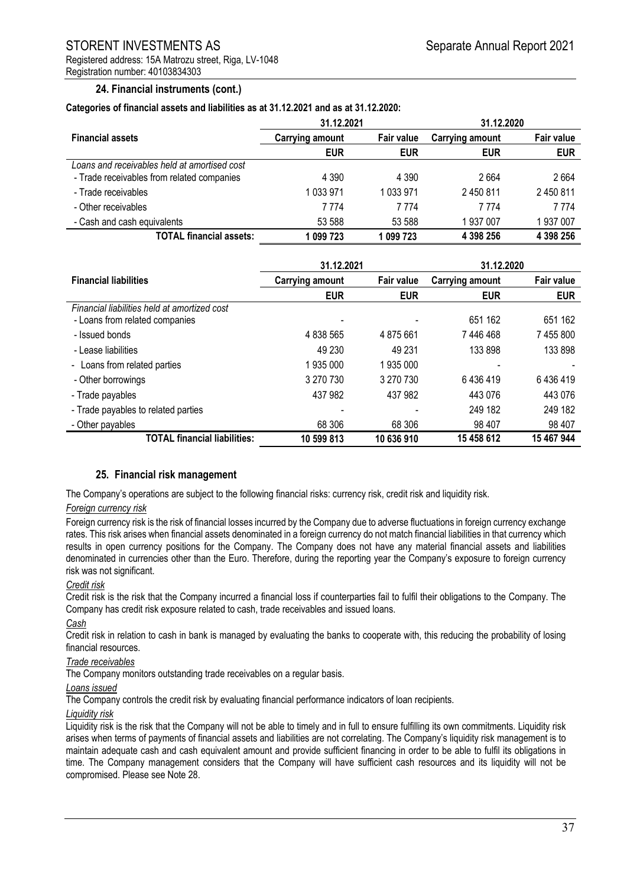### 24. Financial instruments (cont.)

**Categories of financial assets and liabilities as at 31.12.2021 and as at 31.12.2020:**

| Financial assets | 31.12.2021 | | 31.12.2020 | |
|---|---|---|---|---|
| | Carrying amount | Fair value | Carrying amount | Fair value |
| | EUR | EUR | EUR | EUR |
| *Loans and receivables held at amortised cost* | | | | |
| - Trade receivables from related companies | 4 390 | 4 390 | 2 664 | 2 664 |
| - Trade receivables | 1 033 971 | 1 033 971 | 2 450 811 | 2 450 811 |
| - Other receivables | 7 774 | 7 774 | 7 774 | 7 774 |
| - Cash and cash equivalents | 53 588 | 53 588 | 1 937 007 | 1 937 007 |
| **TOTAL financial assets:** | **1 099 723** | **1 099 723** | **4 398 256** | **4 398 256** |

| Financial liabilities | 31.12.2021 | | 31.12.2020 | |
|---|---|---|---|---|
| | Carrying amount | Fair value | Carrying amount | Fair value |
| | EUR | EUR | EUR | EUR |
| *Financial liabilities held at amortized cost* | | | | |
| - Loans from related companies | - | - | 651 162 | 651 162 |
| - Issued bonds | 4 838 565 | 4 875 661 | 7 446 468 | 7 455 800 |
| - Lease liabilities | 49 230 | 49 231 | 133 898 | 133 898 |
| - Loans from related parties | 1 935 000 | 1 935 000 | - | - |
| - Other borrowings | 3 270 730 | 3 270 730 | 6 436 419 | 6 436 419 |
| - Trade payables | 437 982 | 437 982 | 443 076 | 443 076 |
| - Trade payables to related parties | - | - | 249 182 | 249 182 |
| - Other payables | 68 306 | 68 306 | 98 407 | 98 407 |
| **TOTAL financial liabilities:** | **10 599 813** | **10 636 910** | **15 458 612** | **15 467 944** |

### 25. Financial risk management

The Company's operations are subject to the following financial risks: currency risk, credit risk and liquidity risk.

*Foreign currency risk*

Foreign currency risk is the risk of financial losses incurred by the Company due to adverse fluctuations in foreign currency exchange rates. This risk arises when financial assets denominated in a foreign currency do not match financial liabilities in that currency which results in open currency positions for the Company. The Company does not have any material financial assets and liabilities denominated in currencies other than the Euro. Therefore, during the reporting year the Company's exposure to foreign currency risk was not significant.

*Credit risk*

Credit risk is the risk that the Company incurred a financial loss if counterparties fail to fulfil their obligations to the Company. The Company has credit risk exposure related to cash, trade receivables and issued loans.

*Cash*

Credit risk in relation to cash in bank is managed by evaluating the banks to cooperate with, this reducing the probability of losing financial resources.

*Trade receivables*

The Company monitors outstanding trade receivables on a regular basis.

*Loans issued*

The Company controls the credit risk by evaluating financial performance indicators of loan recipients.

*Liquidity risk*

Liquidity risk is the risk that the Company will not be able to timely and in full to ensure fulfilling its own commitments. Liquidity risk arises when terms of payments of financial assets and liabilities are not correlating. The Company's liquidity risk management is to maintain adequate cash and cash equivalent amount and provide sufficient financing in order to be able to fulfil its obligations in time. The Company management considers that the Company will have sufficient cash resources and its liquidity will not be compromised. Please see Note 28.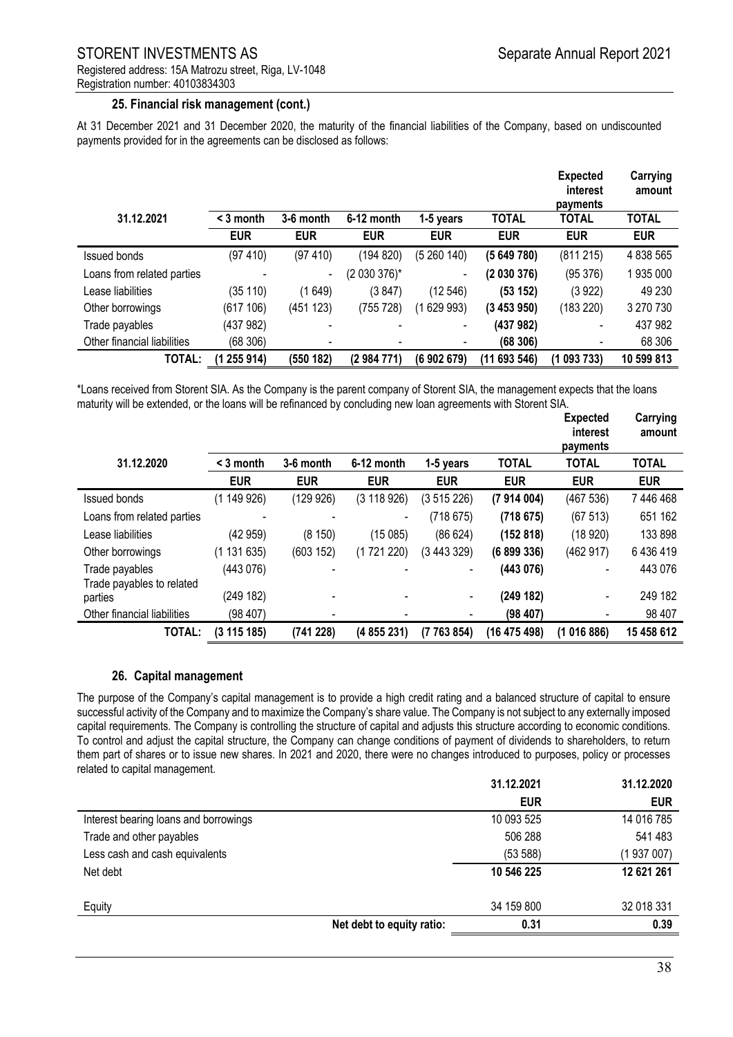### 25. Financial risk management (cont.)

At 31 December 2021 and 31 December 2020, the maturity of the financial liabilities of the Company, based on undiscounted payments provided for in the agreements can be disclosed as follows:

| 31.12.2021 | < 3 month | 3-6 month | 6-12 month | 1-5 years | TOTAL | Expected interest payments TOTAL | Carrying amount TOTAL |
|---|---|---|---|---|---|---|---|
| | EUR | EUR | EUR | EUR | EUR | EUR | EUR |
| Issued bonds | (97 410) | (97 410) | (194 820) | (5 260 140) | **(5 649 780)** | (811 215) | 4 838 565 |
| Loans from related parties | - | - | (2 030 376)* | - | **(2 030 376)** | (95 376) | 1 935 000 |
| Lease liabilities | (35 110) | (1 649) | (3 847) | (12 546) | **(53 152)** | (3 922) | 49 230 |
| Other borrowings | (617 106) | (451 123) | (755 728) | (1 629 993) | **(3 453 950)** | (183 220) | 3 270 730 |
| Trade payables | (437 982) | - | - | - | **(437 982)** | - | 437 982 |
| Other financial liabilities | (68 306) | - | - | - | **(68 306)** | - | 68 306 |
| **TOTAL:** | **(1 255 914)** | **(550 182)** | **(2 984 771)** | **(6 902 679)** | **(11 693 546)** | **(1 093 733)** | **10 599 813** |

*Loans received from Storent SIA. As the Company is the parent company of Storent SIA, the management expects that the loans maturity will be extended, or the loans will be refinanced by concluding new loan agreements with Storent SIA.

| 31.12.2020 | < 3 month | 3-6 month | 6-12 month | 1-5 years | TOTAL | Expected interest payments TOTAL | Carrying amount TOTAL |
|---|---|---|---|---|---|---|---|
| | EUR | EUR | EUR | EUR | EUR | EUR | EUR |
| Issued bonds | (1 149 926) | (129 926) | (3 118 926) | (3 515 226) | **(7 914 004)** | (467 536) | 7 446 468 |
| Loans from related parties | - | - | - | (718 675) | **(718 675)** | (67 513) | 651 162 |
| Lease liabilities | (42 959) | (8 150) | (15 085) | (86 624) | **(152 818)** | (18 920) | 133 898 |
| Other borrowings | (1 131 635) | (603 152) | (1 721 220) | (3 443 329) | **(6 899 336)** | (462 917) | 6 436 419 |
| Trade payables | (443 076) | - | - | - | **(443 076)** | - | 443 076 |
| Trade payables to related parties | (249 182) | - | - | - | **(249 182)** | - | 249 182 |
| Other financial liabilities | (98 407) | - | - | - | **(98 407)** | - | 98 407 |
| **TOTAL:** | **(3 115 185)** | **(741 228)** | **(4 855 231)** | **(7 763 854)** | **(16 475 498)** | **(1 016 886)** | **15 458 612** |

### 26. Capital management

The purpose of the Company's capital management is to provide a high credit rating and a balanced structure of capital to ensure successful activity of the Company and to maximize the Company's share value. The Company is not subject to any externally imposed capital requirements. The Company is controlling the structure of capital and adjusts this structure according to economic conditions. To control and adjust the capital structure, the Company can change conditions of payment of dividends to shareholders, to return them part of shares or to issue new shares. In 2021 and 2020, there were no changes introduced to purposes, policy or processes related to capital management.

| | 31.12.2021 | 31.12.2020 |
|---|---|---|
| | EUR | EUR |
| Interest bearing loans and borrowings | 10 093 525 | 14 016 785 |
| Trade and other payables | 506 288 | 541 483 |
| Less cash and cash equivalents | (53 588) | (1 937 007) |
| Net debt | **10 546 225** | **12 621 261** |
| Equity | 34 159 800 | 32 018 331 |
| **Net debt to equity ratio:** | **0.31** | **0.39** |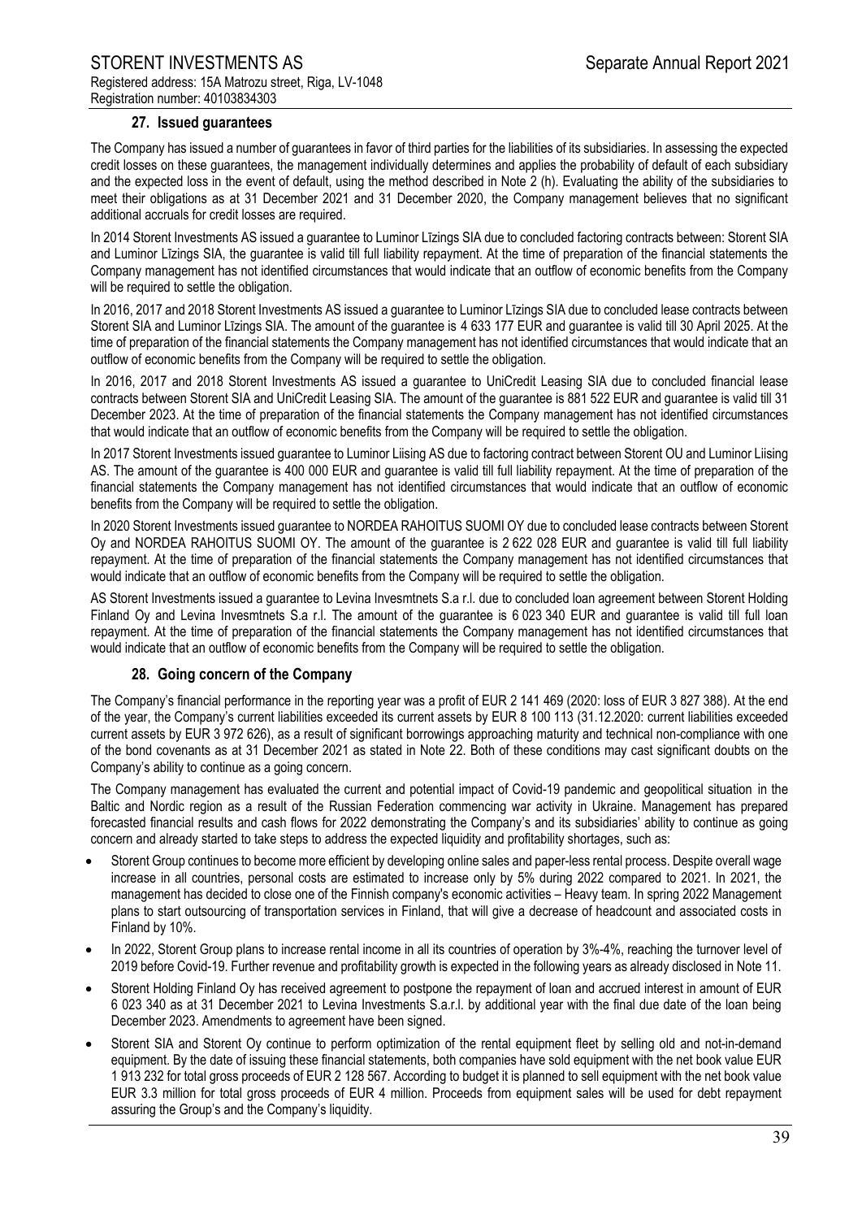## 27. Issued guarantees

The Company has issued a number of guarantees in favor of third parties for the liabilities of its subsidiaries. In assessing the expected credit losses on these guarantees, the management individually determines and applies the probability of default of each subsidiary and the expected loss in the event of default, using the method described in Note 2 (h). Evaluating the ability of the subsidiaries to meet their obligations as at 31 December 2021 and 31 December 2020, the Company management believes that no significant additional accruals for credit losses are required.

In 2014 Storent Investments AS issued a guarantee to Luminor Līzings SIA due to concluded factoring contracts between: Storent SIA and Luminor Līzings SIA, the guarantee is valid till full liability repayment. At the time of preparation of the financial statements the Company management has not identified circumstances that would indicate that an outflow of economic benefits from the Company will be required to settle the obligation.

In 2016, 2017 and 2018 Storent Investments AS issued a guarantee to Luminor Līzings SIA due to concluded lease contracts between Storent SIA and Luminor Līzings SIA. The amount of the guarantee is 4 633 177 EUR and guarantee is valid till 30 April 2025. At the time of preparation of the financial statements the Company management has not identified circumstances that would indicate that an outflow of economic benefits from the Company will be required to settle the obligation.

In 2016, 2017 and 2018 Storent Investments AS issued a guarantee to UniCredit Leasing SIA due to concluded financial lease contracts between Storent SIA and UniCredit Leasing SIA. The amount of the guarantee is 881 522 EUR and guarantee is valid till 31 December 2023. At the time of preparation of the financial statements the Company management has not identified circumstances that would indicate that an outflow of economic benefits from the Company will be required to settle the obligation.

In 2017 Storent Investments issued guarantee to Luminor Liising AS due to factoring contract between Storent OU and Luminor Liising AS. The amount of the guarantee is 400 000 EUR and guarantee is valid till full liability repayment. At the time of preparation of the financial statements the Company management has not identified circumstances that would indicate that an outflow of economic benefits from the Company will be required to settle the obligation.

In 2020 Storent Investments issued guarantee to NORDEA RAHOITUS SUOMI OY due to concluded lease contracts between Storent Oy and NORDEA RAHOITUS SUOMI OY. The amount of the guarantee is 2 622 028 EUR and guarantee is valid till full liability repayment. At the time of preparation of the financial statements the Company management has not identified circumstances that would indicate that an outflow of economic benefits from the Company will be required to settle the obligation.

AS Storent Investments issued a guarantee to Levina Invesmtnets S.a r.l. due to concluded loan agreement between Storent Holding Finland Oy and Levina Invesmtnets S.a r.l. The amount of the guarantee is 6 023 340 EUR and guarantee is valid till full loan repayment. At the time of preparation of the financial statements the Company management has not identified circumstances that would indicate that an outflow of economic benefits from the Company will be required to settle the obligation.

## 28. Going concern of the Company

The Company's financial performance in the reporting year was a profit of EUR 2 141 469 (2020: loss of EUR 3 827 388). At the end of the year, the Company's current liabilities exceeded its current assets by EUR 8 100 113 (31.12.2020: current liabilities exceeded current assets by EUR 3 972 626), as a result of significant borrowings approaching maturity and technical non-compliance with one of the bond covenants as at 31 December 2021 as stated in Note 22. Both of these conditions may cast significant doubts on the Company's ability to continue as a going concern.

The Company management has evaluated the current and potential impact of Covid-19 pandemic and geopolitical situation in the Baltic and Nordic region as a result of the Russian Federation commencing war activity in Ukraine. Management has prepared forecasted financial results and cash flows for 2022 demonstrating the Company's and its subsidiaries' ability to continue as going concern and already started to take steps to address the expected liquidity and profitability shortages, such as:

- Storent Group continues to become more efficient by developing online sales and paper-less rental process. Despite overall wage increase in all countries, personal costs are estimated to increase only by 5% during 2022 compared to 2021. In 2021, the management has decided to close one of the Finnish company's economic activities – Heavy team. In spring 2022 Management plans to start outsourcing of transportation services in Finland, that will give a decrease of headcount and associated costs in Finland by 10%.
- In 2022, Storent Group plans to increase rental income in all its countries of operation by 3%-4%, reaching the turnover level of 2019 before Covid-19. Further revenue and profitability growth is expected in the following years as already disclosed in Note 11.
- Storent Holding Finland Oy has received agreement to postpone the repayment of loan and accrued interest in amount of EUR 6 023 340 as at 31 December 2021 to Levina Investments S.a.r.l. by additional year with the final due date of the loan being December 2023. Amendments to agreement have been signed.
- Storent SIA and Storent Oy continue to perform optimization of the rental equipment fleet by selling old and not-in-demand equipment. By the date of issuing these financial statements, both companies have sold equipment with the net book value EUR 1 913 232 for total gross proceeds of EUR 2 128 567. According to budget it is planned to sell equipment with the net book value EUR 3.3 million for total gross proceeds of EUR 4 million. Proceeds from equipment sales will be used for debt repayment assuring the Group's and the Company's liquidity.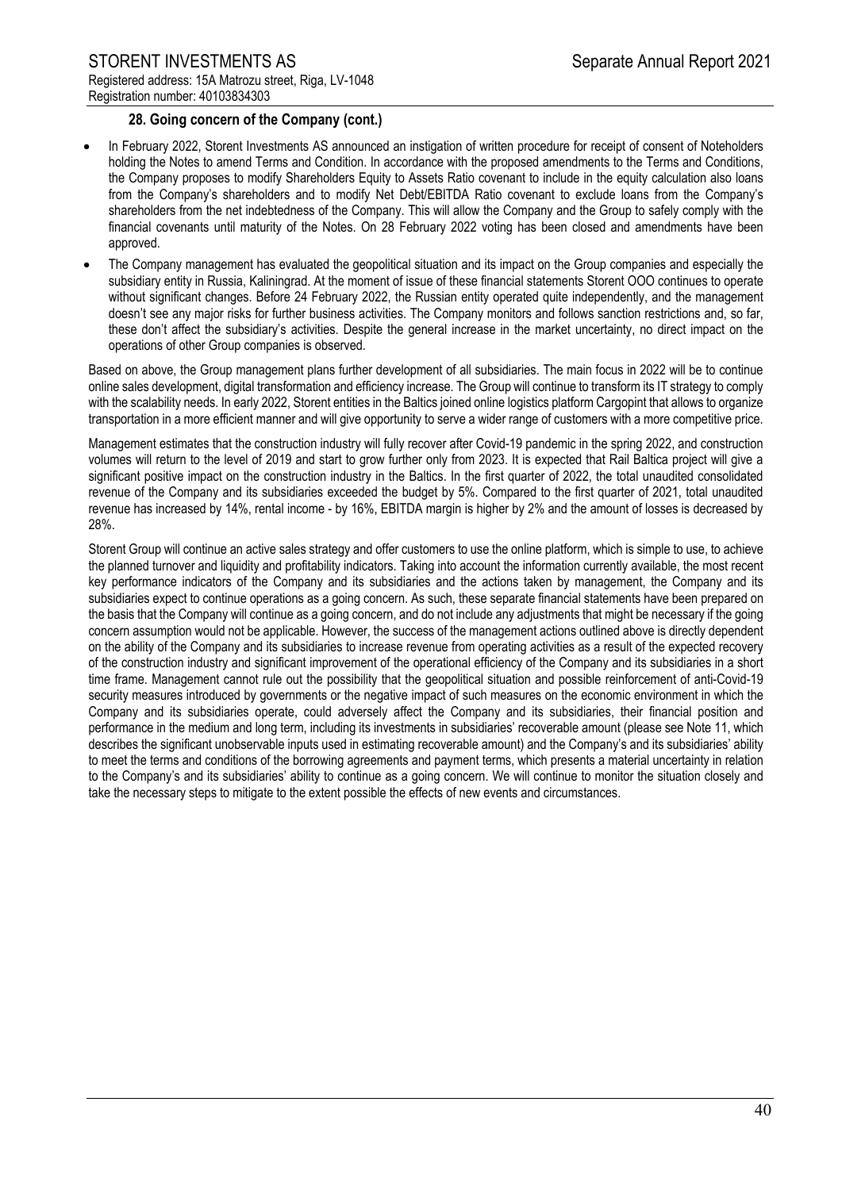### 28. Going concern of the Company (cont.)

- In February 2022, Storent Investments AS announced an instigation of written procedure for receipt of consent of Noteholders holding the Notes to amend Terms and Condition. In accordance with the proposed amendments to the Terms and Conditions, the Company proposes to modify Shareholders Equity to Assets Ratio covenant to include in the equity calculation also loans from the Company's shareholders and to modify Net Debt/EBITDA Ratio covenant to exclude loans from the Company's shareholders from the net indebtedness of the Company. This will allow the Company and the Group to safely comply with the financial covenants until maturity of the Notes. On 28 February 2022 voting has been closed and amendments have been approved.
- The Company management has evaluated the geopolitical situation and its impact on the Group companies and especially the subsidiary entity in Russia, Kaliningrad. At the moment of issue of these financial statements Storent OOO continues to operate without significant changes. Before 24 February 2022, the Russian entity operated quite independently, and the management doesn't see any major risks for further business activities. The Company monitors and follows sanction restrictions and, so far, these don't affect the subsidiary's activities. Despite the general increase in the market uncertainty, no direct impact on the operations of other Group companies is observed.

Based on above, the Group management plans further development of all subsidiaries. The main focus in 2022 will be to continue online sales development, digital transformation and efficiency increase. The Group will continue to transform its IT strategy to comply with the scalability needs. In early 2022, Storent entities in the Baltics joined online logistics platform Cargopint that allows to organize transportation in a more efficient manner and will give opportunity to serve a wider range of customers with a more competitive price.

Management estimates that the construction industry will fully recover after Covid-19 pandemic in the spring 2022, and construction volumes will return to the level of 2019 and start to grow further only from 2023. It is expected that Rail Baltica project will give a significant positive impact on the construction industry in the Baltics. In the first quarter of 2022, the total unaudited consolidated revenue of the Company and its subsidiaries exceeded the budget by 5%. Compared to the first quarter of 2021, total unaudited revenue has increased by 14%, rental income - by 16%, EBITDA margin is higher by 2% and the amount of losses is decreased by 28%.

Storent Group will continue an active sales strategy and offer customers to use the online platform, which is simple to use, to achieve the planned turnover and liquidity and profitability indicators. Taking into account the information currently available, the most recent key performance indicators of the Company and its subsidiaries and the actions taken by management, the Company and its subsidiaries expect to continue operations as a going concern. As such, these separate financial statements have been prepared on the basis that the Company will continue as a going concern, and do not include any adjustments that might be necessary if the going concern assumption would not be applicable. However, the success of the management actions outlined above is directly dependent on the ability of the Company and its subsidiaries to increase revenue from operating activities as a result of the expected recovery of the construction industry and significant improvement of the operational efficiency of the Company and its subsidiaries in a short time frame. Management cannot rule out the possibility that the geopolitical situation and possible reinforcement of anti-Covid-19 security measures introduced by governments or the negative impact of such measures on the economic environment in which the Company and its subsidiaries operate, could adversely affect the Company and its subsidiaries, their financial position and performance in the medium and long term, including its investments in subsidiaries' recoverable amount (please see Note 11, which describes the significant unobservable inputs used in estimating recoverable amount) and the Company's and its subsidiaries' ability to meet the terms and conditions of the borrowing agreements and payment terms, which presents a material uncertainty in relation to the Company's and its subsidiaries' ability to continue as a going concern. We will continue to monitor the situation closely and take the necessary steps to mitigate to the extent possible the effects of new events and circumstances.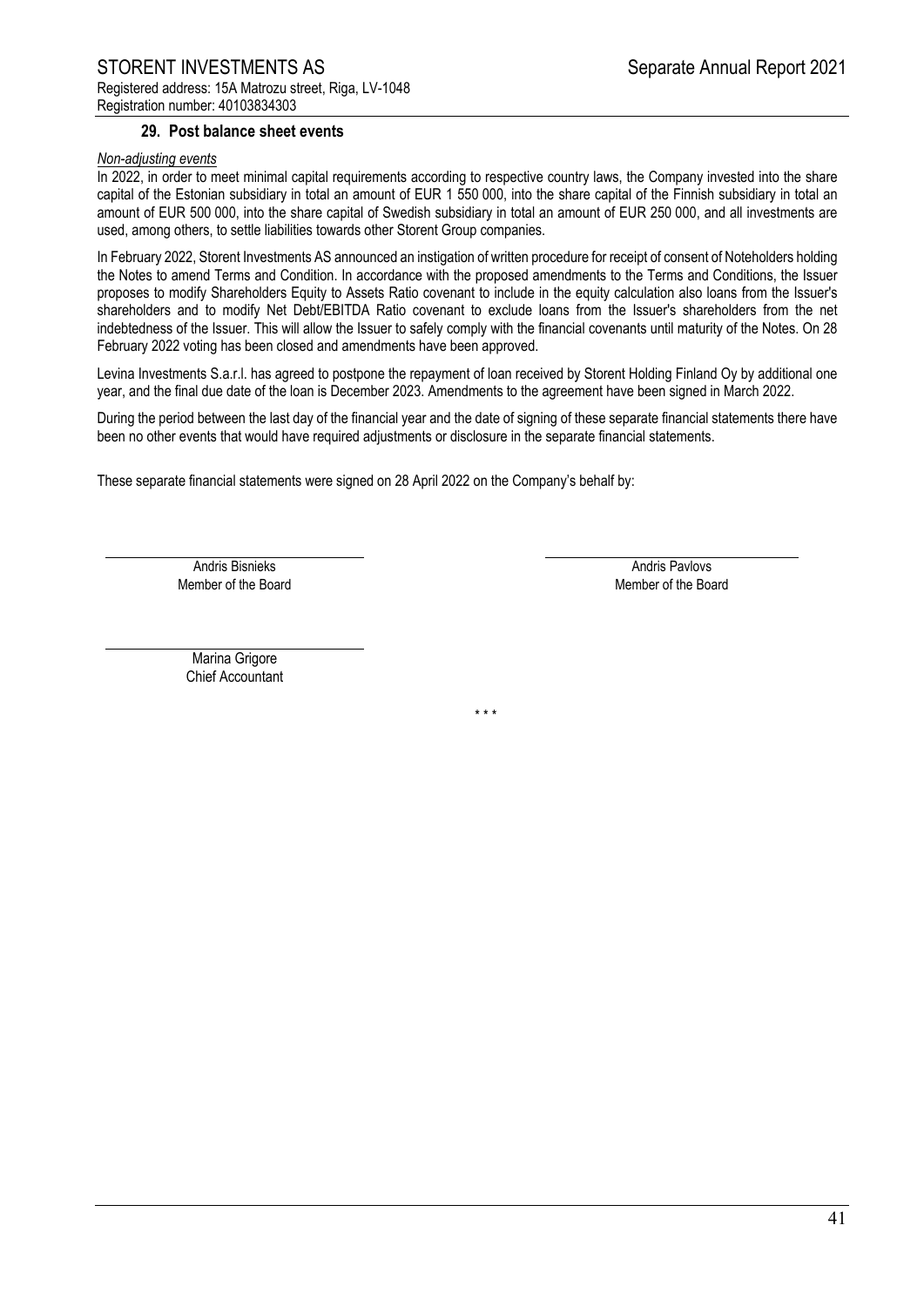## 29. Post balance sheet events

*Non-adjusting events*

In 2022, in order to meet minimal capital requirements according to respective country laws, the Company invested into the share capital of the Estonian subsidiary in total an amount of EUR 1 550 000, into the share capital of the Finnish subsidiary in total an amount of EUR 500 000, into the share capital of Swedish subsidiary in total an amount of EUR 250 000, and all investments are used, among others, to settle liabilities towards other Storent Group companies.

In February 2022, Storent Investments AS announced an instigation of written procedure for receipt of consent of Noteholders holding the Notes to amend Terms and Condition. In accordance with the proposed amendments to the Terms and Conditions, the Issuer proposes to modify Shareholders Equity to Assets Ratio covenant to include in the equity calculation also loans from the Issuer's shareholders and to modify Net Debt/EBITDA Ratio covenant to exclude loans from the Issuer's shareholders from the net indebtedness of the Issuer. This will allow the Issuer to safely comply with the financial covenants until maturity of the Notes. On 28 February 2022 voting has been closed and amendments have been approved.

Levina Investments S.a.r.l. has agreed to postpone the repayment of loan received by Storent Holding Finland Oy by additional one year, and the final due date of the loan is December 2023. Amendments to the agreement have been signed in March 2022.

During the period between the last day of the financial year and the date of signing of these separate financial statements there have been no other events that would have required adjustments or disclosure in the separate financial statements.

These separate financial statements were signed on 28 April 2022 on the Company's behalf by:

Andris Bisnieks
Member of the Board

Andris Pavlovs
Member of the Board

Marina Grigore
Chief Accountant

\* \* \*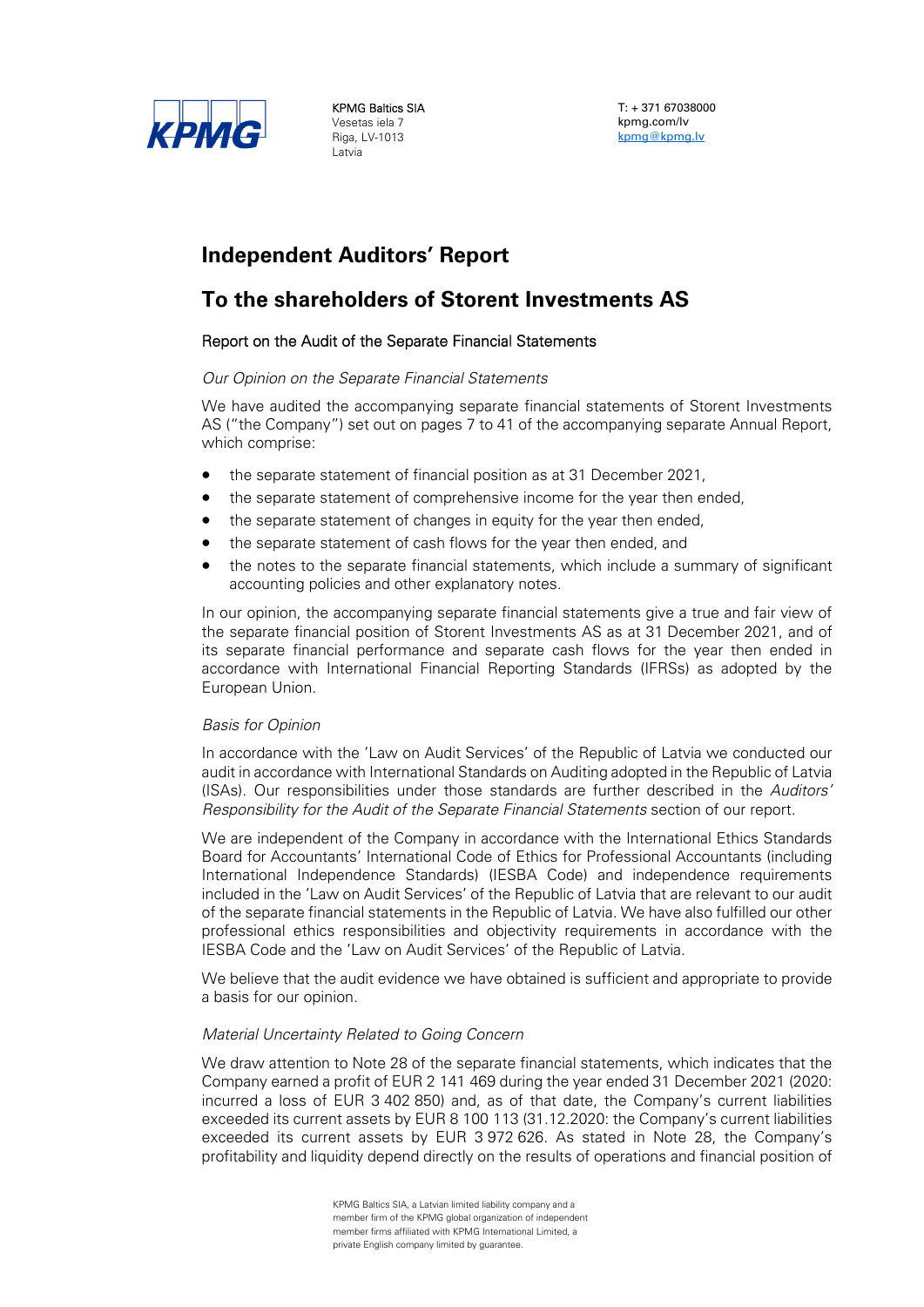KPMG Baltics SIA
Vesetas iela 7
Riga, LV-1013
Latvia

T: + 371 67038000
kpmg.com/lv
kpmg@kpmg.lv

# Independent Auditors' Report

# To the shareholders of Storent Investments AS

## Report on the Audit of the Separate Financial Statements

### *Our Opinion on the Separate Financial Statements*

We have audited the accompanying separate financial statements of Storent Investments AS ("the Company") set out on pages 7 to 41 of the accompanying separate Annual Report, which comprise:

- the separate statement of financial position as at 31 December 2021,
- the separate statement of comprehensive income for the year then ended,
- the separate statement of changes in equity for the year then ended,
- the separate statement of cash flows for the year then ended, and
- the notes to the separate financial statements, which include a summary of significant accounting policies and other explanatory notes.

In our opinion, the accompanying separate financial statements give a true and fair view of the separate financial position of Storent Investments AS as at 31 December 2021, and of its separate financial performance and separate cash flows for the year then ended in accordance with International Financial Reporting Standards (IFRSs) as adopted by the European Union.

### *Basis for Opinion*

In accordance with the 'Law on Audit Services' of the Republic of Latvia we conducted our audit in accordance with International Standards on Auditing adopted in the Republic of Latvia (ISAs). Our responsibilities under those standards are further described in the *Auditors' Responsibility for the Audit of the Separate Financial Statements* section of our report.

We are independent of the Company in accordance with the International Ethics Standards Board for Accountants' International Code of Ethics for Professional Accountants (including International Independence Standards) (IESBA Code) and independence requirements included in the 'Law on Audit Services' of the Republic of Latvia that are relevant to our audit of the separate financial statements in the Republic of Latvia. We have also fulfilled our other professional ethics responsibilities and objectivity requirements in accordance with the IESBA Code and the 'Law on Audit Services' of the Republic of Latvia.

We believe that the audit evidence we have obtained is sufficient and appropriate to provide a basis for our opinion.

### *Material Uncertainty Related to Going Concern*

We draw attention to Note 28 of the separate financial statements, which indicates that the Company earned a profit of EUR 2 141 469 during the year ended 31 December 2021 (2020: incurred a loss of EUR 3 402 850) and, as of that date, the Company's current liabilities exceeded its current assets by EUR 8 100 113 (31.12.2020: the Company's current liabilities exceeded its current assets by EUR 3 972 626. As stated in Note 28, the Company's profitability and liquidity depend directly on the results of operations and financial position of

KPMG Baltics SIA, a Latvian limited liability company and a member firm of the KPMG global organization of independent member firms affiliated with KPMG International Limited, a private English company limited by guarantee.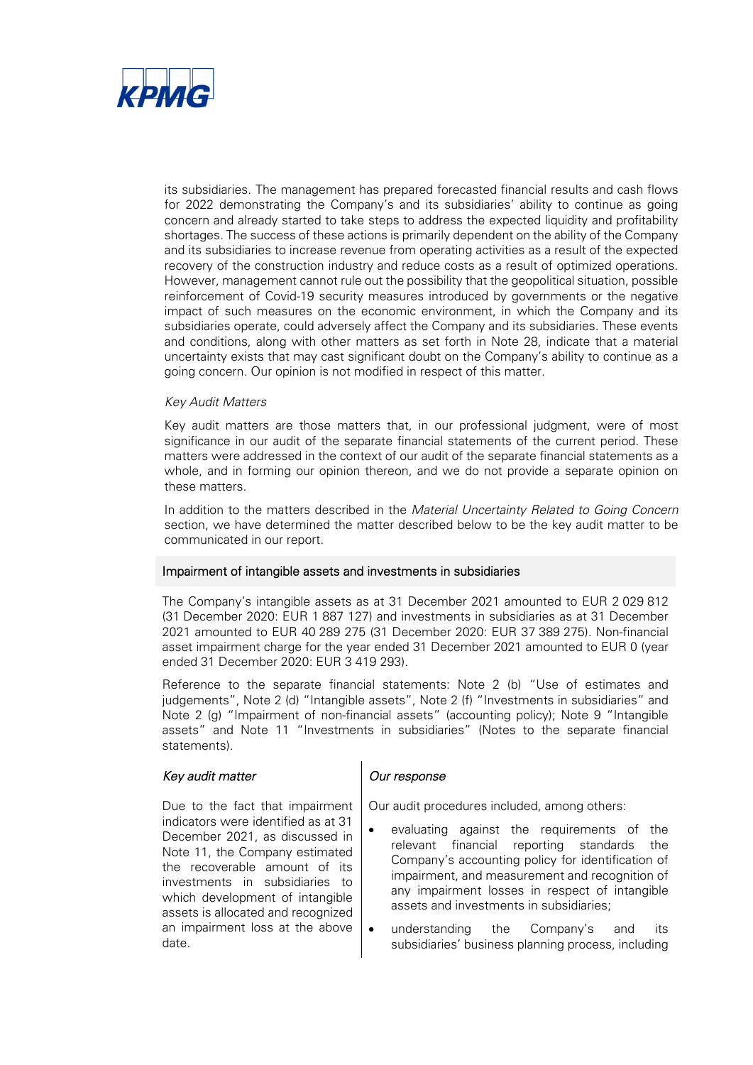its subsidiaries. The management has prepared forecasted financial results and cash flows for 2022 demonstrating the Company's and its subsidiaries' ability to continue as going concern and already started to take steps to address the expected liquidity and profitability shortages. The success of these actions is primarily dependent on the ability of the Company and its subsidiaries to increase revenue from operating activities as a result of the expected recovery of the construction industry and reduce costs as a result of optimized operations. However, management cannot rule out the possibility that the geopolitical situation, possible reinforcement of Covid-19 security measures introduced by governments or the negative impact of such measures on the economic environment, in which the Company and its subsidiaries operate, could adversely affect the Company and its subsidiaries. These events and conditions, along with other matters as set forth in Note 28, indicate that a material uncertainty exists that may cast significant doubt on the Company's ability to continue as a going concern. Our opinion is not modified in respect of this matter.

*Key Audit Matters*

Key audit matters are those matters that, in our professional judgment, were of most significance in our audit of the separate financial statements of the current period. These matters were addressed in the context of our audit of the separate financial statements as a whole, and in forming our opinion thereon, and we do not provide a separate opinion on these matters.

In addition to the matters described in the *Material Uncertainty Related to Going Concern* section, we have determined the matter described below to be the key audit matter to be communicated in our report.

### Impairment of intangible assets and investments in subsidiaries

The Company's intangible assets as at 31 December 2021 amounted to EUR 2 029 812 (31 December 2020: EUR 1 887 127) and investments in subsidiaries as at 31 December 2021 amounted to EUR 40 289 275 (31 December 2020: EUR 37 389 275). Non-financial asset impairment charge for the year ended 31 December 2021 amounted to EUR 0 (year ended 31 December 2020: EUR 3 419 293).

Reference to the separate financial statements: Note 2 (b) "Use of estimates and judgements", Note 2 (d) "Intangible assets", Note 2 (f) "Investments in subsidiaries" and Note 2 (g) "Impairment of non-financial assets" (accounting policy); Note 9 "Intangible assets" and Note 11 "Investments in subsidiaries" (Notes to the separate financial statements).

| *Key audit matter* | *Our response* |
|---|---|
| Due to the fact that impairment indicators were identified as at 31 December 2021, as discussed in Note 11, the Company estimated the recoverable amount of its investments in subsidiaries to which development of intangible assets is allocated and recognized an impairment loss at the above date. | Our audit procedures included, among others:<br>• evaluating against the requirements of the relevant financial reporting standards the Company's accounting policy for identification of impairment, and measurement and recognition of any impairment losses in respect of intangible assets and investments in subsidiaries;<br>• understanding the Company's and its subsidiaries' business planning process, including |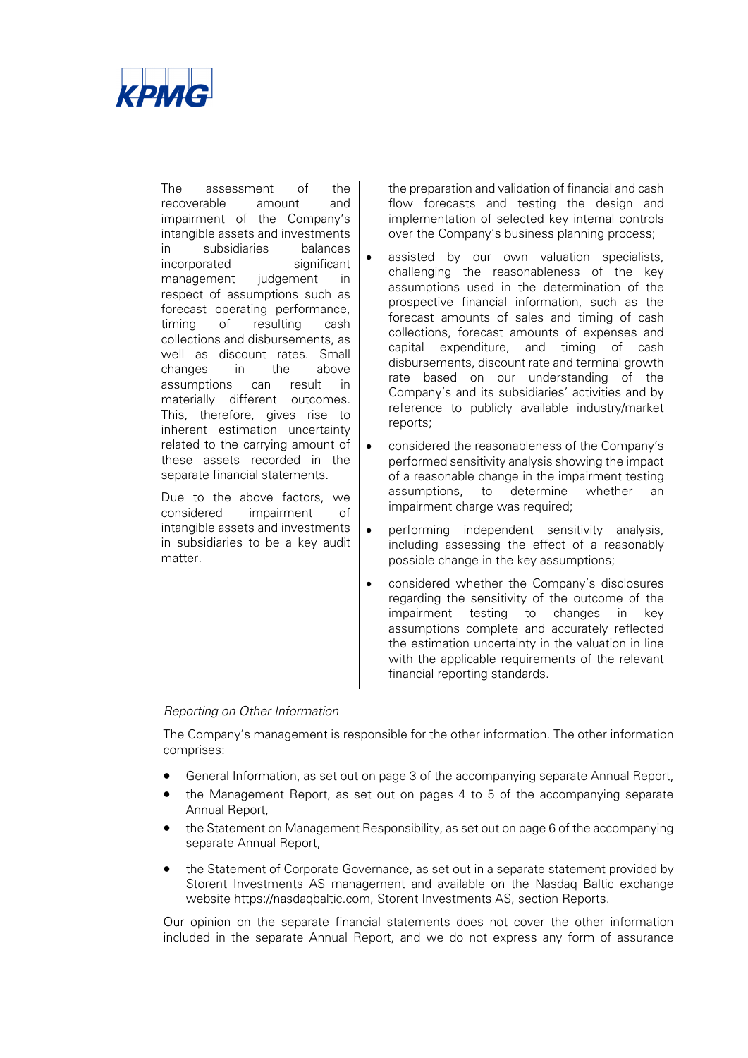| | |
|---|---|
| The assessment of the recoverable amount and impairment of the Company's intangible assets and investments in subsidiaries balances incorporated significant management judgement in respect of assumptions such as forecast operating performance, timing of resulting cash collections and disbursements, as well as discount rates. Small changes in the above assumptions can result in materially different outcomes. This, therefore, gives rise to inherent estimation uncertainty related to the carrying amount of these assets recorded in the separate financial statements.<br><br>Due to the above factors, we considered impairment of intangible assets and investments in subsidiaries to be a key audit matter. | the preparation and validation of financial and cash flow forecasts and testing the design and implementation of selected key internal controls over the Company's business planning process;<br><br>• assisted by our own valuation specialists, challenging the reasonableness of the key assumptions used in the determination of the prospective financial information, such as the forecast amounts of sales and timing of cash collections, forecast amounts of expenses and capital expenditure, and timing of cash disbursements, discount rate and terminal growth rate based on our understanding of the Company's and its subsidiaries' activities and by reference to publicly available industry/market reports;<br><br>• considered the reasonableness of the Company's performed sensitivity analysis showing the impact of a reasonable change in the impairment testing assumptions, to determine whether an impairment charge was required;<br><br>• performing independent sensitivity analysis, including assessing the effect of a reasonably possible change in the key assumptions;<br><br>• considered whether the Company's disclosures regarding the sensitivity of the outcome of the impairment testing to changes in key assumptions complete and accurately reflected the estimation uncertainty in the valuation in line with the applicable requirements of the relevant financial reporting standards. |

*Reporting on Other Information*

The Company's management is responsible for the other information. The other information comprises:

- General Information, as set out on page 3 of the accompanying separate Annual Report,
- the Management Report, as set out on pages 4 to 5 of the accompanying separate Annual Report,
- the Statement on Management Responsibility, as set out on page 6 of the accompanying separate Annual Report,
- the Statement of Corporate Governance, as set out in a separate statement provided by Storent Investments AS management and available on the Nasdaq Baltic exchange website https://nasdaqbaltic.com, Storent Investments AS, section Reports.

Our opinion on the separate financial statements does not cover the other information included in the separate Annual Report, and we do not express any form of assurance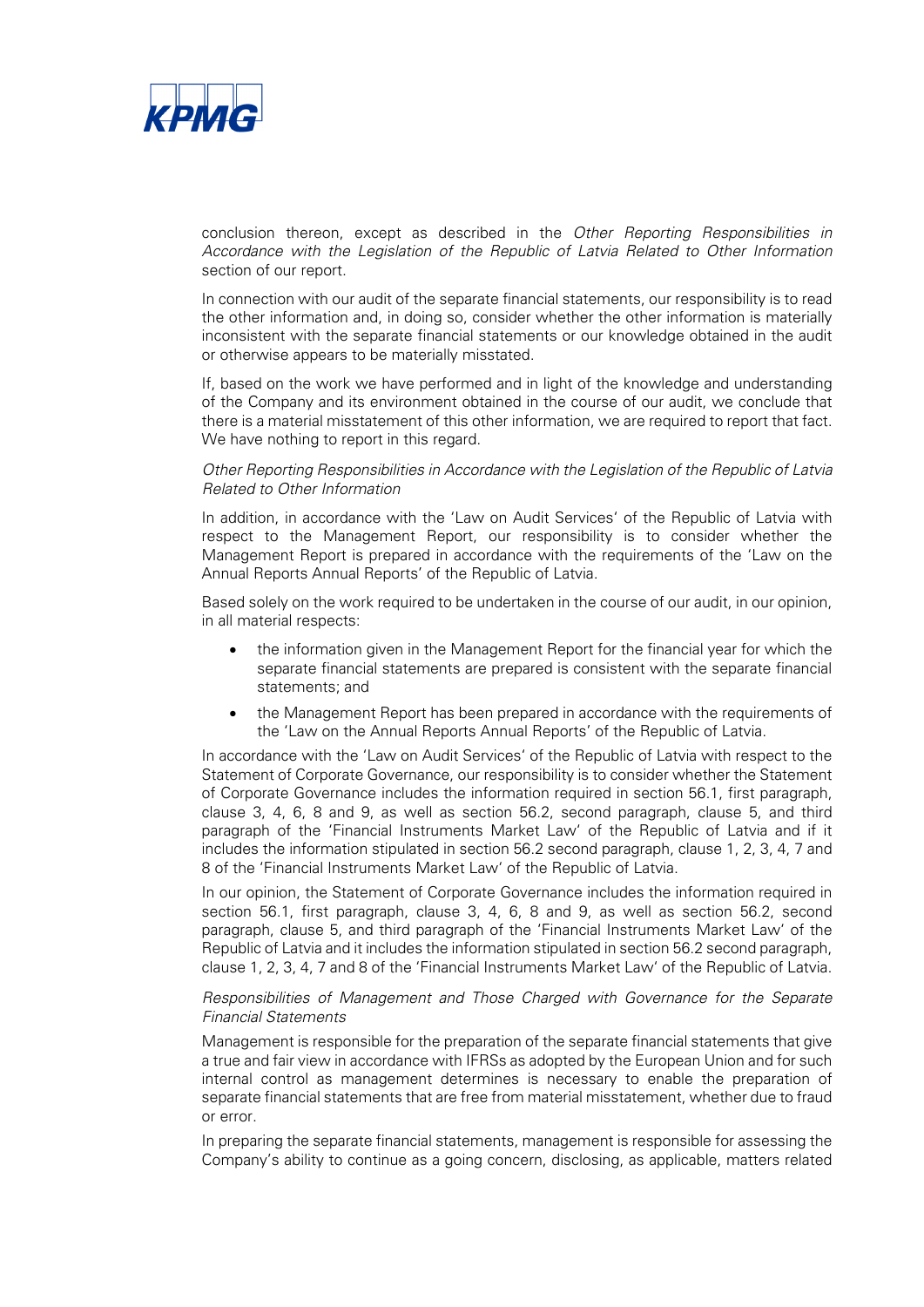conclusion thereon, except as described in the *Other Reporting Responsibilities in Accordance with the Legislation of the Republic of Latvia Related to Other Information* section of our report.

In connection with our audit of the separate financial statements, our responsibility is to read the other information and, in doing so, consider whether the other information is materially inconsistent with the separate financial statements or our knowledge obtained in the audit or otherwise appears to be materially misstated.

If, based on the work we have performed and in light of the knowledge and understanding of the Company and its environment obtained in the course of our audit, we conclude that there is a material misstatement of this other information, we are required to report that fact. We have nothing to report in this regard.

*Other Reporting Responsibilities in Accordance with the Legislation of the Republic of Latvia Related to Other Information*

In addition, in accordance with the 'Law on Audit Services' of the Republic of Latvia with respect to the Management Report, our responsibility is to consider whether the Management Report is prepared in accordance with the requirements of the 'Law on the Annual Reports Annual Reports' of the Republic of Latvia.

Based solely on the work required to be undertaken in the course of our audit, in our opinion, in all material respects:

- the information given in the Management Report for the financial year for which the separate financial statements are prepared is consistent with the separate financial statements; and
- the Management Report has been prepared in accordance with the requirements of the 'Law on the Annual Reports Annual Reports' of the Republic of Latvia.

In accordance with the 'Law on Audit Services' of the Republic of Latvia with respect to the Statement of Corporate Governance, our responsibility is to consider whether the Statement of Corporate Governance includes the information required in section 56.1, first paragraph, clause 3, 4, 6, 8 and 9, as well as section 56.2, second paragraph, clause 5, and third paragraph of the 'Financial Instruments Market Law' of the Republic of Latvia and if it includes the information stipulated in section 56.2 second paragraph, clause 1, 2, 3, 4, 7 and 8 of the 'Financial Instruments Market Law' of the Republic of Latvia.

In our opinion, the Statement of Corporate Governance includes the information required in section 56.1, first paragraph, clause 3, 4, 6, 8 and 9, as well as section 56.2, second paragraph, clause 5, and third paragraph of the 'Financial Instruments Market Law' of the Republic of Latvia and it includes the information stipulated in section 56.2 second paragraph, clause 1, 2, 3, 4, 7 and 8 of the 'Financial Instruments Market Law' of the Republic of Latvia.

*Responsibilities of Management and Those Charged with Governance for the Separate Financial Statements*

Management is responsible for the preparation of the separate financial statements that give a true and fair view in accordance with IFRSs as adopted by the European Union and for such internal control as management determines is necessary to enable the preparation of separate financial statements that are free from material misstatement, whether due to fraud or error.

In preparing the separate financial statements, management is responsible for assessing the Company's ability to continue as a going concern, disclosing, as applicable, matters related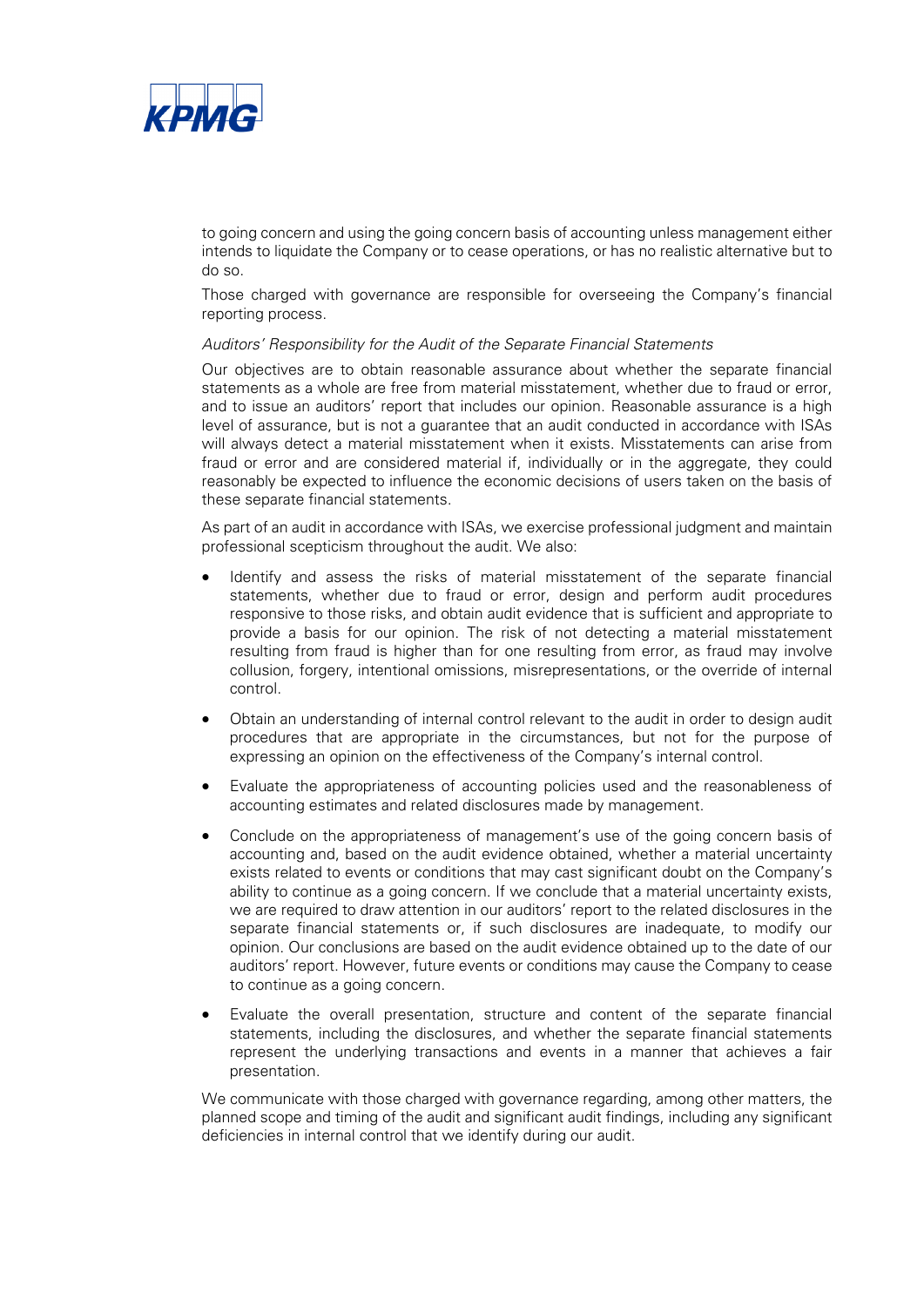to going concern and using the going concern basis of accounting unless management either intends to liquidate the Company or to cease operations, or has no realistic alternative but to do so.

Those charged with governance are responsible for overseeing the Company's financial reporting process.

*Auditors' Responsibility for the Audit of the Separate Financial Statements*

Our objectives are to obtain reasonable assurance about whether the separate financial statements as a whole are free from material misstatement, whether due to fraud or error, and to issue an auditors' report that includes our opinion. Reasonable assurance is a high level of assurance, but is not a guarantee that an audit conducted in accordance with ISAs will always detect a material misstatement when it exists. Misstatements can arise from fraud or error and are considered material if, individually or in the aggregate, they could reasonably be expected to influence the economic decisions of users taken on the basis of these separate financial statements.

As part of an audit in accordance with ISAs, we exercise professional judgment and maintain professional scepticism throughout the audit. We also:

- Identify and assess the risks of material misstatement of the separate financial statements, whether due to fraud or error, design and perform audit procedures responsive to those risks, and obtain audit evidence that is sufficient and appropriate to provide a basis for our opinion. The risk of not detecting a material misstatement resulting from fraud is higher than for one resulting from error, as fraud may involve collusion, forgery, intentional omissions, misrepresentations, or the override of internal control.
- Obtain an understanding of internal control relevant to the audit in order to design audit procedures that are appropriate in the circumstances, but not for the purpose of expressing an opinion on the effectiveness of the Company's internal control.
- Evaluate the appropriateness of accounting policies used and the reasonableness of accounting estimates and related disclosures made by management.
- Conclude on the appropriateness of management's use of the going concern basis of accounting and, based on the audit evidence obtained, whether a material uncertainty exists related to events or conditions that may cast significant doubt on the Company's ability to continue as a going concern. If we conclude that a material uncertainty exists, we are required to draw attention in our auditors' report to the related disclosures in the separate financial statements or, if such disclosures are inadequate, to modify our opinion. Our conclusions are based on the audit evidence obtained up to the date of our auditors' report. However, future events or conditions may cause the Company to cease to continue as a going concern.
- Evaluate the overall presentation, structure and content of the separate financial statements, including the disclosures, and whether the separate financial statements represent the underlying transactions and events in a manner that achieves a fair presentation.

We communicate with those charged with governance regarding, among other matters, the planned scope and timing of the audit and significant audit findings, including any significant deficiencies in internal control that we identify during our audit.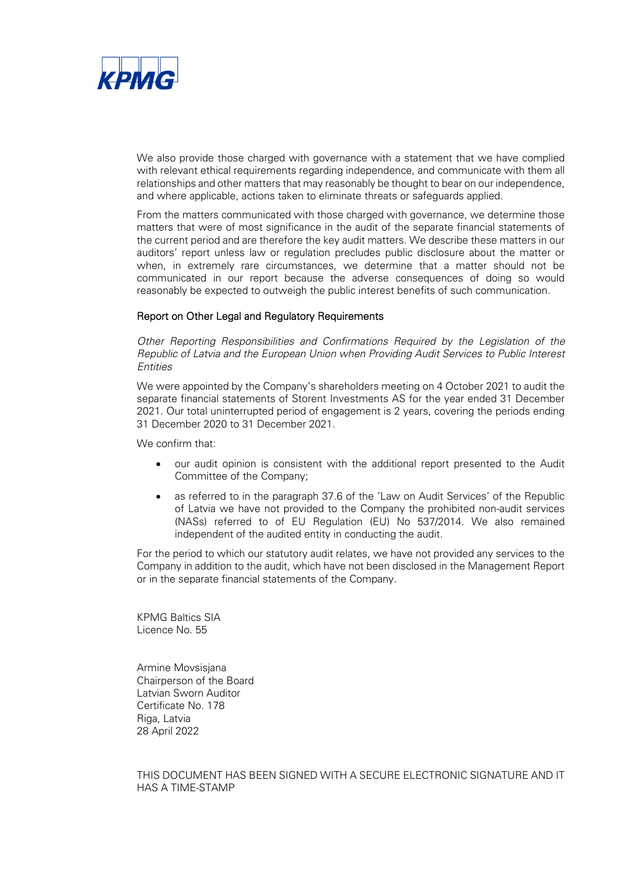We also provide those charged with governance with a statement that we have complied with relevant ethical requirements regarding independence, and communicate with them all relationships and other matters that may reasonably be thought to bear on our independence, and where applicable, actions taken to eliminate threats or safeguards applied.

From the matters communicated with those charged with governance, we determine those matters that were of most significance in the audit of the separate financial statements of the current period and are therefore the key audit matters. We describe these matters in our auditors' report unless law or regulation precludes public disclosure about the matter or when, in extremely rare circumstances, we determine that a matter should not be communicated in our report because the adverse consequences of doing so would reasonably be expected to outweigh the public interest benefits of such communication.

## Report on Other Legal and Regulatory Requirements

*Other Reporting Responsibilities and Confirmations Required by the Legislation of the Republic of Latvia and the European Union when Providing Audit Services to Public Interest Entities*

We were appointed by the Company's shareholders meeting on 4 October 2021 to audit the separate financial statements of Storent Investments AS for the year ended 31 December 2021. Our total uninterrupted period of engagement is 2 years, covering the periods ending 31 December 2020 to 31 December 2021.

We confirm that:

- our audit opinion is consistent with the additional report presented to the Audit Committee of the Company;
- as referred to in the paragraph 37.6 of the 'Law on Audit Services' of the Republic of Latvia we have not provided to the Company the prohibited non-audit services (NASs) referred to of EU Regulation (EU) No 537/2014. We also remained independent of the audited entity in conducting the audit.

For the period to which our statutory audit relates, we have not provided any services to the Company in addition to the audit, which have not been disclosed in the Management Report or in the separate financial statements of the Company.

KPMG Baltics SIA
Licence No. 55

Armine Movsisjana
Chairperson of the Board
Latvian Sworn Auditor
Certificate No. 178
Riga, Latvia
28 April 2022

THIS DOCUMENT HAS BEEN SIGNED WITH A SECURE ELECTRONIC SIGNATURE AND IT HAS A TIME-STAMP